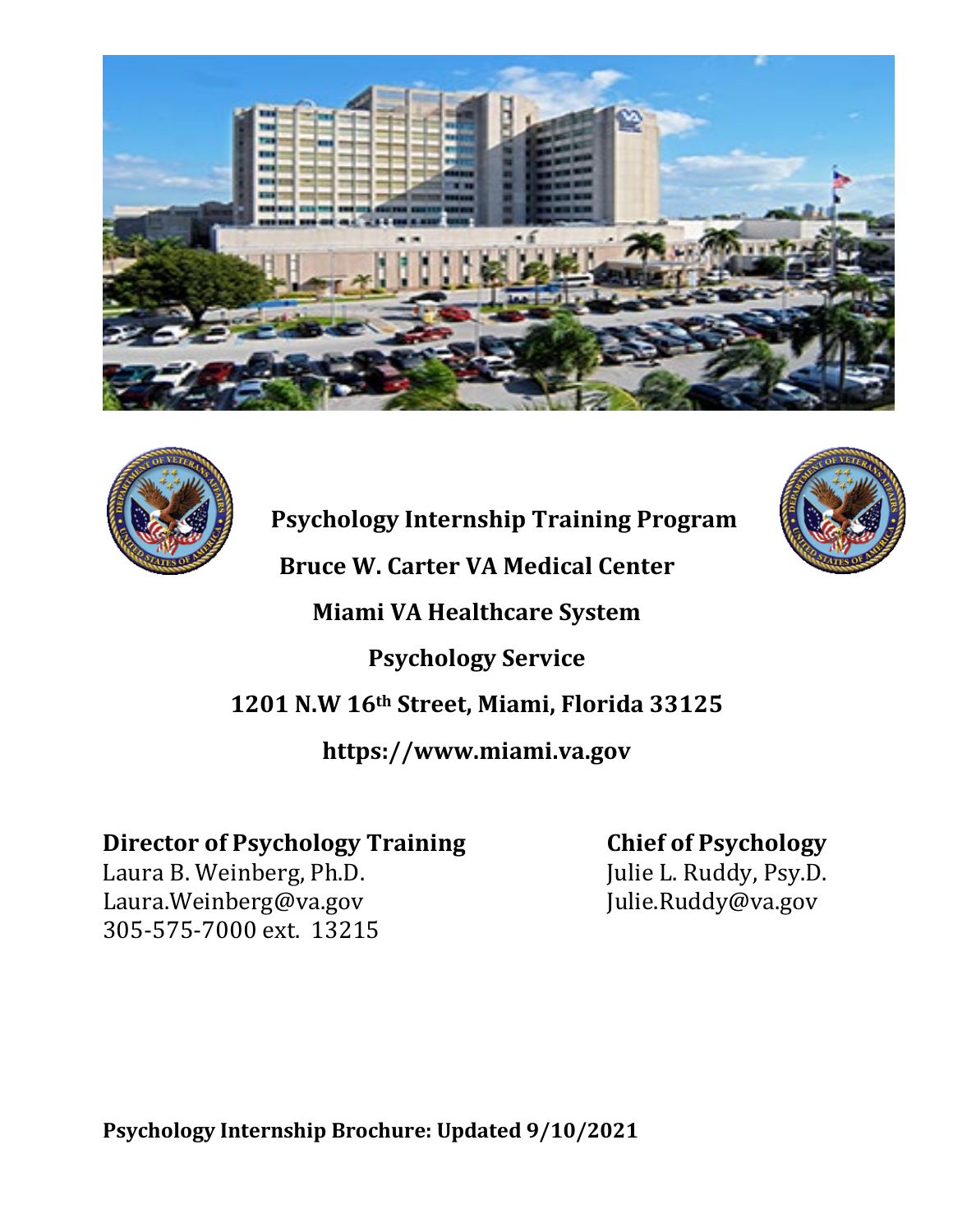# Psychology Internship Training Program

## Bruce W. Carter VA Medical Center

## Miami VA Healthcare System

## Psychology Service

**1201 N.W 16th Street, Miami, Florida 33125**

**https://www.miami.va.gov**

**Director of Psychology Training**
Laura B. Weinberg, Ph.D.
Laura.Weinberg@va.gov
305-575-7000 ext. 13215

**Chief of Psychology**
Julie L. Ruddy, Psy.D.
Julie.Ruddy@va.gov

**Psychology Internship Brochure: Updated 9/10/2021**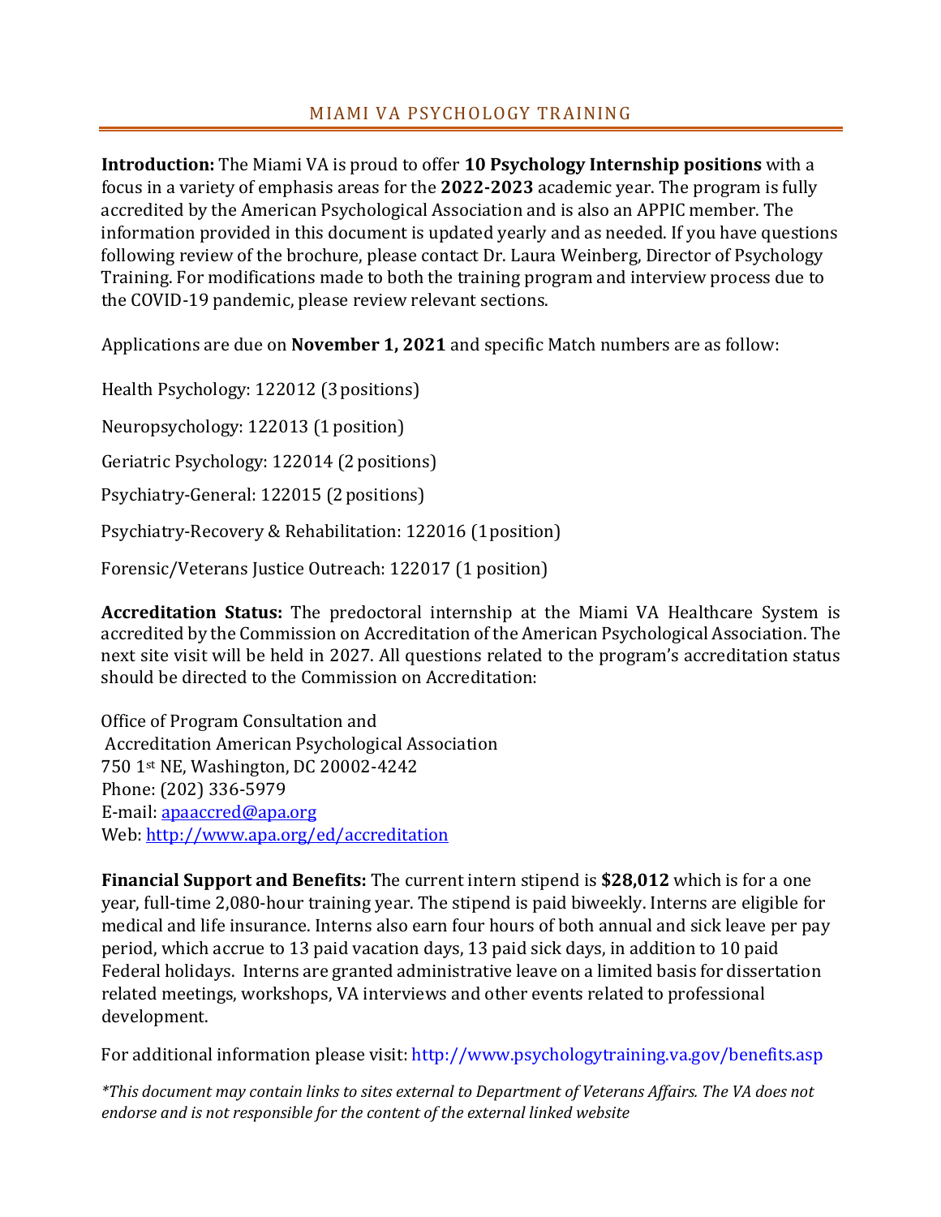## MIAMI VA PSYCHOLOGY TRAINING

**Introduction:** The Miami VA is proud to offer **10 Psychology Internship positions** with a focus in a variety of emphasis areas for the **2022-2023** academic year. The program is fully accredited by the American Psychological Association and is also an APPIC member. The information provided in this document is updated yearly and as needed. If you have questions following review of the brochure, please contact Dr. Laura Weinberg, Director of Psychology Training. For modifications made to both the training program and interview process due to the COVID-19 pandemic, please review relevant sections.

Applications are due on **November 1, 2021** and specific Match numbers are as follow:

Health Psychology: 122012 (3 positions)

Neuropsychology: 122013 (1 position)

Geriatric Psychology: 122014 (2 positions)

Psychiatry-General: 122015 (2 positions)

Psychiatry-Recovery & Rehabilitation: 122016 (1 position)

Forensic/Veterans Justice Outreach: 122017 (1 position)

**Accreditation Status:** The predoctoral internship at the Miami VA Healthcare System is accredited by the Commission on Accreditation of the American Psychological Association. The next site visit will be held in 2027. All questions related to the program's accreditation status should be directed to the Commission on Accreditation:

Office of Program Consultation and
Accreditation American Psychological Association
750 1st NE, Washington, DC 20002-4242
Phone: (202) 336-5979
E-mail: apaaccred@apa.org
Web: http://www.apa.org/ed/accreditation

**Financial Support and Benefits:** The current intern stipend is **$28,012** which is for a one year, full-time 2,080-hour training year. The stipend is paid biweekly. Interns are eligible for medical and life insurance. Interns also earn four hours of both annual and sick leave per pay period, which accrue to 13 paid vacation days, 13 paid sick days, in addition to 10 paid Federal holidays. Interns are granted administrative leave on a limited basis for dissertation related meetings, workshops, VA interviews and other events related to professional development.

For additional information please visit: http://www.psychologytraining.va.gov/benefits.asp

*\*This document may contain links to sites external to Department of Veterans Affairs. The VA does not endorse and is not responsible for the content of the external linked website*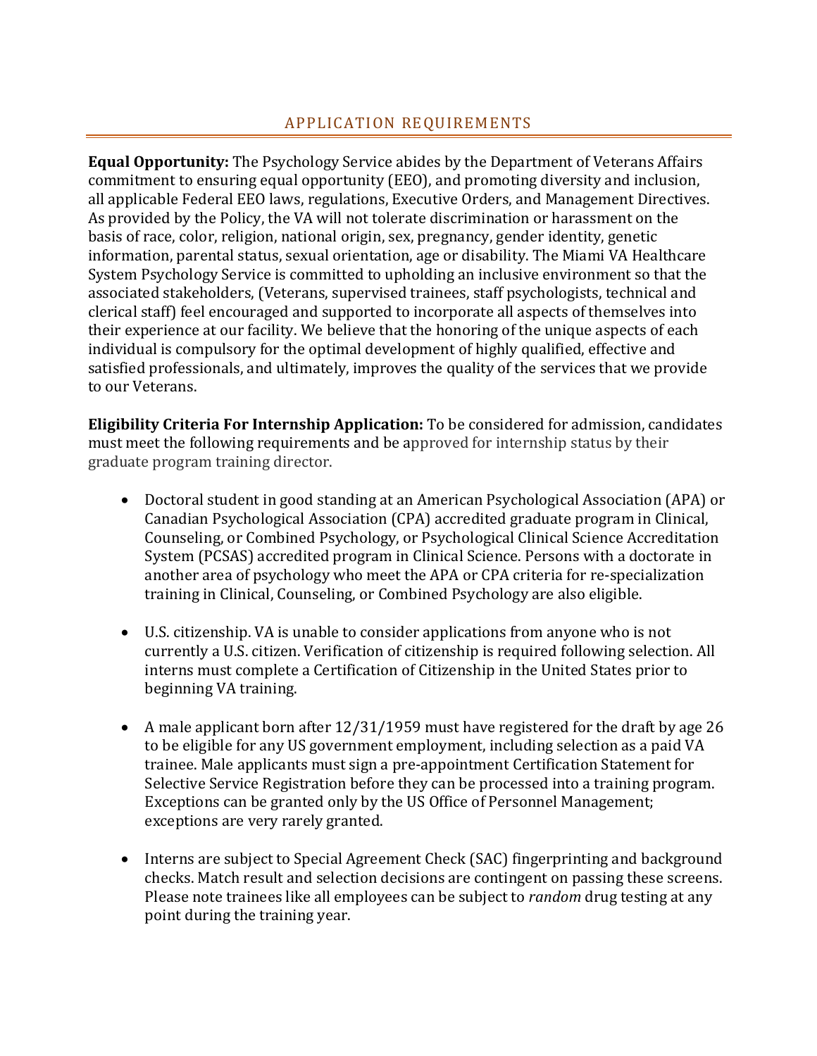## APPLICATION REQUIREMENTS

**Equal Opportunity:** The Psychology Service abides by the Department of Veterans Affairs commitment to ensuring equal opportunity (EEO), and promoting diversity and inclusion, all applicable Federal EEO laws, regulations, Executive Orders, and Management Directives. As provided by the Policy, the VA will not tolerate discrimination or harassment on the basis of race, color, religion, national origin, sex, pregnancy, gender identity, genetic information, parental status, sexual orientation, age or disability. The Miami VA Healthcare System Psychology Service is committed to upholding an inclusive environment so that the associated stakeholders, (Veterans, supervised trainees, staff psychologists, technical and clerical staff) feel encouraged and supported to incorporate all aspects of themselves into their experience at our facility. We believe that the honoring of the unique aspects of each individual is compulsory for the optimal development of highly qualified, effective and satisfied professionals, and ultimately, improves the quality of the services that we provide to our Veterans.

**Eligibility Criteria For Internship Application:** To be considered for admission, candidates must meet the following requirements and be approved for internship status by their graduate program training director.

- Doctoral student in good standing at an American Psychological Association (APA) or Canadian Psychological Association (CPA) accredited graduate program in Clinical, Counseling, or Combined Psychology, or Psychological Clinical Science Accreditation System (PCSAS) accredited program in Clinical Science. Persons with a doctorate in another area of psychology who meet the APA or CPA criteria for re-specialization training in Clinical, Counseling, or Combined Psychology are also eligible.

- U.S. citizenship. VA is unable to consider applications from anyone who is not currently a U.S. citizen. Verification of citizenship is required following selection. All interns must complete a Certification of Citizenship in the United States prior to beginning VA training.

- A male applicant born after 12/31/1959 must have registered for the draft by age 26 to be eligible for any US government employment, including selection as a paid VA trainee. Male applicants must sign a pre-appointment Certification Statement for Selective Service Registration before they can be processed into a training program. Exceptions can be granted only by the US Office of Personnel Management; exceptions are very rarely granted.

- Interns are subject to Special Agreement Check (SAC) fingerprinting and background checks. Match result and selection decisions are contingent on passing these screens. Please note trainees like all employees can be subject to *random* drug testing at any point during the training year.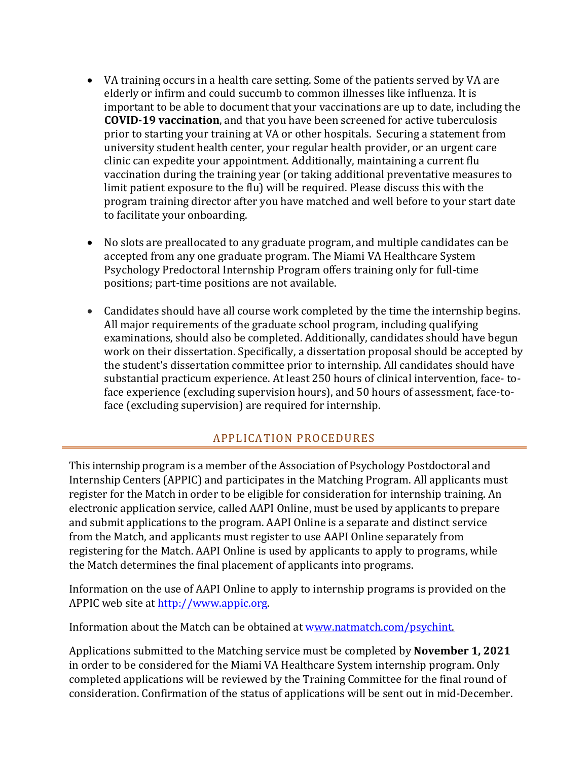- VA training occurs in a health care setting. Some of the patients served by VA are elderly or infirm and could succumb to common illnesses like influenza. It is important to be able to document that your vaccinations are up to date, including the **COVID-19 vaccination**, and that you have been screened for active tuberculosis prior to starting your training at VA or other hospitals. Securing a statement from university student health center, your regular health provider, or an urgent care clinic can expedite your appointment. Additionally, maintaining a current flu vaccination during the training year (or taking additional preventative measures to limit patient exposure to the flu) will be required. Please discuss this with the program training director after you have matched and well before to your start date to facilitate your onboarding.

- No slots are preallocated to any graduate program, and multiple candidates can be accepted from any one graduate program. The Miami VA Healthcare System Psychology Predoctoral Internship Program offers training only for full-time positions; part-time positions are not available.

- Candidates should have all course work completed by the time the internship begins. All major requirements of the graduate school program, including qualifying examinations, should also be completed. Additionally, candidates should have begun work on their dissertation. Specifically, a dissertation proposal should be accepted by the student's dissertation committee prior to internship. All candidates should have substantial practicum experience. At least 250 hours of clinical intervention, face- to-face experience (excluding supervision hours), and 50 hours of assessment, face-to-face (excluding supervision) are required for internship.

## APPLICATION PROCEDURES

This internship program is a member of the Association of Psychology Postdoctoral and Internship Centers (APPIC) and participates in the Matching Program. All applicants must register for the Match in order to be eligible for consideration for internship training. An electronic application service, called AAPI Online, must be used by applicants to prepare and submit applications to the program. AAPI Online is a separate and distinct service from the Match, and applicants must register to use AAPI Online separately from registering for the Match. AAPI Online is used by applicants to apply to programs, while the Match determines the final placement of applicants into programs.

Information on the use of AAPI Online to apply to internship programs is provided on the APPIC web site at [http://www.appic.org](http://www.appic.org).

Information about the Match can be obtained at [www.natmatch.com/psychint.](http://www.natmatch.com/psychint)

Applications submitted to the Matching service must be completed by **November 1, 2021** in order to be considered for the Miami VA Healthcare System internship program. Only completed applications will be reviewed by the Training Committee for the final round of consideration. Confirmation of the status of applications will be sent out in mid-December.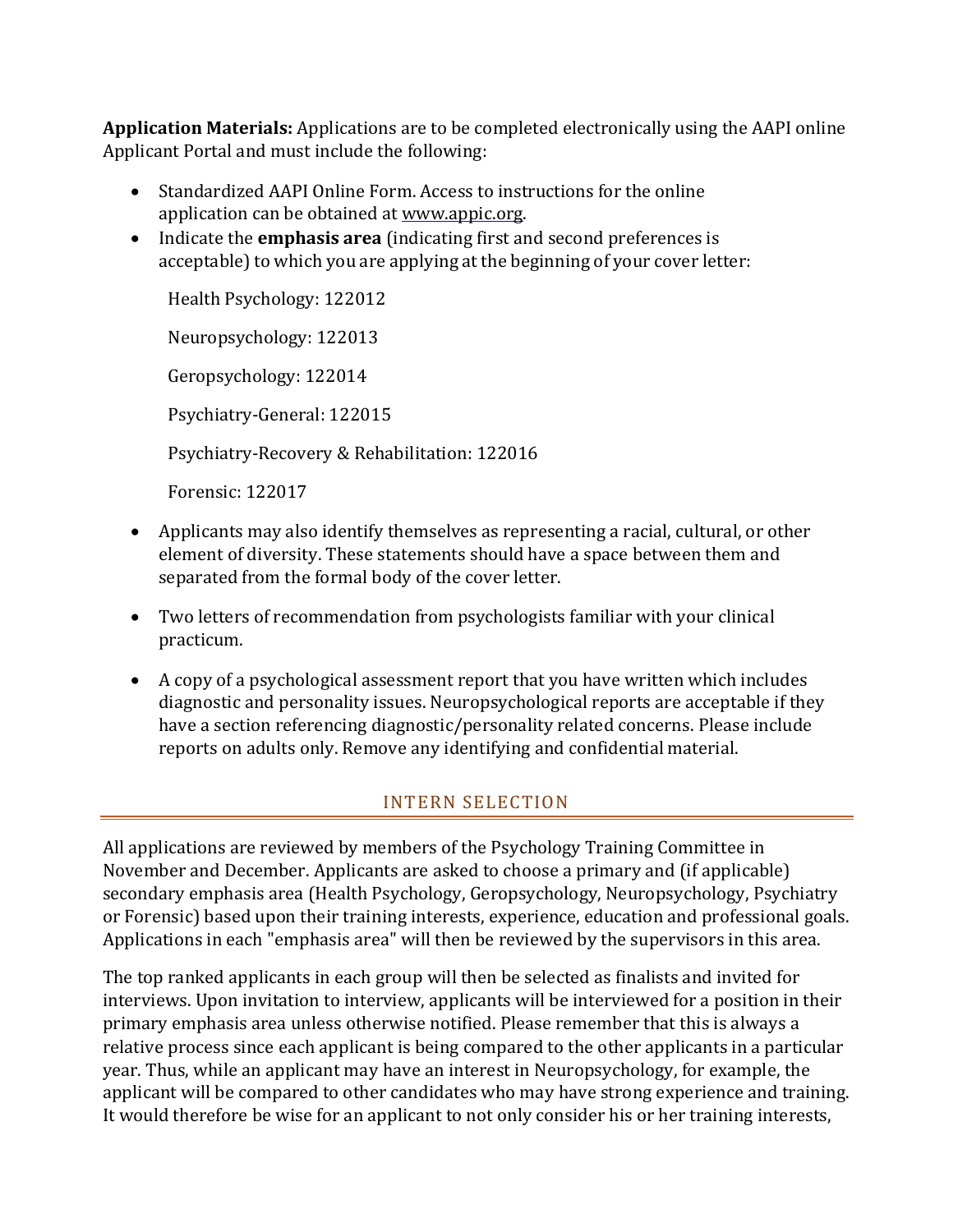**Application Materials:** Applications are to be completed electronically using the AAPI online Applicant Portal and must include the following:

- Standardized AAPI Online Form. Access to instructions for the online application can be obtained at www.appic.org.
- Indicate the **emphasis area** (indicating first and second preferences is acceptable) to which you are applying at the beginning of your cover letter:

  Health Psychology: 122012

  Neuropsychology: 122013

  Geropsychology: 122014

  Psychiatry-General: 122015

  Psychiatry-Recovery & Rehabilitation: 122016

  Forensic: 122017

- Applicants may also identify themselves as representing a racial, cultural, or other element of diversity. These statements should have a space between them and separated from the formal body of the cover letter.

- Two letters of recommendation from psychologists familiar with your clinical practicum.

- A copy of a psychological assessment report that you have written which includes diagnostic and personality issues. Neuropsychological reports are acceptable if they have a section referencing diagnostic/personality related concerns. Please include reports on adults only. Remove any identifying and confidential material.

## INTERN SELECTION

All applications are reviewed by members of the Psychology Training Committee in November and December. Applicants are asked to choose a primary and (if applicable) secondary emphasis area (Health Psychology, Geropsychology, Neuropsychology, Psychiatry or Forensic) based upon their training interests, experience, education and professional goals. Applications in each "emphasis area" will then be reviewed by the supervisors in this area.

The top ranked applicants in each group will then be selected as finalists and invited for interviews. Upon invitation to interview, applicants will be interviewed for a position in their primary emphasis area unless otherwise notified. Please remember that this is always a relative process since each applicant is being compared to the other applicants in a particular year. Thus, while an applicant may have an interest in Neuropsychology, for example, the applicant will be compared to other candidates who may have strong experience and training. It would therefore be wise for an applicant to not only consider his or her training interests,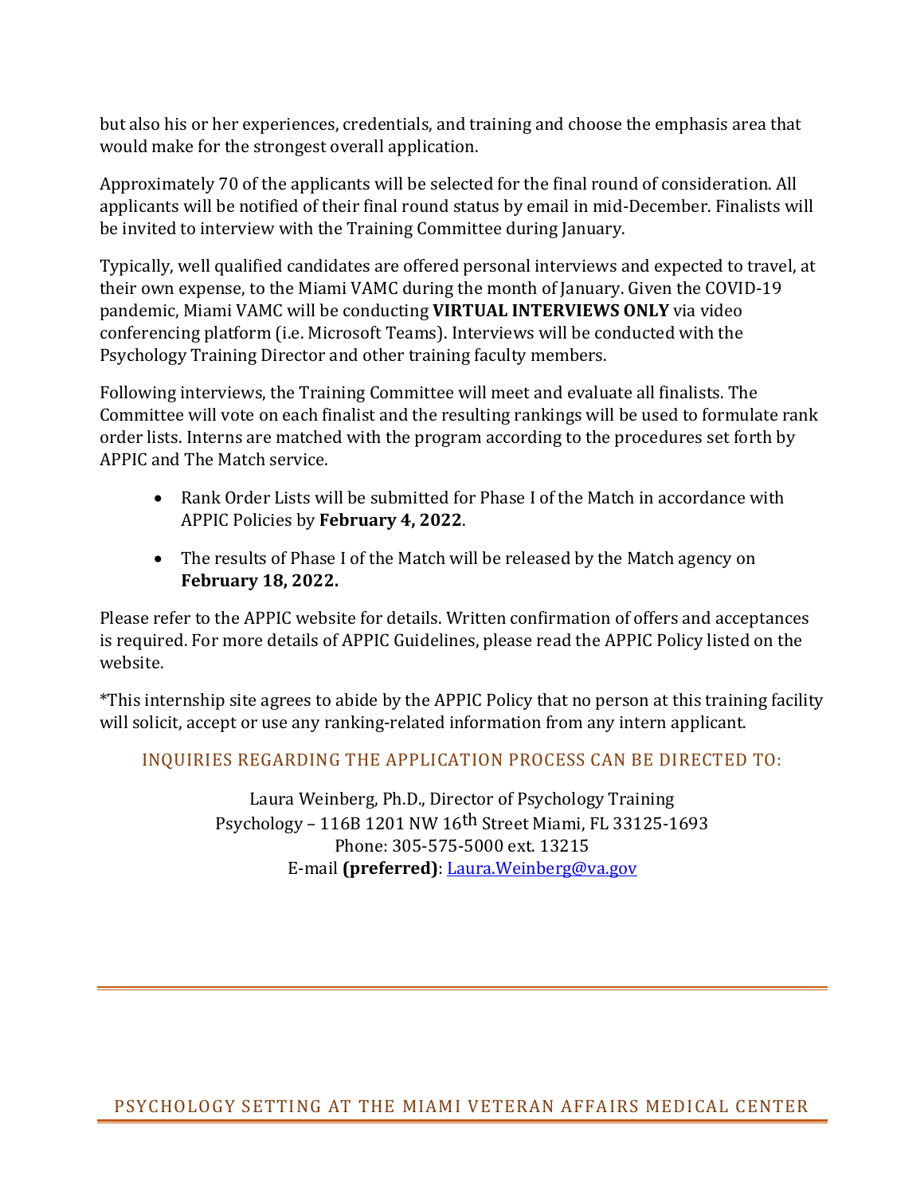but also his or her experiences, credentials, and training and choose the emphasis area that would make for the strongest overall application.

Approximately 70 of the applicants will be selected for the final round of consideration. All applicants will be notified of their final round status by email in mid-December. Finalists will be invited to interview with the Training Committee during January.

Typically, well qualified candidates are offered personal interviews and expected to travel, at their own expense, to the Miami VAMC during the month of January. Given the COVID-19 pandemic, Miami VAMC will be conducting **VIRTUAL INTERVIEWS ONLY** via video conferencing platform (i.e. Microsoft Teams). Interviews will be conducted with the Psychology Training Director and other training faculty members.

Following interviews, the Training Committee will meet and evaluate all finalists. The Committee will vote on each finalist and the resulting rankings will be used to formulate rank order lists. Interns are matched with the program according to the procedures set forth by APPIC and The Match service.

- Rank Order Lists will be submitted for Phase I of the Match in accordance with APPIC Policies by **February 4, 2022**.
- The results of Phase I of the Match will be released by the Match agency on **February 18, 2022.**

Please refer to the APPIC website for details. Written confirmation of offers and acceptances is required. For more details of APPIC Guidelines, please read the APPIC Policy listed on the website.

*This internship site agrees to abide by the APPIC Policy that no person at this training facility will solicit, accept or use any ranking-related information from any intern applicant.

## INQUIRIES REGARDING THE APPLICATION PROCESS CAN BE DIRECTED TO:

Laura Weinberg, Ph.D., Director of Psychology Training
Psychology – 116B 1201 NW 16th Street Miami, FL 33125-1693
Phone: 305-575-5000 ext. 13215
E-mail **(preferred)**: Laura.Weinberg@va.gov

## PSYCHOLOGY SETTING AT THE MIAMI VETERAN AFFAIRS MEDICAL CENTER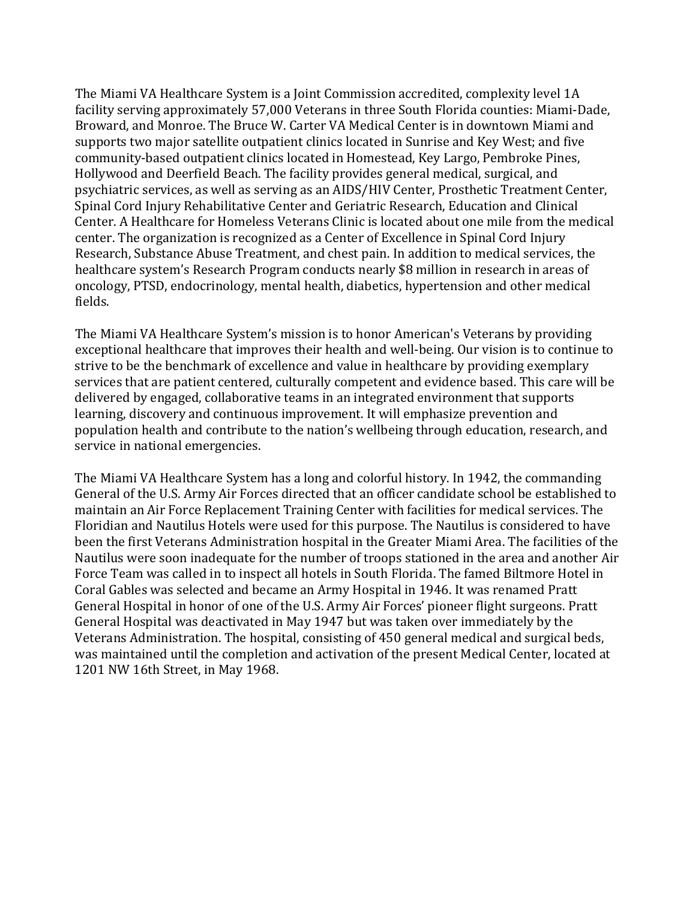The Miami VA Healthcare System is a Joint Commission accredited, complexity level 1A facility serving approximately 57,000 Veterans in three South Florida counties: Miami-Dade, Broward, and Monroe. The Bruce W. Carter VA Medical Center is in downtown Miami and supports two major satellite outpatient clinics located in Sunrise and Key West; and five community-based outpatient clinics located in Homestead, Key Largo, Pembroke Pines, Hollywood and Deerfield Beach. The facility provides general medical, surgical, and psychiatric services, as well as serving as an AIDS/HIV Center, Prosthetic Treatment Center, Spinal Cord Injury Rehabilitative Center and Geriatric Research, Education and Clinical Center. A Healthcare for Homeless Veterans Clinic is located about one mile from the medical center. The organization is recognized as a Center of Excellence in Spinal Cord Injury Research, Substance Abuse Treatment, and chest pain. In addition to medical services, the healthcare system's Research Program conducts nearly $8 million in research in areas of oncology, PTSD, endocrinology, mental health, diabetics, hypertension and other medical fields.

The Miami VA Healthcare System's mission is to honor American's Veterans by providing exceptional healthcare that improves their health and well-being. Our vision is to continue to strive to be the benchmark of excellence and value in healthcare by providing exemplary services that are patient centered, culturally competent and evidence based. This care will be delivered by engaged, collaborative teams in an integrated environment that supports learning, discovery and continuous improvement. It will emphasize prevention and population health and contribute to the nation's wellbeing through education, research, and service in national emergencies.

The Miami VA Healthcare System has a long and colorful history. In 1942, the commanding General of the U.S. Army Air Forces directed that an officer candidate school be established to maintain an Air Force Replacement Training Center with facilities for medical services. The Floridian and Nautilus Hotels were used for this purpose. The Nautilus is considered to have been the first Veterans Administration hospital in the Greater Miami Area. The facilities of the Nautilus were soon inadequate for the number of troops stationed in the area and another Air Force Team was called in to inspect all hotels in South Florida. The famed Biltmore Hotel in Coral Gables was selected and became an Army Hospital in 1946. It was renamed Pratt General Hospital in honor of one of the U.S. Army Air Forces' pioneer flight surgeons. Pratt General Hospital was deactivated in May 1947 but was taken over immediately by the Veterans Administration. The hospital, consisting of 450 general medical and surgical beds, was maintained until the completion and activation of the present Medical Center, located at 1201 NW 16th Street, in May 1968.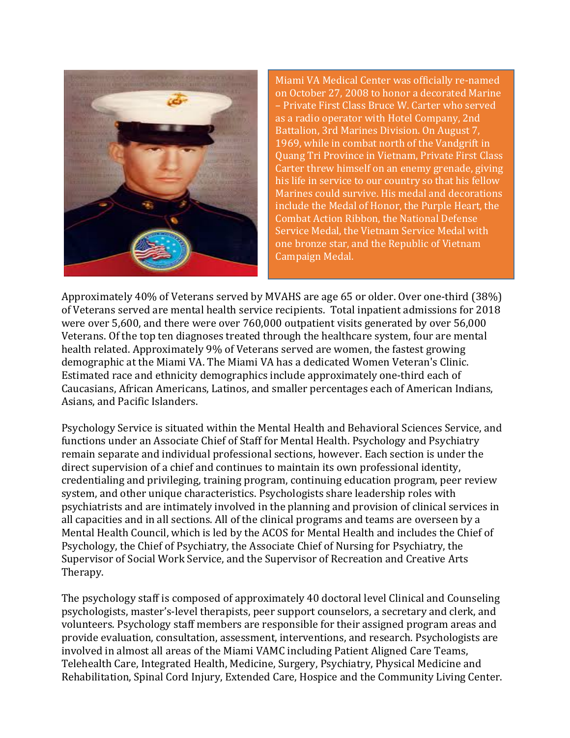Miami VA Medical Center was officially re-named on October 27, 2008 to honor a decorated Marine – Private First Class Bruce W. Carter who served as a radio operator with Hotel Company, 2nd Battalion, 3rd Marines Division. On August 7, 1969, while in combat north of the Vandgrift in Quang Tri Province in Vietnam, Private First Class Carter threw himself on an enemy grenade, giving his life in service to our country so that his fellow Marines could survive. His medal and decorations include the Medal of Honor, the Purple Heart, the Combat Action Ribbon, the National Defense Service Medal, the Vietnam Service Medal with one bronze star, and the Republic of Vietnam Campaign Medal.

Approximately 40% of Veterans served by MVAHS are age 65 or older. Over one-third (38%) of Veterans served are mental health service recipients. Total inpatient admissions for 2018 were over 5,600, and there were over 760,000 outpatient visits generated by over 56,000 Veterans. Of the top ten diagnoses treated through the healthcare system, four are mental health related. Approximately 9% of Veterans served are women, the fastest growing demographic at the Miami VA. The Miami VA has a dedicated Women Veteran's Clinic. Estimated race and ethnicity demographics include approximately one-third each of Caucasians, African Americans, Latinos, and smaller percentages each of American Indians, Asians, and Pacific Islanders.

Psychology Service is situated within the Mental Health and Behavioral Sciences Service, and functions under an Associate Chief of Staff for Mental Health. Psychology and Psychiatry remain separate and individual professional sections, however. Each section is under the direct supervision of a chief and continues to maintain its own professional identity, credentialing and privileging, training program, continuing education program, peer review system, and other unique characteristics. Psychologists share leadership roles with psychiatrists and are intimately involved in the planning and provision of clinical services in all capacities and in all sections. All of the clinical programs and teams are overseen by a Mental Health Council, which is led by the ACOS for Mental Health and includes the Chief of Psychology, the Chief of Psychiatry, the Associate Chief of Nursing for Psychiatry, the Supervisor of Social Work Service, and the Supervisor of Recreation and Creative Arts Therapy.

The psychology staff is composed of approximately 40 doctoral level Clinical and Counseling psychologists, master's-level therapists, peer support counselors, a secretary and clerk, and volunteers. Psychology staff members are responsible for their assigned program areas and provide evaluation, consultation, assessment, interventions, and research. Psychologists are involved in almost all areas of the Miami VAMC including Patient Aligned Care Teams, Telehealth Care, Integrated Health, Medicine, Surgery, Psychiatry, Physical Medicine and Rehabilitation, Spinal Cord Injury, Extended Care, Hospice and the Community Living Center.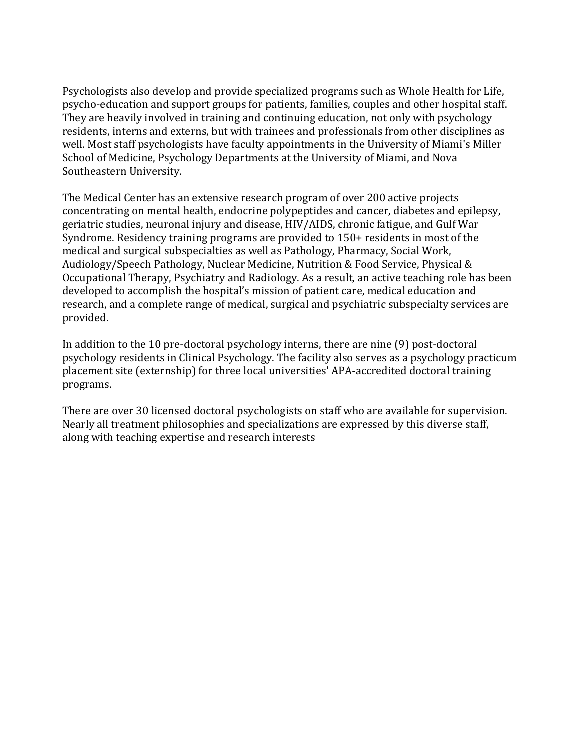Psychologists also develop and provide specialized programs such as Whole Health for Life, psycho-education and support groups for patients, families, couples and other hospital staff. They are heavily involved in training and continuing education, not only with psychology residents, interns and externs, but with trainees and professionals from other disciplines as well. Most staff psychologists have faculty appointments in the University of Miami's Miller School of Medicine, Psychology Departments at the University of Miami, and Nova Southeastern University.

The Medical Center has an extensive research program of over 200 active projects concentrating on mental health, endocrine polypeptides and cancer, diabetes and epilepsy, geriatric studies, neuronal injury and disease, HIV/AIDS, chronic fatigue, and Gulf War Syndrome. Residency training programs are provided to 150+ residents in most of the medical and surgical subspecialties as well as Pathology, Pharmacy, Social Work, Audiology/Speech Pathology, Nuclear Medicine, Nutrition & Food Service, Physical & Occupational Therapy, Psychiatry and Radiology. As a result, an active teaching role has been developed to accomplish the hospital's mission of patient care, medical education and research, and a complete range of medical, surgical and psychiatric subspecialty services are provided.

In addition to the 10 pre-doctoral psychology interns, there are nine (9) post-doctoral psychology residents in Clinical Psychology. The facility also serves as a psychology practicum placement site (externship) for three local universities' APA-accredited doctoral training programs.

There are over 30 licensed doctoral psychologists on staff who are available for supervision. Nearly all treatment philosophies and specializations are expressed by this diverse staff, along with teaching expertise and research interests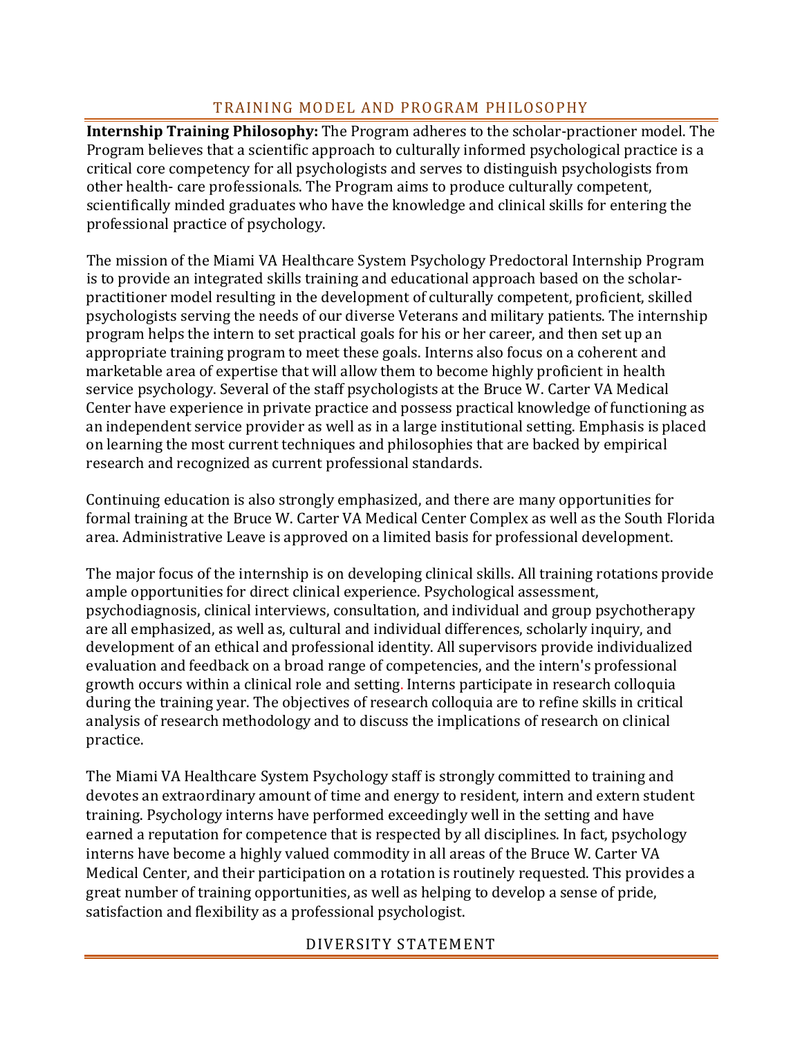## TRAINING MODEL AND PROGRAM PHILOSOPHY

**Internship Training Philosophy:** The Program adheres to the scholar-practioner model. The Program believes that a scientific approach to culturally informed psychological practice is a critical core competency for all psychologists and serves to distinguish psychologists from other health- care professionals. The Program aims to produce culturally competent, scientifically minded graduates who have the knowledge and clinical skills for entering the professional practice of psychology.

The mission of the Miami VA Healthcare System Psychology Predoctoral Internship Program is to provide an integrated skills training and educational approach based on the scholar-practitioner model resulting in the development of culturally competent, proficient, skilled psychologists serving the needs of our diverse Veterans and military patients. The internship program helps the intern to set practical goals for his or her career, and then set up an appropriate training program to meet these goals. Interns also focus on a coherent and marketable area of expertise that will allow them to become highly proficient in health service psychology. Several of the staff psychologists at the Bruce W. Carter VA Medical Center have experience in private practice and possess practical knowledge of functioning as an independent service provider as well as in a large institutional setting. Emphasis is placed on learning the most current techniques and philosophies that are backed by empirical research and recognized as current professional standards.

Continuing education is also strongly emphasized, and there are many opportunities for formal training at the Bruce W. Carter VA Medical Center Complex as well as the South Florida area. Administrative Leave is approved on a limited basis for professional development.

The major focus of the internship is on developing clinical skills. All training rotations provide ample opportunities for direct clinical experience. Psychological assessment, psychodiagnosis, clinical interviews, consultation, and individual and group psychotherapy are all emphasized, as well as, cultural and individual differences, scholarly inquiry, and development of an ethical and professional identity. All supervisors provide individualized evaluation and feedback on a broad range of competencies, and the intern's professional growth occurs within a clinical role and setting. Interns participate in research colloquia during the training year. The objectives of research colloquia are to refine skills in critical analysis of research methodology and to discuss the implications of research on clinical practice.

The Miami VA Healthcare System Psychology staff is strongly committed to training and devotes an extraordinary amount of time and energy to resident, intern and extern student training. Psychology interns have performed exceedingly well in the setting and have earned a reputation for competence that is respected by all disciplines. In fact, psychology interns have become a highly valued commodity in all areas of the Bruce W. Carter VA Medical Center, and their participation on a rotation is routinely requested. This provides a great number of training opportunities, as well as helping to develop a sense of pride, satisfaction and flexibility as a professional psychologist.

## DIVERSITY STATEMENT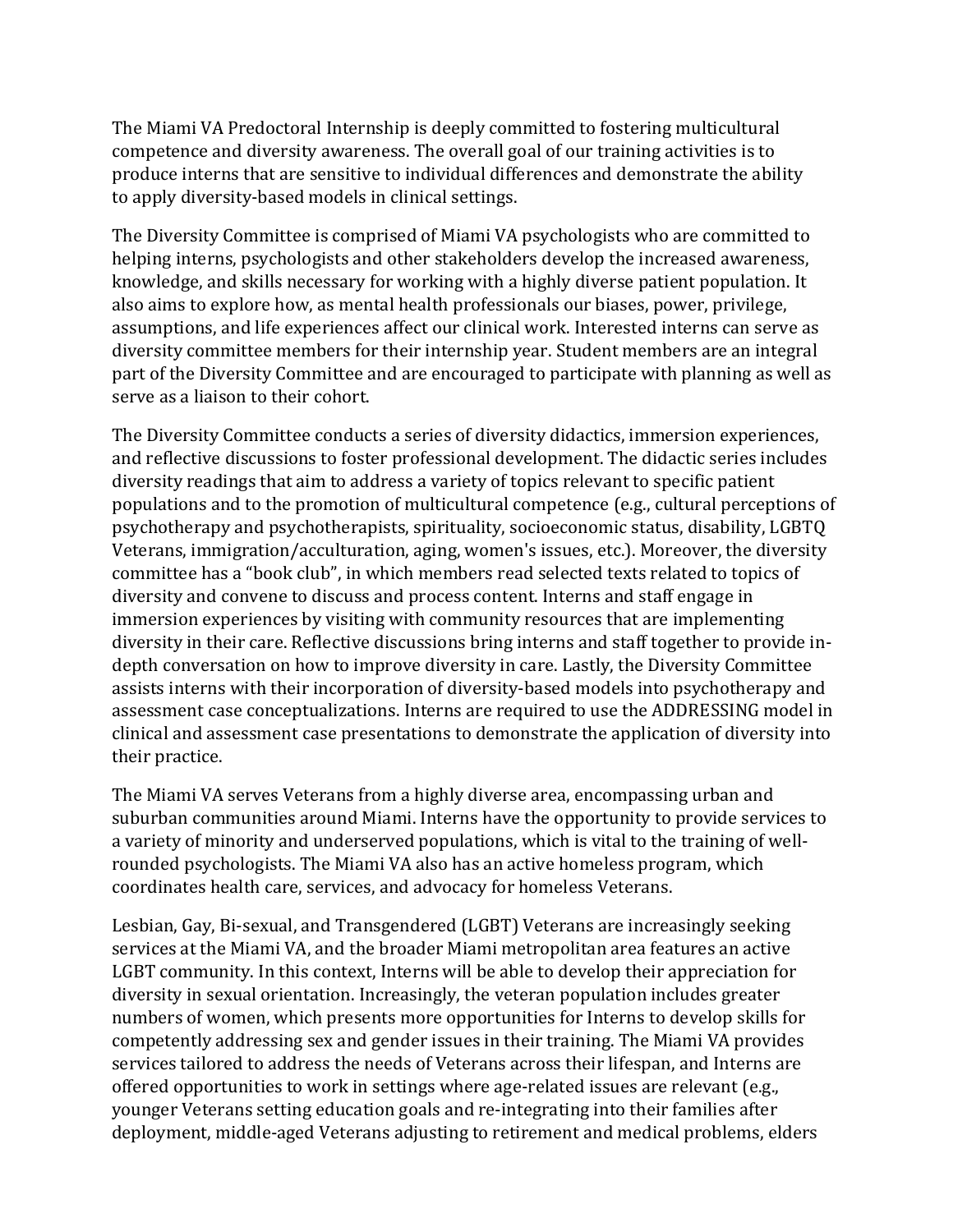The Miami VA Predoctoral Internship is deeply committed to fostering multicultural competence and diversity awareness. The overall goal of our training activities is to produce interns that are sensitive to individual differences and demonstrate the ability to apply diversity-based models in clinical settings.

The Diversity Committee is comprised of Miami VA psychologists who are committed to helping interns, psychologists and other stakeholders develop the increased awareness, knowledge, and skills necessary for working with a highly diverse patient population. It also aims to explore how, as mental health professionals our biases, power, privilege, assumptions, and life experiences affect our clinical work. Interested interns can serve as diversity committee members for their internship year. Student members are an integral part of the Diversity Committee and are encouraged to participate with planning as well as serve as a liaison to their cohort.

The Diversity Committee conducts a series of diversity didactics, immersion experiences, and reflective discussions to foster professional development. The didactic series includes diversity readings that aim to address a variety of topics relevant to specific patient populations and to the promotion of multicultural competence (e.g., cultural perceptions of psychotherapy and psychotherapists, spirituality, socioeconomic status, disability, LGBTQ Veterans, immigration/acculturation, aging, women's issues, etc.). Moreover, the diversity committee has a "book club", in which members read selected texts related to topics of diversity and convene to discuss and process content. Interns and staff engage in immersion experiences by visiting with community resources that are implementing diversity in their care. Reflective discussions bring interns and staff together to provide in-depth conversation on how to improve diversity in care. Lastly, the Diversity Committee assists interns with their incorporation of diversity-based models into psychotherapy and assessment case conceptualizations. Interns are required to use the ADDRESSING model in clinical and assessment case presentations to demonstrate the application of diversity into their practice.

The Miami VA serves Veterans from a highly diverse area, encompassing urban and suburban communities around Miami. Interns have the opportunity to provide services to a variety of minority and underserved populations, which is vital to the training of well-rounded psychologists. The Miami VA also has an active homeless program, which coordinates health care, services, and advocacy for homeless Veterans.

Lesbian, Gay, Bi-sexual, and Transgendered (LGBT) Veterans are increasingly seeking services at the Miami VA, and the broader Miami metropolitan area features an active LGBT community. In this context, Interns will be able to develop their appreciation for diversity in sexual orientation. Increasingly, the veteran population includes greater numbers of women, which presents more opportunities for Interns to develop skills for competently addressing sex and gender issues in their training. The Miami VA provides services tailored to address the needs of Veterans across their lifespan, and Interns are offered opportunities to work in settings where age-related issues are relevant (e.g., younger Veterans setting education goals and re-integrating into their families after deployment, middle-aged Veterans adjusting to retirement and medical problems, elders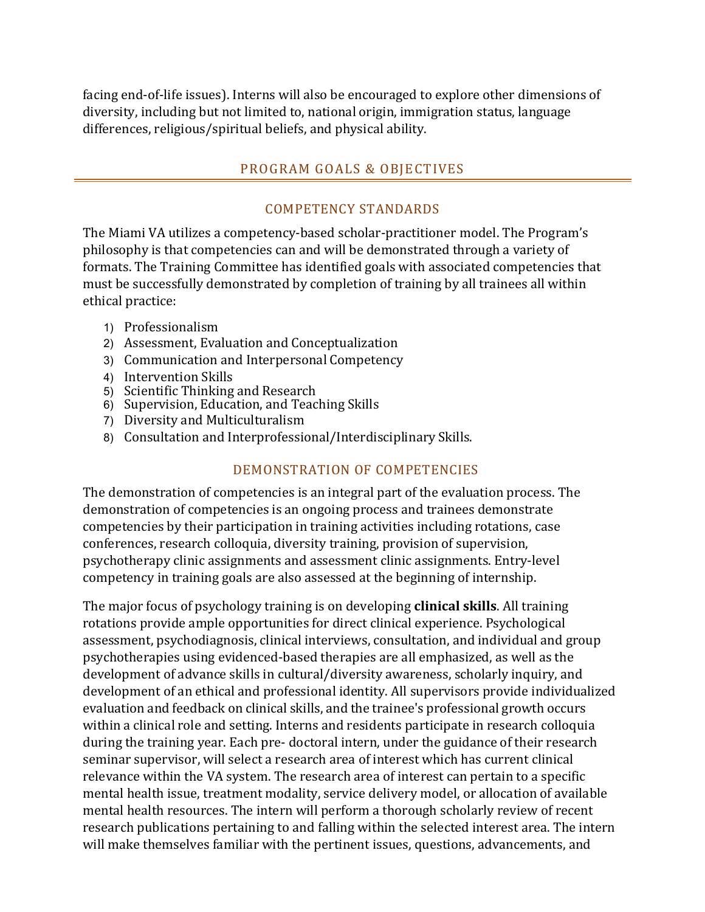facing end-of-life issues). Interns will also be encouraged to explore other dimensions of diversity, including but not limited to, national origin, immigration status, language differences, religious/spiritual beliefs, and physical ability.

## PROGRAM GOALS & OBJECTIVES

### COMPETENCY STANDARDS

The Miami VA utilizes a competency-based scholar-practitioner model. The Program's philosophy is that competencies can and will be demonstrated through a variety of formats. The Training Committee has identified goals with associated competencies that must be successfully demonstrated by completion of training by all trainees all within ethical practice:

1) Professionalism
2) Assessment, Evaluation and Conceptualization
3) Communication and Interpersonal Competency
4) Intervention Skills
5) Scientific Thinking and Research
6) Supervision, Education, and Teaching Skills
7) Diversity and Multiculturalism
8) Consultation and Interprofessional/Interdisciplinary Skills.

### DEMONSTRATION OF COMPETENCIES

The demonstration of competencies is an integral part of the evaluation process. The demonstration of competencies is an ongoing process and trainees demonstrate competencies by their participation in training activities including rotations, case conferences, research colloquia, diversity training, provision of supervision, psychotherapy clinic assignments and assessment clinic assignments. Entry-level competency in training goals are also assessed at the beginning of internship.

The major focus of psychology training is on developing **clinical skills**. All training rotations provide ample opportunities for direct clinical experience. Psychological assessment, psychodiagnosis, clinical interviews, consultation, and individual and group psychotherapies using evidenced-based therapies are all emphasized, as well as the development of advance skills in cultural/diversity awareness, scholarly inquiry, and development of an ethical and professional identity. All supervisors provide individualized evaluation and feedback on clinical skills, and the trainee's professional growth occurs within a clinical role and setting. Interns and residents participate in research colloquia during the training year. Each pre- doctoral intern, under the guidance of their research seminar supervisor, will select a research area of interest which has current clinical relevance within the VA system. The research area of interest can pertain to a specific mental health issue, treatment modality, service delivery model, or allocation of available mental health resources. The intern will perform a thorough scholarly review of recent research publications pertaining to and falling within the selected interest area. The intern will make themselves familiar with the pertinent issues, questions, advancements, and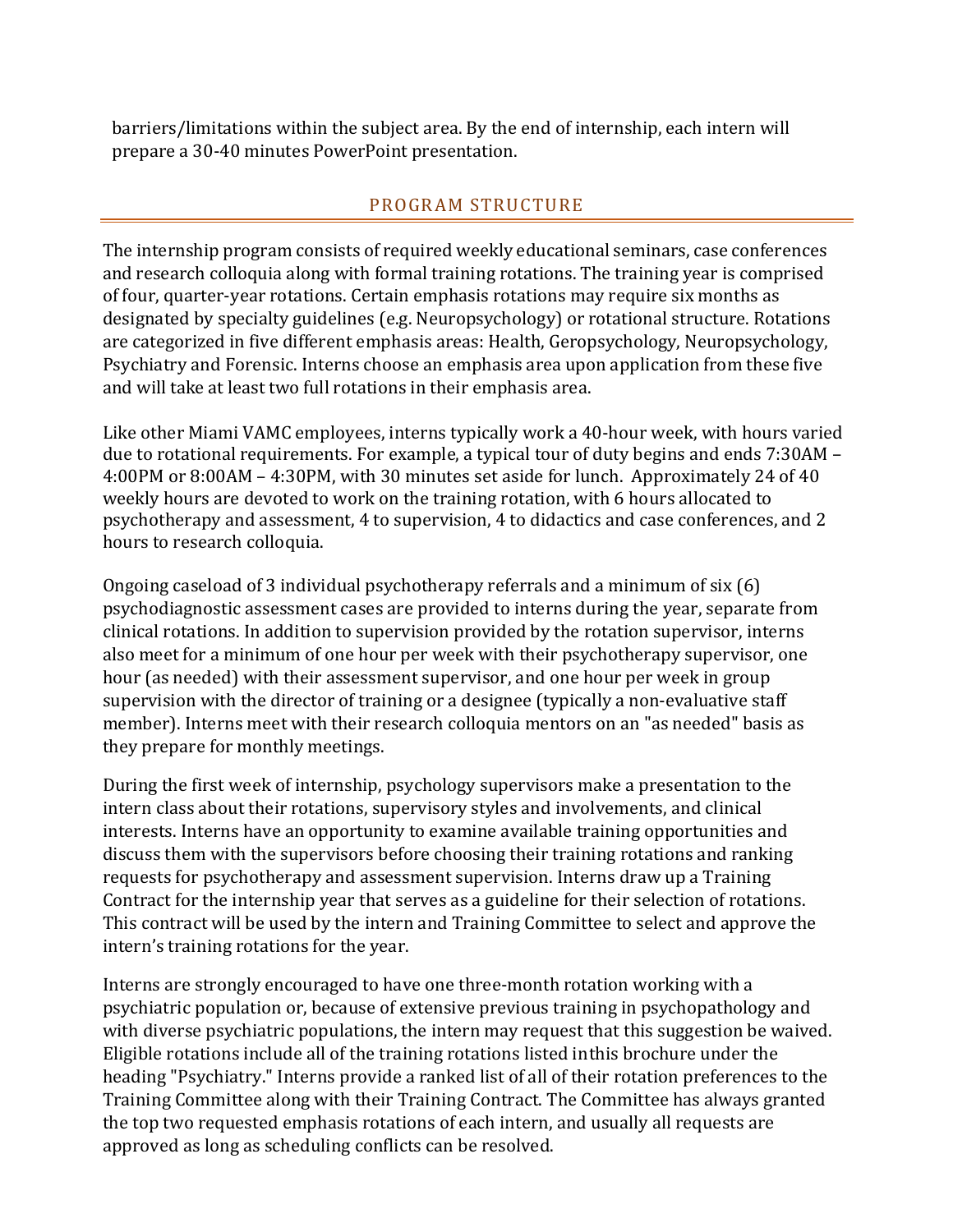barriers/limitations within the subject area. By the end of internship, each intern will prepare a 30-40 minutes PowerPoint presentation.

## PROGRAM STRUCTURE

The internship program consists of required weekly educational seminars, case conferences and research colloquia along with formal training rotations. The training year is comprised of four, quarter-year rotations. Certain emphasis rotations may require six months as designated by specialty guidelines (e.g. Neuropsychology) or rotational structure. Rotations are categorized in five different emphasis areas: Health, Geropsychology, Neuropsychology, Psychiatry and Forensic. Interns choose an emphasis area upon application from these five and will take at least two full rotations in their emphasis area.

Like other Miami VAMC employees, interns typically work a 40-hour week, with hours varied due to rotational requirements. For example, a typical tour of duty begins and ends 7:30AM – 4:00PM or 8:00AM – 4:30PM, with 30 minutes set aside for lunch. Approximately 24 of 40 weekly hours are devoted to work on the training rotation, with 6 hours allocated to psychotherapy and assessment, 4 to supervision, 4 to didactics and case conferences, and 2 hours to research colloquia.

Ongoing caseload of 3 individual psychotherapy referrals and a minimum of six (6) psychodiagnostic assessment cases are provided to interns during the year, separate from clinical rotations. In addition to supervision provided by the rotation supervisor, interns also meet for a minimum of one hour per week with their psychotherapy supervisor, one hour (as needed) with their assessment supervisor, and one hour per week in group supervision with the director of training or a designee (typically a non-evaluative staff member). Interns meet with their research colloquia mentors on an "as needed" basis as they prepare for monthly meetings.

During the first week of internship, psychology supervisors make a presentation to the intern class about their rotations, supervisory styles and involvements, and clinical interests. Interns have an opportunity to examine available training opportunities and discuss them with the supervisors before choosing their training rotations and ranking requests for psychotherapy and assessment supervision. Interns draw up a Training Contract for the internship year that serves as a guideline for their selection of rotations. This contract will be used by the intern and Training Committee to select and approve the intern's training rotations for the year.

Interns are strongly encouraged to have one three-month rotation working with a psychiatric population or, because of extensive previous training in psychopathology and with diverse psychiatric populations, the intern may request that this suggestion be waived. Eligible rotations include all of the training rotations listed inthis brochure under the heading "Psychiatry." Interns provide a ranked list of all of their rotation preferences to the Training Committee along with their Training Contract. The Committee has always granted the top two requested emphasis rotations of each intern, and usually all requests are approved as long as scheduling conflicts can be resolved.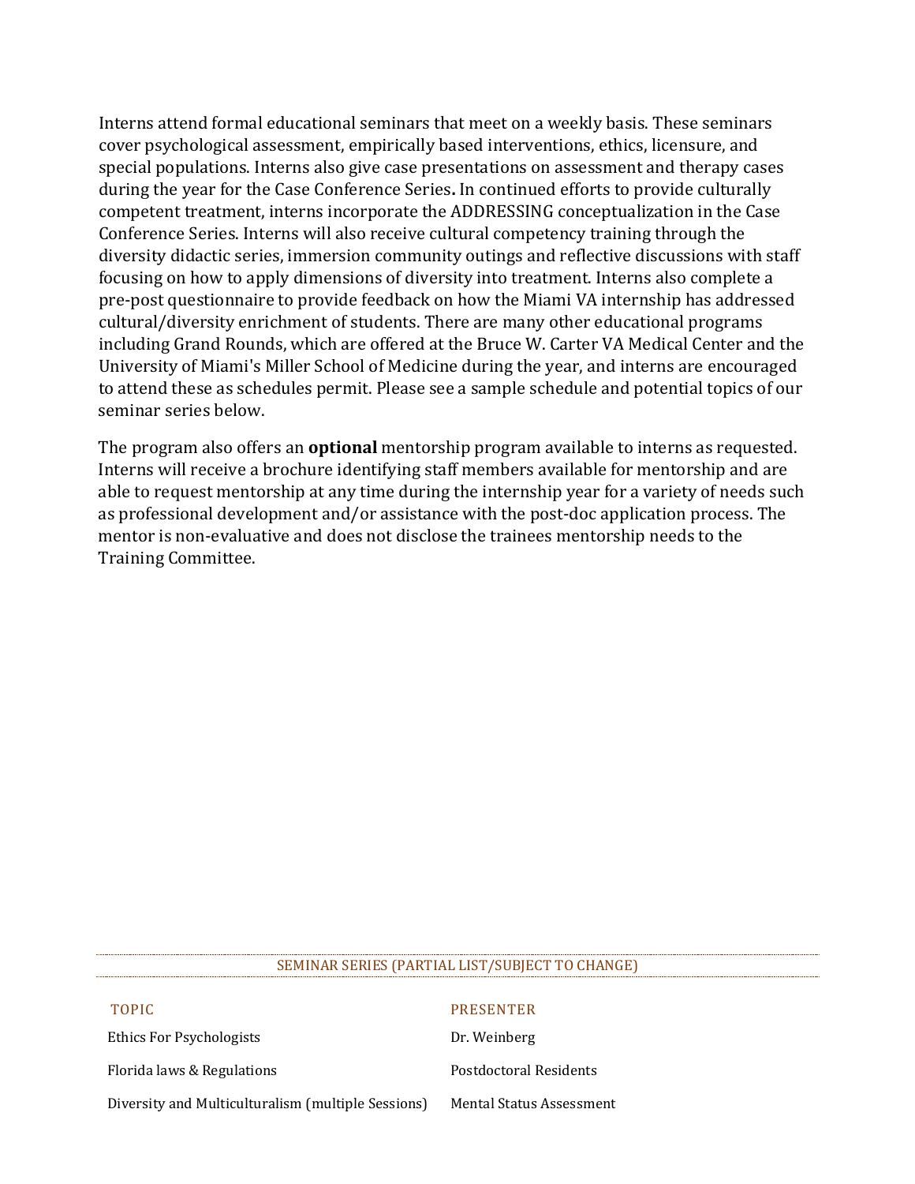Interns attend formal educational seminars that meet on a weekly basis. These seminars cover psychological assessment, empirically based interventions, ethics, licensure, and special populations. Interns also give case presentations on assessment and therapy cases during the year for the Case Conference Series**.** In continued efforts to provide culturally competent treatment, interns incorporate the ADDRESSING conceptualization in the Case Conference Series. Interns will also receive cultural competency training through the diversity didactic series, immersion community outings and reflective discussions with staff focusing on how to apply dimensions of diversity into treatment. Interns also complete a pre-post questionnaire to provide feedback on how the Miami VA internship has addressed cultural/diversity enrichment of students. There are many other educational programs including Grand Rounds, which are offered at the Bruce W. Carter VA Medical Center and the University of Miami's Miller School of Medicine during the year, and interns are encouraged to attend these as schedules permit. Please see a sample schedule and potential topics of our seminar series below.

The program also offers an **optional** mentorship program available to interns as requested. Interns will receive a brochure identifying staff members available for mentorship and are able to request mentorship at any time during the internship year for a variety of needs such as professional development and/or assistance with the post-doc application process. The mentor is non-evaluative and does not disclose the trainees mentorship needs to the Training Committee.

SEMINAR SERIES (PARTIAL LIST/SUBJECT TO CHANGE)

| TOPIC | PRESENTER |
|---|---|
| Ethics For Psychologists | Dr. Weinberg |
| Florida laws & Regulations | Postdoctoral Residents |
| Diversity and Multiculturalism (multiple Sessions) | Mental Status Assessment |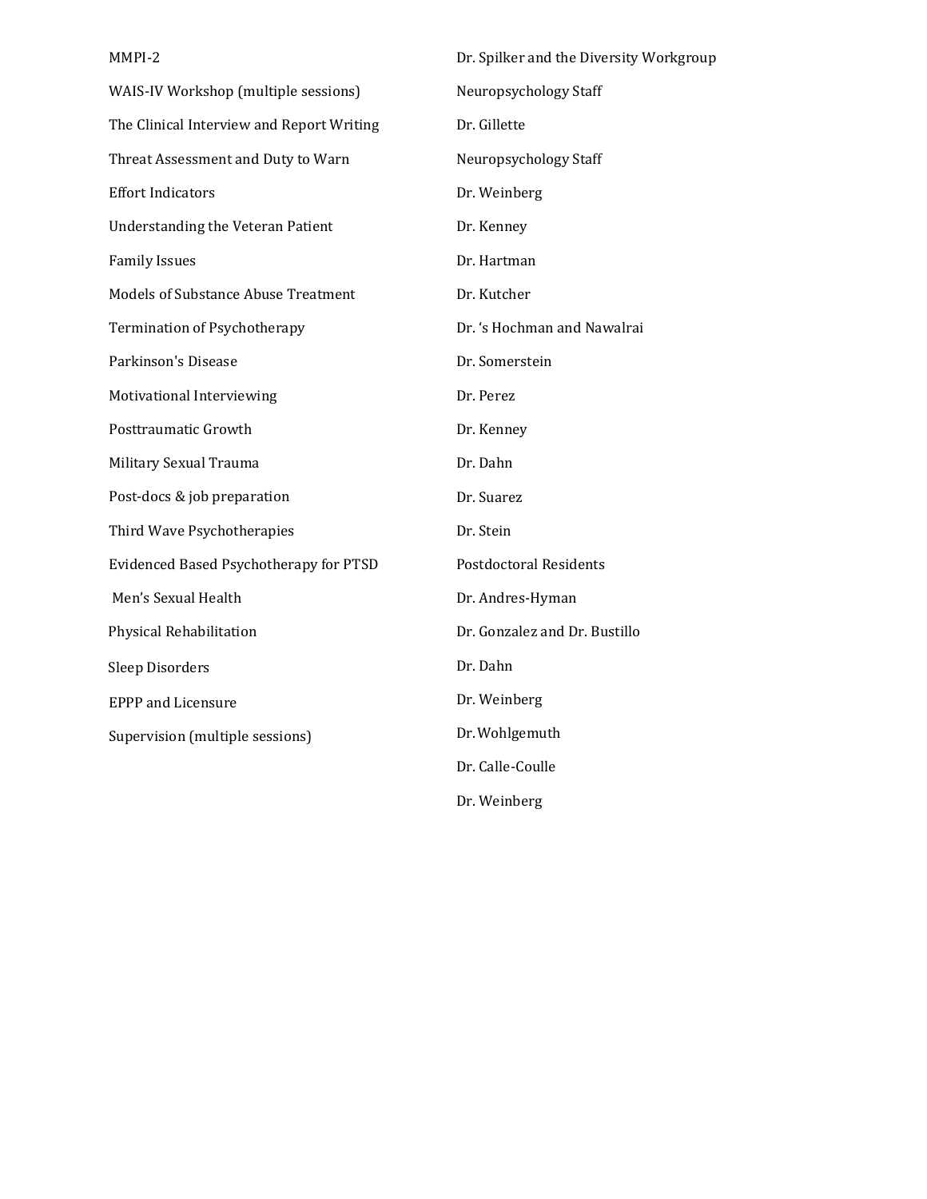| | |
|---|---|
| MMPI-2 | Dr. Spilker and the Diversity Workgroup |
| WAIS-IV Workshop (multiple sessions) | Neuropsychology Staff |
| The Clinical Interview and Report Writing | Dr. Gillette |
| Threat Assessment and Duty to Warn | Neuropsychology Staff |
| Effort Indicators | Dr. Weinberg |
| Understanding the Veteran Patient | Dr. Kenney |
| Family Issues | Dr. Hartman |
| Models of Substance Abuse Treatment | Dr. Kutcher |
| Termination of Psychotherapy | Dr. 's Hochman and Nawalrai |
| Parkinson's Disease | Dr. Somerstein |
| Motivational Interviewing | Dr. Perez |
| Posttraumatic Growth | Dr. Kenney |
| Military Sexual Trauma | Dr. Dahn |
| Post-docs & job preparation | Dr. Suarez |
| Third Wave Psychotherapies | Dr. Stein |
| Evidenced Based Psychotherapy for PTSD | Postdoctoral Residents |
| Men's Sexual Health | Dr. Andres-Hyman |
| Physical Rehabilitation | Dr. Gonzalez and Dr. Bustillo |
| Sleep Disorders | Dr. Dahn |
| EPPP and Licensure | Dr. Weinberg |
| Supervision (multiple sessions) | Dr. Wohlgemuth |
| | Dr. Calle-Coulle |
| | Dr. Weinberg |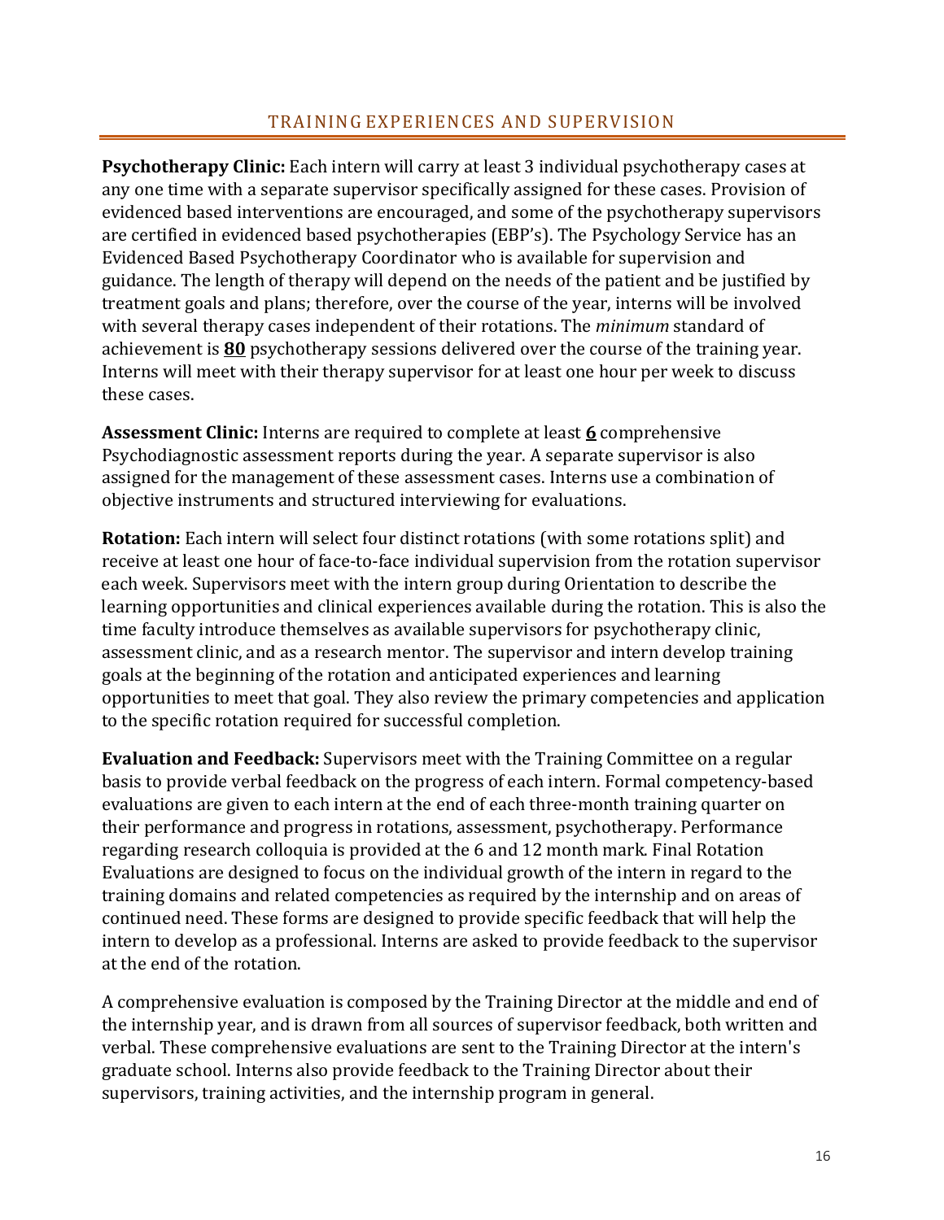## TRAINING EXPERIENCES AND SUPERVISION

**Psychotherapy Clinic:** Each intern will carry at least 3 individual psychotherapy cases at any one time with a separate supervisor specifically assigned for these cases. Provision of evidenced based interventions are encouraged, and some of the psychotherapy supervisors are certified in evidenced based psychotherapies (EBP's). The Psychology Service has an Evidenced Based Psychotherapy Coordinator who is available for supervision and guidance. The length of therapy will depend on the needs of the patient and be justified by treatment goals and plans; therefore, over the course of the year, interns will be involved with several therapy cases independent of their rotations. The *minimum* standard of achievement is **80** psychotherapy sessions delivered over the course of the training year. Interns will meet with their therapy supervisor for at least one hour per week to discuss these cases.

**Assessment Clinic:** Interns are required to complete at least **6** comprehensive Psychodiagnostic assessment reports during the year. A separate supervisor is also assigned for the management of these assessment cases. Interns use a combination of objective instruments and structured interviewing for evaluations.

**Rotation:** Each intern will select four distinct rotations (with some rotations split) and receive at least one hour of face-to-face individual supervision from the rotation supervisor each week. Supervisors meet with the intern group during Orientation to describe the learning opportunities and clinical experiences available during the rotation. This is also the time faculty introduce themselves as available supervisors for psychotherapy clinic, assessment clinic, and as a research mentor. The supervisor and intern develop training goals at the beginning of the rotation and anticipated experiences and learning opportunities to meet that goal. They also review the primary competencies and application to the specific rotation required for successful completion.

**Evaluation and Feedback:** Supervisors meet with the Training Committee on a regular basis to provide verbal feedback on the progress of each intern. Formal competency-based evaluations are given to each intern at the end of each three-month training quarter on their performance and progress in rotations, assessment, psychotherapy. Performance regarding research colloquia is provided at the 6 and 12 month mark. Final Rotation Evaluations are designed to focus on the individual growth of the intern in regard to the training domains and related competencies as required by the internship and on areas of continued need. These forms are designed to provide specific feedback that will help the intern to develop as a professional. Interns are asked to provide feedback to the supervisor at the end of the rotation.

A comprehensive evaluation is composed by the Training Director at the middle and end of the internship year, and is drawn from all sources of supervisor feedback, both written and verbal. These comprehensive evaluations are sent to the Training Director at the intern's graduate school. Interns also provide feedback to the Training Director about their supervisors, training activities, and the internship program in general.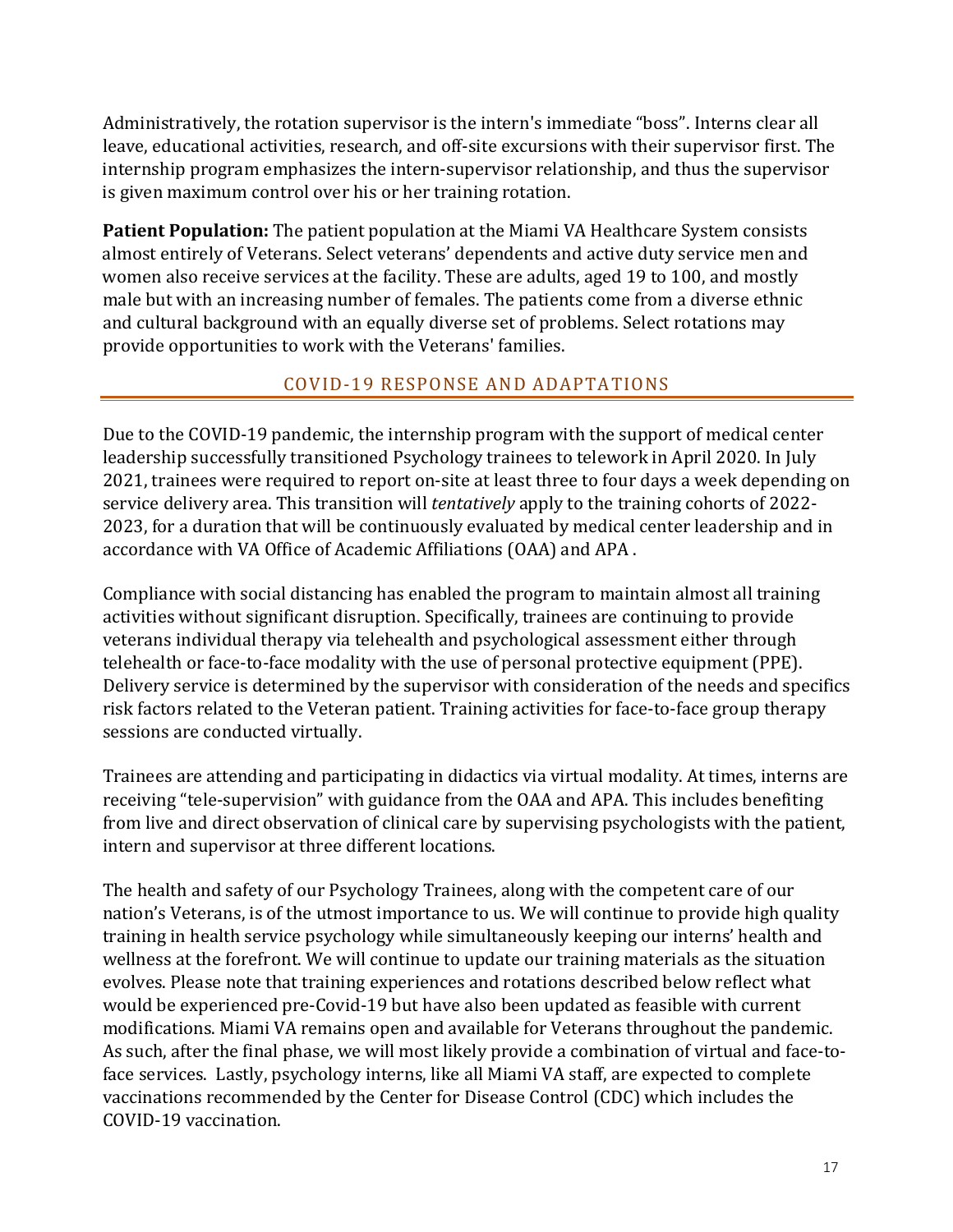Administratively, the rotation supervisor is the intern's immediate "boss". Interns clear all leave, educational activities, research, and off-site excursions with their supervisor first. The internship program emphasizes the intern-supervisor relationship, and thus the supervisor is given maximum control over his or her training rotation.

**Patient Population:** The patient population at the Miami VA Healthcare System consists almost entirely of Veterans. Select veterans' dependents and active duty service men and women also receive services at the facility. These are adults, aged 19 to 100, and mostly male but with an increasing number of females. The patients come from a diverse ethnic and cultural background with an equally diverse set of problems. Select rotations may provide opportunities to work with the Veterans' families.

## COVID-19 RESPONSE AND ADAPTATIONS

Due to the COVID-19 pandemic, the internship program with the support of medical center leadership successfully transitioned Psychology trainees to telework in April 2020. In July 2021, trainees were required to report on-site at least three to four days a week depending on service delivery area. This transition will *tentatively* apply to the training cohorts of 2022-2023, for a duration that will be continuously evaluated by medical center leadership and in accordance with VA Office of Academic Affiliations (OAA) and APA .

Compliance with social distancing has enabled the program to maintain almost all training activities without significant disruption. Specifically, trainees are continuing to provide veterans individual therapy via telehealth and psychological assessment either through telehealth or face-to-face modality with the use of personal protective equipment (PPE). Delivery service is determined by the supervisor with consideration of the needs and specifics risk factors related to the Veteran patient. Training activities for face-to-face group therapy sessions are conducted virtually.

Trainees are attending and participating in didactics via virtual modality. At times, interns are receiving "tele-supervision" with guidance from the OAA and APA. This includes benefiting from live and direct observation of clinical care by supervising psychologists with the patient, intern and supervisor at three different locations.

The health and safety of our Psychology Trainees, along with the competent care of our nation's Veterans, is of the utmost importance to us. We will continue to provide high quality training in health service psychology while simultaneously keeping our interns' health and wellness at the forefront. We will continue to update our training materials as the situation evolves. Please note that training experiences and rotations described below reflect what would be experienced pre-Covid-19 but have also been updated as feasible with current modifications. Miami VA remains open and available for Veterans throughout the pandemic. As such, after the final phase, we will most likely provide a combination of virtual and face-to-face services. Lastly, psychology interns, like all Miami VA staff, are expected to complete vaccinations recommended by the Center for Disease Control (CDC) which includes the COVID-19 vaccination.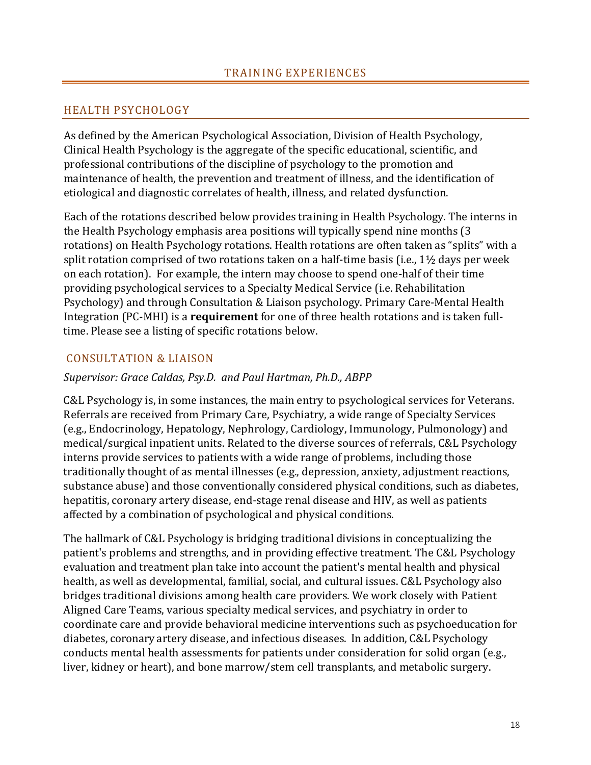# TRAINING EXPERIENCES

## HEALTH PSYCHOLOGY

As defined by the American Psychological Association, Division of Health Psychology, Clinical Health Psychology is the aggregate of the specific educational, scientific, and professional contributions of the discipline of psychology to the promotion and maintenance of health, the prevention and treatment of illness, and the identification of etiological and diagnostic correlates of health, illness, and related dysfunction.

Each of the rotations described below provides training in Health Psychology. The interns in the Health Psychology emphasis area positions will typically spend nine months (3 rotations) on Health Psychology rotations. Health rotations are often taken as "splits" with a split rotation comprised of two rotations taken on a half-time basis (i.e., 1½ days per week on each rotation). For example, the intern may choose to spend one-half of their time providing psychological services to a Specialty Medical Service (i.e. Rehabilitation Psychology) and through Consultation & Liaison psychology. Primary Care-Mental Health Integration (PC-MHI) is a **requirement** for one of three health rotations and is taken full-time. Please see a listing of specific rotations below.

### CONSULTATION & LIAISON

*Supervisor: Grace Caldas, Psy.D. and Paul Hartman, Ph.D., ABPP*

C&L Psychology is, in some instances, the main entry to psychological services for Veterans. Referrals are received from Primary Care, Psychiatry, a wide range of Specialty Services (e.g., Endocrinology, Hepatology, Nephrology, Cardiology, Immunology, Pulmonology) and medical/surgical inpatient units. Related to the diverse sources of referrals, C&L Psychology interns provide services to patients with a wide range of problems, including those traditionally thought of as mental illnesses (e.g., depression, anxiety, adjustment reactions, substance abuse) and those conventionally considered physical conditions, such as diabetes, hepatitis, coronary artery disease, end-stage renal disease and HIV, as well as patients affected by a combination of psychological and physical conditions.

The hallmark of C&L Psychology is bridging traditional divisions in conceptualizing the patient's problems and strengths, and in providing effective treatment. The C&L Psychology evaluation and treatment plan take into account the patient's mental health and physical health, as well as developmental, familial, social, and cultural issues. C&L Psychology also bridges traditional divisions among health care providers. We work closely with Patient Aligned Care Teams, various specialty medical services, and psychiatry in order to coordinate care and provide behavioral medicine interventions such as psychoeducation for diabetes, coronary artery disease, and infectious diseases. In addition, C&L Psychology conducts mental health assessments for patients under consideration for solid organ (e.g., liver, kidney or heart), and bone marrow/stem cell transplants, and metabolic surgery.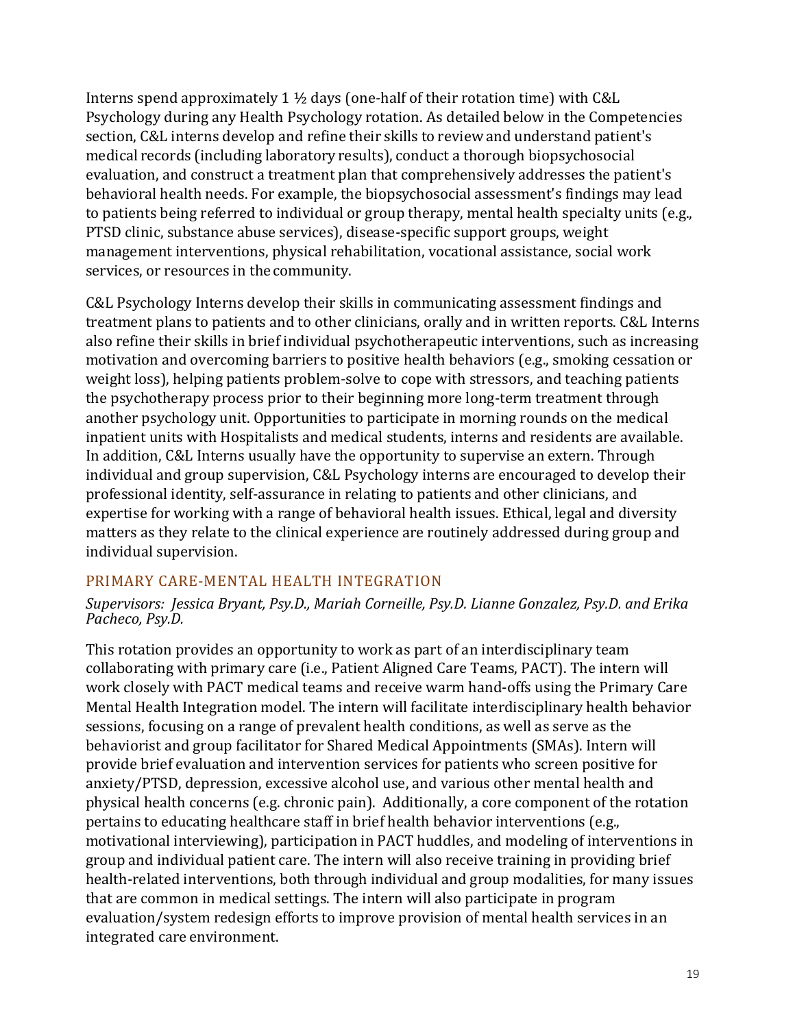Interns spend approximately 1 ½ days (one-half of their rotation time) with C&L Psychology during any Health Psychology rotation. As detailed below in the Competencies section, C&L interns develop and refine their skills to review and understand patient's medical records (including laboratory results), conduct a thorough biopsychosocial evaluation, and construct a treatment plan that comprehensively addresses the patient's behavioral health needs. For example, the biopsychosocial assessment's findings may lead to patients being referred to individual or group therapy, mental health specialty units (e.g., PTSD clinic, substance abuse services), disease-specific support groups, weight management interventions, physical rehabilitation, vocational assistance, social work services, or resources in the community.

C&L Psychology Interns develop their skills in communicating assessment findings and treatment plans to patients and to other clinicians, orally and in written reports. C&L Interns also refine their skills in brief individual psychotherapeutic interventions, such as increasing motivation and overcoming barriers to positive health behaviors (e.g., smoking cessation or weight loss), helping patients problem-solve to cope with stressors, and teaching patients the psychotherapy process prior to their beginning more long-term treatment through another psychology unit. Opportunities to participate in morning rounds on the medical inpatient units with Hospitalists and medical students, interns and residents are available. In addition, C&L Interns usually have the opportunity to supervise an extern. Through individual and group supervision, C&L Psychology interns are encouraged to develop their professional identity, self-assurance in relating to patients and other clinicians, and expertise for working with a range of behavioral health issues. Ethical, legal and diversity matters as they relate to the clinical experience are routinely addressed during group and individual supervision.

## PRIMARY CARE-MENTAL HEALTH INTEGRATION

*Supervisors: Jessica Bryant, Psy.D., Mariah Corneille, Psy.D. Lianne Gonzalez, Psy.D. and Erika Pacheco, Psy.D.*

This rotation provides an opportunity to work as part of an interdisciplinary team collaborating with primary care (i.e., Patient Aligned Care Teams, PACT). The intern will work closely with PACT medical teams and receive warm hand-offs using the Primary Care Mental Health Integration model. The intern will facilitate interdisciplinary health behavior sessions, focusing on a range of prevalent health conditions, as well as serve as the behaviorist and group facilitator for Shared Medical Appointments (SMAs). Intern will provide brief evaluation and intervention services for patients who screen positive for anxiety/PTSD, depression, excessive alcohol use, and various other mental health and physical health concerns (e.g. chronic pain). Additionally, a core component of the rotation pertains to educating healthcare staff in brief health behavior interventions (e.g., motivational interviewing), participation in PACT huddles, and modeling of interventions in group and individual patient care. The intern will also receive training in providing brief health-related interventions, both through individual and group modalities, for many issues that are common in medical settings. The intern will also participate in program evaluation/system redesign efforts to improve provision of mental health services in an integrated care environment.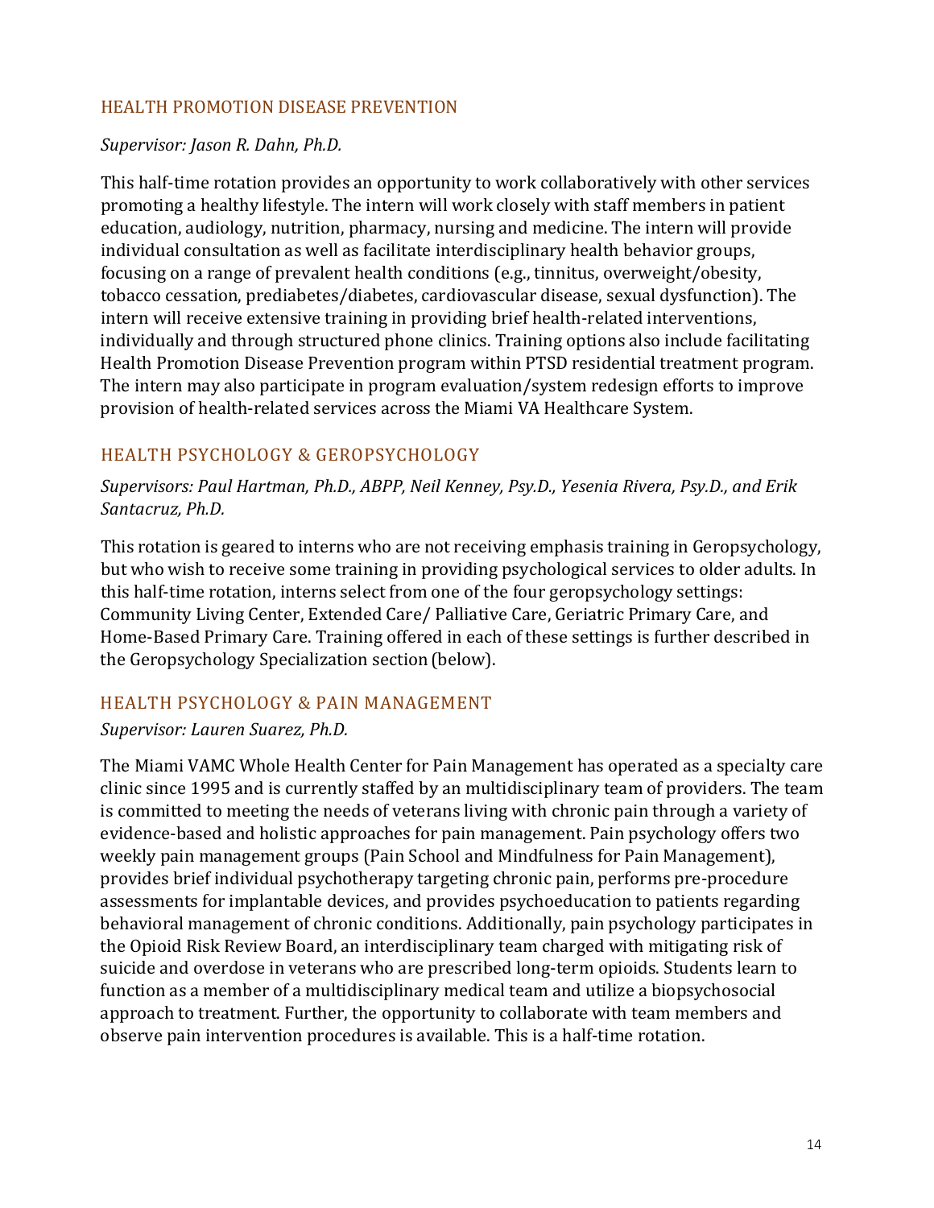### HEALTH PROMOTION DISEASE PREVENTION

*Supervisor: Jason R. Dahn, Ph.D.*

This half-time rotation provides an opportunity to work collaboratively with other services promoting a healthy lifestyle. The intern will work closely with staff members in patient education, audiology, nutrition, pharmacy, nursing and medicine. The intern will provide individual consultation as well as facilitate interdisciplinary health behavior groups, focusing on a range of prevalent health conditions (e.g., tinnitus, overweight/obesity, tobacco cessation, prediabetes/diabetes, cardiovascular disease, sexual dysfunction). The intern will receive extensive training in providing brief health-related interventions, individually and through structured phone clinics. Training options also include facilitating Health Promotion Disease Prevention program within PTSD residential treatment program. The intern may also participate in program evaluation/system redesign efforts to improve provision of health-related services across the Miami VA Healthcare System.

### HEALTH PSYCHOLOGY & GEROPSYCHOLOGY

*Supervisors: Paul Hartman, Ph.D., ABPP, Neil Kenney, Psy.D., Yesenia Rivera, Psy.D., and Erik Santacruz, Ph.D.*

This rotation is geared to interns who are not receiving emphasis training in Geropsychology, but who wish to receive some training in providing psychological services to older adults. In this half-time rotation, interns select from one of the four geropsychology settings: Community Living Center, Extended Care/ Palliative Care, Geriatric Primary Care, and Home-Based Primary Care. Training offered in each of these settings is further described in the Geropsychology Specialization section (below).

### HEALTH PSYCHOLOGY & PAIN MANAGEMENT

*Supervisor: Lauren Suarez, Ph.D.*

The Miami VAMC Whole Health Center for Pain Management has operated as a specialty care clinic since 1995 and is currently staffed by an multidisciplinary team of providers. The team is committed to meeting the needs of veterans living with chronic pain through a variety of evidence-based and holistic approaches for pain management. Pain psychology offers two weekly pain management groups (Pain School and Mindfulness for Pain Management), provides brief individual psychotherapy targeting chronic pain, performs pre-procedure assessments for implantable devices, and provides psychoeducation to patients regarding behavioral management of chronic conditions. Additionally, pain psychology participates in the Opioid Risk Review Board, an interdisciplinary team charged with mitigating risk of suicide and overdose in veterans who are prescribed long-term opioids. Students learn to function as a member of a multidisciplinary medical team and utilize a biopsychosocial approach to treatment. Further, the opportunity to collaborate with team members and observe pain intervention procedures is available. This is a half-time rotation.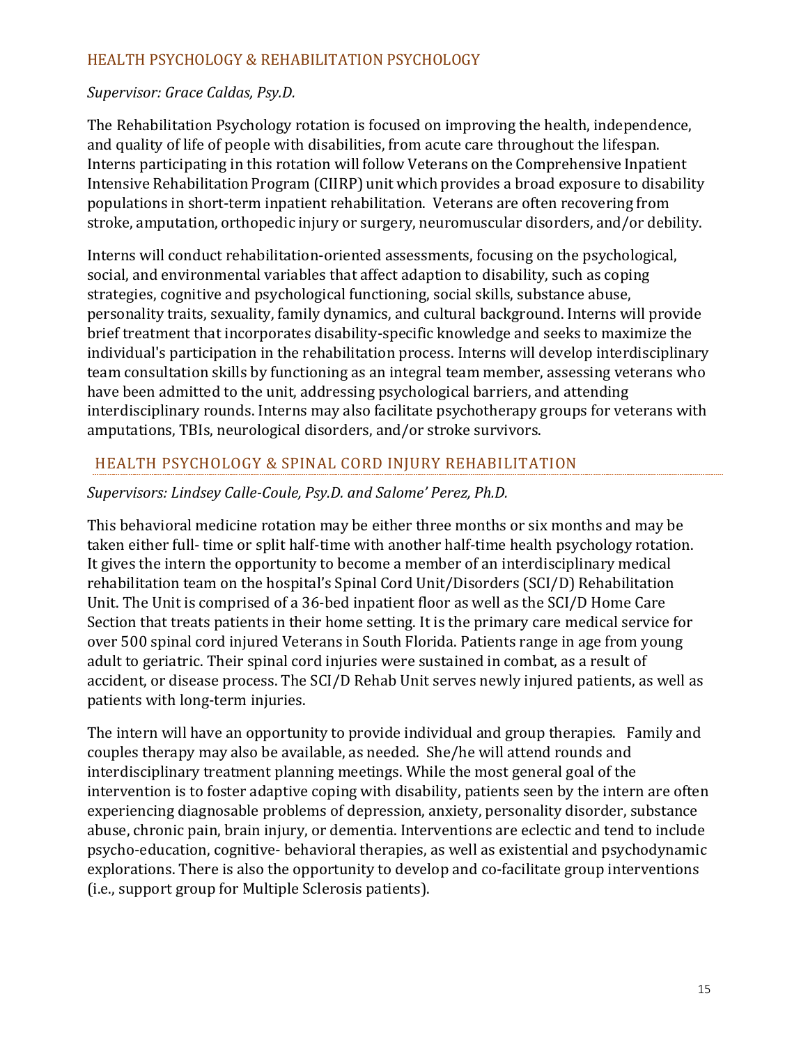## HEALTH PSYCHOLOGY & REHABILITATION PSYCHOLOGY

*Supervisor: Grace Caldas, Psy.D.*

The Rehabilitation Psychology rotation is focused on improving the health, independence, and quality of life of people with disabilities, from acute care throughout the lifespan. Interns participating in this rotation will follow Veterans on the Comprehensive Inpatient Intensive Rehabilitation Program (CIIRP) unit which provides a broad exposure to disability populations in short-term inpatient rehabilitation. Veterans are often recovering from stroke, amputation, orthopedic injury or surgery, neuromuscular disorders, and/or debility.

Interns will conduct rehabilitation-oriented assessments, focusing on the psychological, social, and environmental variables that affect adaption to disability, such as coping strategies, cognitive and psychological functioning, social skills, substance abuse, personality traits, sexuality, family dynamics, and cultural background. Interns will provide brief treatment that incorporates disability-specific knowledge and seeks to maximize the individual's participation in the rehabilitation process. Interns will develop interdisciplinary team consultation skills by functioning as an integral team member, assessing veterans who have been admitted to the unit, addressing psychological barriers, and attending interdisciplinary rounds. Interns may also facilitate psychotherapy groups for veterans with amputations, TBIs, neurological disorders, and/or stroke survivors.

## HEALTH PSYCHOLOGY & SPINAL CORD INJURY REHABILITATION

*Supervisors: Lindsey Calle-Coule, Psy.D. and Salome' Perez, Ph.D.*

This behavioral medicine rotation may be either three months or six months and may be taken either full- time or split half-time with another half-time health psychology rotation. It gives the intern the opportunity to become a member of an interdisciplinary medical rehabilitation team on the hospital's Spinal Cord Unit/Disorders (SCI/D) Rehabilitation Unit. The Unit is comprised of a 36-bed inpatient floor as well as the SCI/D Home Care Section that treats patients in their home setting. It is the primary care medical service for over 500 spinal cord injured Veterans in South Florida. Patients range in age from young adult to geriatric. Their spinal cord injuries were sustained in combat, as a result of accident, or disease process. The SCI/D Rehab Unit serves newly injured patients, as well as patients with long-term injuries.

The intern will have an opportunity to provide individual and group therapies. Family and couples therapy may also be available, as needed. She/he will attend rounds and interdisciplinary treatment planning meetings. While the most general goal of the intervention is to foster adaptive coping with disability, patients seen by the intern are often experiencing diagnosable problems of depression, anxiety, personality disorder, substance abuse, chronic pain, brain injury, or dementia. Interventions are eclectic and tend to include psycho-education, cognitive- behavioral therapies, as well as existential and psychodynamic explorations. There is also the opportunity to develop and co-facilitate group interventions (i.e., support group for Multiple Sclerosis patients).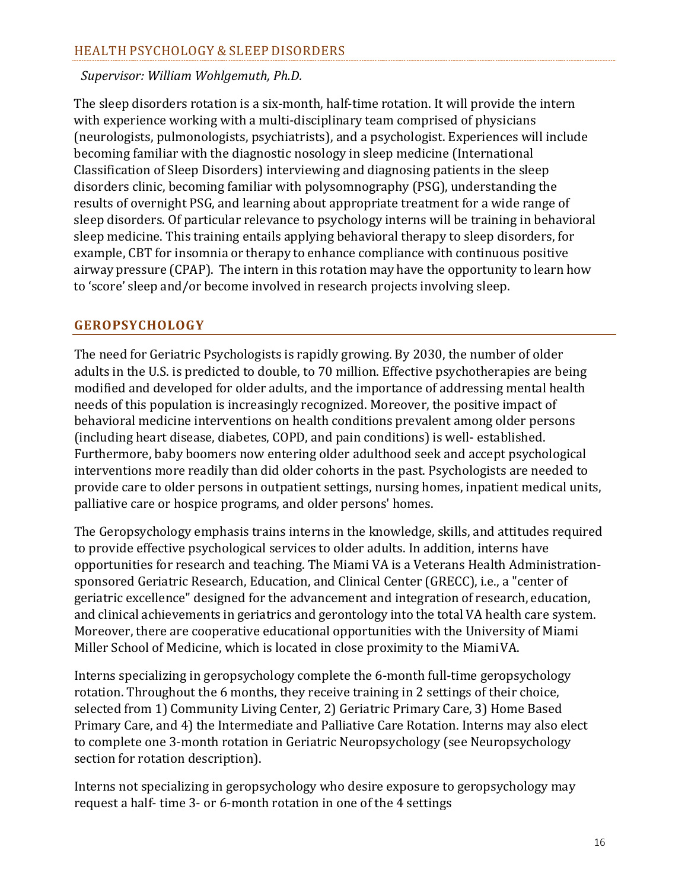## HEALTH PSYCHOLOGY & SLEEP DISORDERS

*Supervisor: William Wohlgemuth, Ph.D.*

The sleep disorders rotation is a six-month, half-time rotation. It will provide the intern with experience working with a multi-disciplinary team comprised of physicians (neurologists, pulmonologists, psychiatrists), and a psychologist. Experiences will include becoming familiar with the diagnostic nosology in sleep medicine (International Classification of Sleep Disorders) interviewing and diagnosing patients in the sleep disorders clinic, becoming familiar with polysomnography (PSG), understanding the results of overnight PSG, and learning about appropriate treatment for a wide range of sleep disorders. Of particular relevance to psychology interns will be training in behavioral sleep medicine. This training entails applying behavioral therapy to sleep disorders, for example, CBT for insomnia or therapy to enhance compliance with continuous positive airway pressure (CPAP). The intern in this rotation may have the opportunity to learn how to 'score' sleep and/or become involved in research projects involving sleep.

## GEROPSYCHOLOGY

The need for Geriatric Psychologists is rapidly growing. By 2030, the number of older adults in the U.S. is predicted to double, to 70 million. Effective psychotherapies are being modified and developed for older adults, and the importance of addressing mental health needs of this population is increasingly recognized. Moreover, the positive impact of behavioral medicine interventions on health conditions prevalent among older persons (including heart disease, diabetes, COPD, and pain conditions) is well- established. Furthermore, baby boomers now entering older adulthood seek and accept psychological interventions more readily than did older cohorts in the past. Psychologists are needed to provide care to older persons in outpatient settings, nursing homes, inpatient medical units, palliative care or hospice programs, and older persons' homes.

The Geropsychology emphasis trains interns in the knowledge, skills, and attitudes required to provide effective psychological services to older adults. In addition, interns have opportunities for research and teaching. The Miami VA is a Veterans Health Administration-sponsored Geriatric Research, Education, and Clinical Center (GRECC), i.e., a "center of geriatric excellence" designed for the advancement and integration of research, education, and clinical achievements in geriatrics and gerontology into the total VA health care system. Moreover, there are cooperative educational opportunities with the University of Miami Miller School of Medicine, which is located in close proximity to the MiamiVA.

Interns specializing in geropsychology complete the 6-month full-time geropsychology rotation. Throughout the 6 months, they receive training in 2 settings of their choice, selected from 1) Community Living Center, 2) Geriatric Primary Care, 3) Home Based Primary Care, and 4) the Intermediate and Palliative Care Rotation. Interns may also elect to complete one 3-month rotation in Geriatric Neuropsychology (see Neuropsychology section for rotation description).

Interns not specializing in geropsychology who desire exposure to geropsychology may request a half- time 3- or 6-month rotation in one of the 4 settings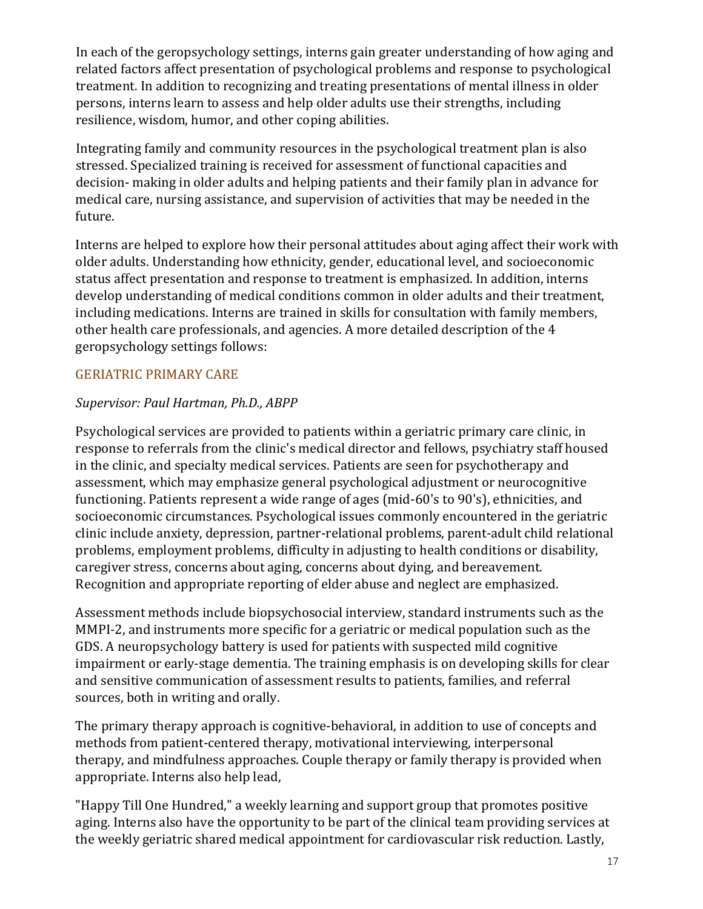In each of the geropsychology settings, interns gain greater understanding of how aging and related factors affect presentation of psychological problems and response to psychological treatment. In addition to recognizing and treating presentations of mental illness in older persons, interns learn to assess and help older adults use their strengths, including resilience, wisdom, humor, and other coping abilities.

Integrating family and community resources in the psychological treatment plan is also stressed. Specialized training is received for assessment of functional capacities and decision- making in older adults and helping patients and their family plan in advance for medical care, nursing assistance, and supervision of activities that may be needed in the future.

Interns are helped to explore how their personal attitudes about aging affect their work with older adults. Understanding how ethnicity, gender, educational level, and socioeconomic status affect presentation and response to treatment is emphasized. In addition, interns develop understanding of medical conditions common in older adults and their treatment, including medications. Interns are trained in skills for consultation with family members, other health care professionals, and agencies. A more detailed description of the 4 geropsychology settings follows:

## GERIATRIC PRIMARY CARE

*Supervisor: Paul Hartman, Ph.D., ABPP*

Psychological services are provided to patients within a geriatric primary care clinic, in response to referrals from the clinic's medical director and fellows, psychiatry staff housed in the clinic, and specialty medical services. Patients are seen for psychotherapy and assessment, which may emphasize general psychological adjustment or neurocognitive functioning. Patients represent a wide range of ages (mid-60's to 90's), ethnicities, and socioeconomic circumstances. Psychological issues commonly encountered in the geriatric clinic include anxiety, depression, partner-relational problems, parent-adult child relational problems, employment problems, difficulty in adjusting to health conditions or disability, caregiver stress, concerns about aging, concerns about dying, and bereavement. Recognition and appropriate reporting of elder abuse and neglect are emphasized.

Assessment methods include biopsychosocial interview, standard instruments such as the MMPI-2, and instruments more specific for a geriatric or medical population such as the GDS. A neuropsychology battery is used for patients with suspected mild cognitive impairment or early-stage dementia. The training emphasis is on developing skills for clear and sensitive communication of assessment results to patients, families, and referral sources, both in writing and orally.

The primary therapy approach is cognitive-behavioral, in addition to use of concepts and methods from patient-centered therapy, motivational interviewing, interpersonal therapy, and mindfulness approaches. Couple therapy or family therapy is provided when appropriate. Interns also help lead,

"Happy Till One Hundred," a weekly learning and support group that promotes positive aging. Interns also have the opportunity to be part of the clinical team providing services at the weekly geriatric shared medical appointment for cardiovascular risk reduction. Lastly,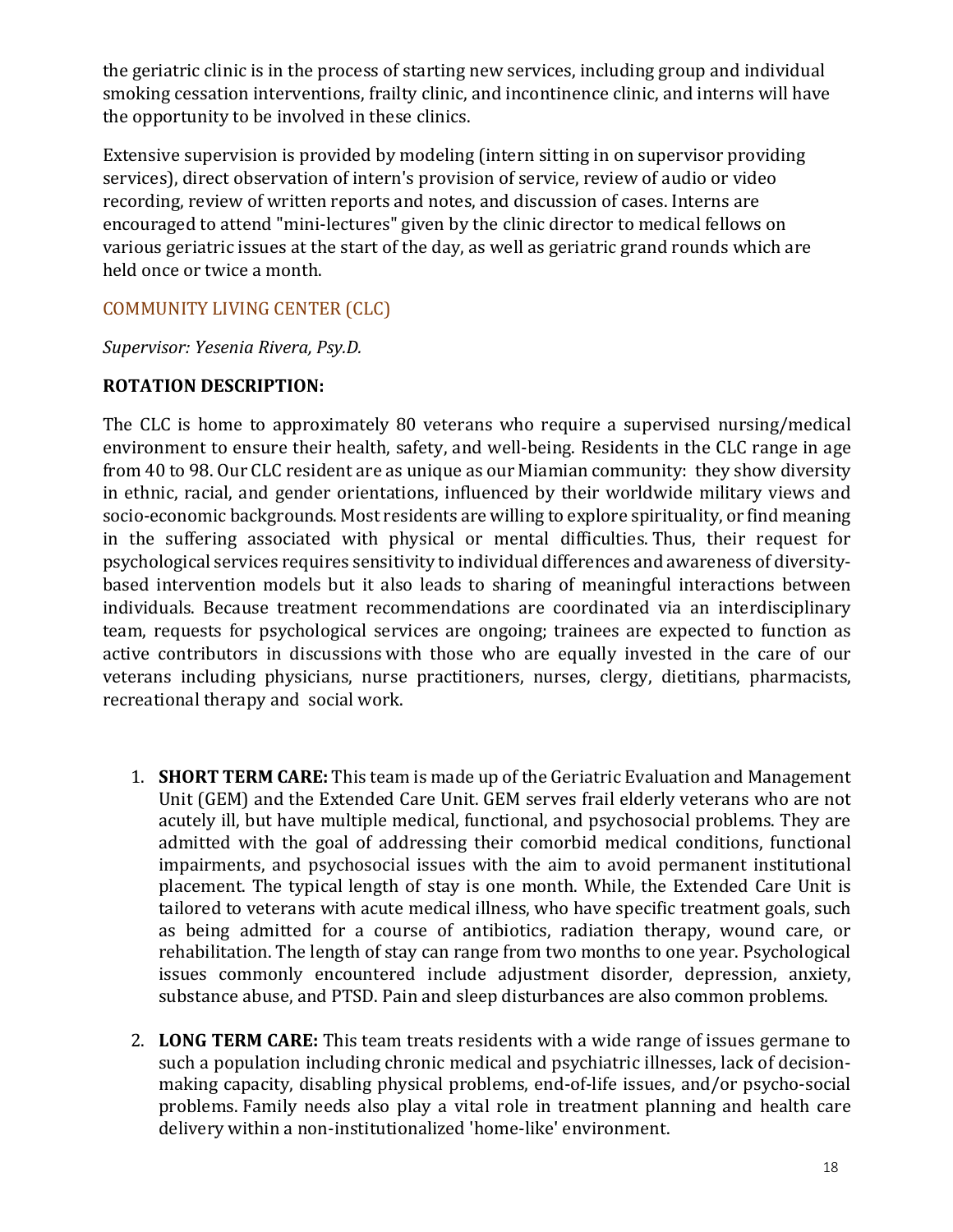the geriatric clinic is in the process of starting new services, including group and individual smoking cessation interventions, frailty clinic, and incontinence clinic, and interns will have the opportunity to be involved in these clinics.

Extensive supervision is provided by modeling (intern sitting in on supervisor providing services), direct observation of intern's provision of service, review of audio or video recording, review of written reports and notes, and discussion of cases. Interns are encouraged to attend "mini-lectures" given by the clinic director to medical fellows on various geriatric issues at the start of the day, as well as geriatric grand rounds which are held once or twice a month.

### COMMUNITY LIVING CENTER (CLC)

*Supervisor: Yesenia Rivera, Psy.D.*

**ROTATION DESCRIPTION:**

The CLC is home to approximately 80 veterans who require a supervised nursing/medical environment to ensure their health, safety, and well-being. Residents in the CLC range in age from 40 to 98. Our CLC resident are as unique as our Miamian community: they show diversity in ethnic, racial, and gender orientations, influenced by their worldwide military views and socio-economic backgrounds. Most residents are willing to explore spirituality, or find meaning in the suffering associated with physical or mental difficulties. Thus, their request for psychological services requires sensitivity to individual differences and awareness of diversity-based intervention models but it also leads to sharing of meaningful interactions between individuals. Because treatment recommendations are coordinated via an interdisciplinary team, requests for psychological services are ongoing; trainees are expected to function as active contributors in discussions with those who are equally invested in the care of our veterans including physicians, nurse practitioners, nurses, clergy, dietitians, pharmacists, recreational therapy and social work.

1. **SHORT TERM CARE:** This team is made up of the Geriatric Evaluation and Management Unit (GEM) and the Extended Care Unit. GEM serves frail elderly veterans who are not acutely ill, but have multiple medical, functional, and psychosocial problems. They are admitted with the goal of addressing their comorbid medical conditions, functional impairments, and psychosocial issues with the aim to avoid permanent institutional placement. The typical length of stay is one month. While, the Extended Care Unit is tailored to veterans with acute medical illness, who have specific treatment goals, such as being admitted for a course of antibiotics, radiation therapy, wound care, or rehabilitation. The length of stay can range from two months to one year. Psychological issues commonly encountered include adjustment disorder, depression, anxiety, substance abuse, and PTSD. Pain and sleep disturbances are also common problems.

2. **LONG TERM CARE:** This team treats residents with a wide range of issues germane to such a population including chronic medical and psychiatric illnesses, lack of decision-making capacity, disabling physical problems, end-of-life issues, and/or psycho-social problems. Family needs also play a vital role in treatment planning and health care delivery within a non-institutionalized 'home-like' environment.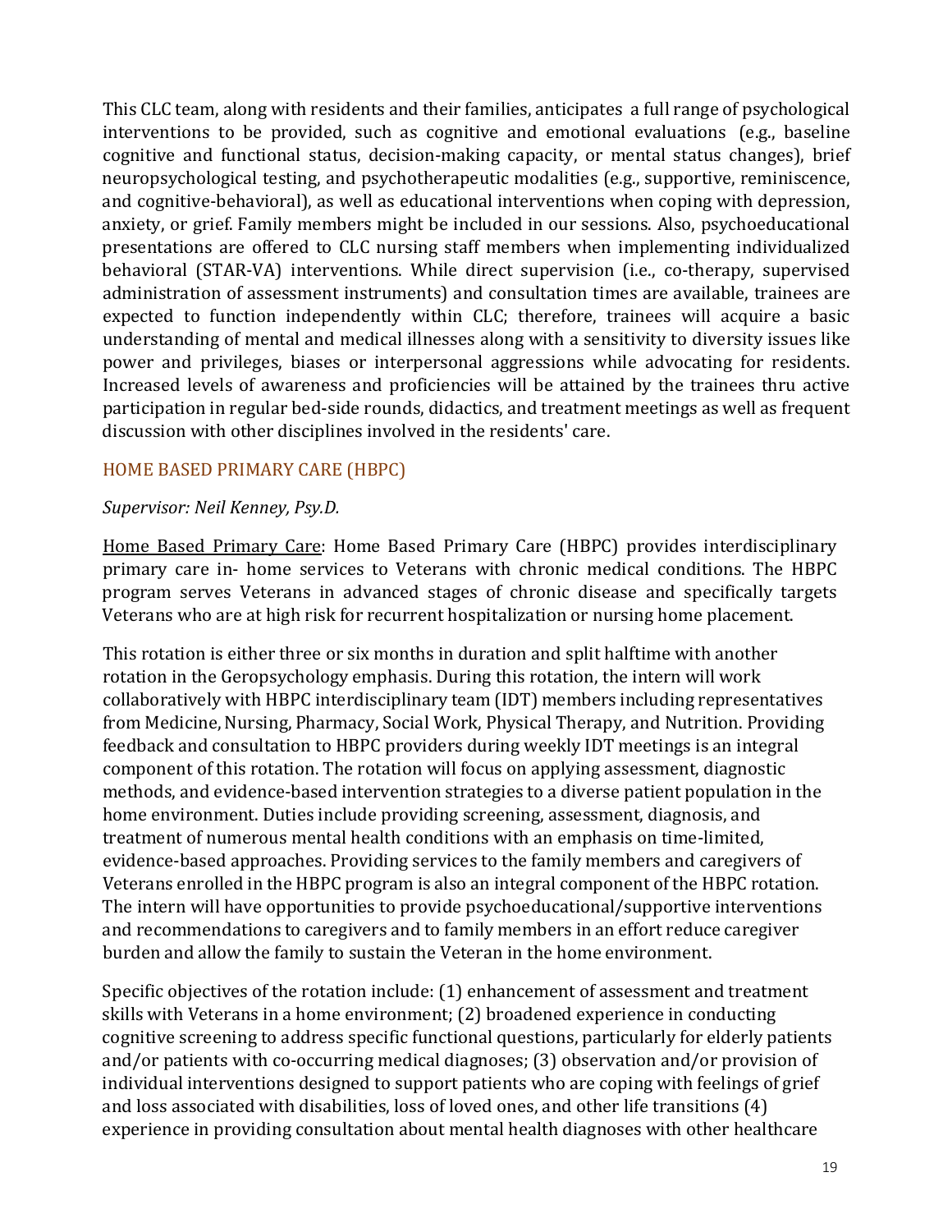This CLC team, along with residents and their families, anticipates a full range of psychological interventions to be provided, such as cognitive and emotional evaluations (e.g., baseline cognitive and functional status, decision-making capacity, or mental status changes), brief neuropsychological testing, and psychotherapeutic modalities (e.g., supportive, reminiscence, and cognitive-behavioral), as well as educational interventions when coping with depression, anxiety, or grief. Family members might be included in our sessions. Also, psychoeducational presentations are offered to CLC nursing staff members when implementing individualized behavioral (STAR-VA) interventions. While direct supervision (i.e., co-therapy, supervised administration of assessment instruments) and consultation times are available, trainees are expected to function independently within CLC; therefore, trainees will acquire a basic understanding of mental and medical illnesses along with a sensitivity to diversity issues like power and privileges, biases or interpersonal aggressions while advocating for residents. Increased levels of awareness and proficiencies will be attained by the trainees thru active participation in regular bed-side rounds, didactics, and treatment meetings as well as frequent discussion with other disciplines involved in the residents' care.

## HOME BASED PRIMARY CARE (HBPC)

*Supervisor: Neil Kenney, Psy.D.*

Home Based Primary Care: Home Based Primary Care (HBPC) provides interdisciplinary primary care in- home services to Veterans with chronic medical conditions. The HBPC program serves Veterans in advanced stages of chronic disease and specifically targets Veterans who are at high risk for recurrent hospitalization or nursing home placement.

This rotation is either three or six months in duration and split halftime with another rotation in the Geropsychology emphasis. During this rotation, the intern will work collaboratively with HBPC interdisciplinary team (IDT) members including representatives from Medicine, Nursing, Pharmacy, Social Work, Physical Therapy, and Nutrition. Providing feedback and consultation to HBPC providers during weekly IDT meetings is an integral component of this rotation. The rotation will focus on applying assessment, diagnostic methods, and evidence-based intervention strategies to a diverse patient population in the home environment. Duties include providing screening, assessment, diagnosis, and treatment of numerous mental health conditions with an emphasis on time-limited, evidence-based approaches. Providing services to the family members and caregivers of Veterans enrolled in the HBPC program is also an integral component of the HBPC rotation. The intern will have opportunities to provide psychoeducational/supportive interventions and recommendations to caregivers and to family members in an effort reduce caregiver burden and allow the family to sustain the Veteran in the home environment.

Specific objectives of the rotation include: (1) enhancement of assessment and treatment skills with Veterans in a home environment; (2) broadened experience in conducting cognitive screening to address specific functional questions, particularly for elderly patients and/or patients with co-occurring medical diagnoses; (3) observation and/or provision of individual interventions designed to support patients who are coping with feelings of grief and loss associated with disabilities, loss of loved ones, and other life transitions (4) experience in providing consultation about mental health diagnoses with other healthcare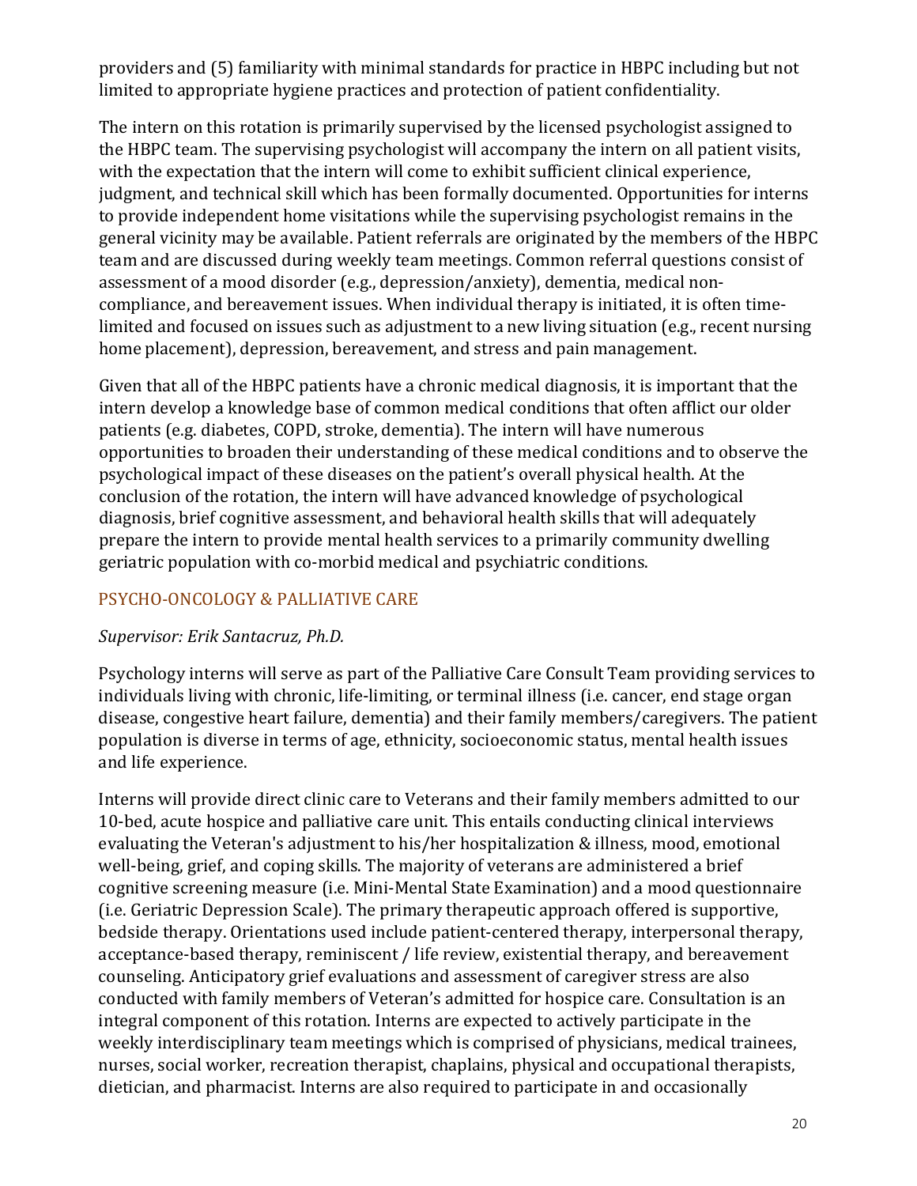providers and (5) familiarity with minimal standards for practice in HBPC including but not limited to appropriate hygiene practices and protection of patient confidentiality.

The intern on this rotation is primarily supervised by the licensed psychologist assigned to the HBPC team. The supervising psychologist will accompany the intern on all patient visits, with the expectation that the intern will come to exhibit sufficient clinical experience, judgment, and technical skill which has been formally documented. Opportunities for interns to provide independent home visitations while the supervising psychologist remains in the general vicinity may be available. Patient referrals are originated by the members of the HBPC team and are discussed during weekly team meetings. Common referral questions consist of assessment of a mood disorder (e.g., depression/anxiety), dementia, medical non-compliance, and bereavement issues. When individual therapy is initiated, it is often time-limited and focused on issues such as adjustment to a new living situation (e.g., recent nursing home placement), depression, bereavement, and stress and pain management.

Given that all of the HBPC patients have a chronic medical diagnosis, it is important that the intern develop a knowledge base of common medical conditions that often afflict our older patients (e.g. diabetes, COPD, stroke, dementia). The intern will have numerous opportunities to broaden their understanding of these medical conditions and to observe the psychological impact of these diseases on the patient's overall physical health. At the conclusion of the rotation, the intern will have advanced knowledge of psychological diagnosis, brief cognitive assessment, and behavioral health skills that will adequately prepare the intern to provide mental health services to a primarily community dwelling geriatric population with co-morbid medical and psychiatric conditions.

### PSYCHO-ONCOLOGY & PALLIATIVE CARE

*Supervisor: Erik Santacruz, Ph.D.*

Psychology interns will serve as part of the Palliative Care Consult Team providing services to individuals living with chronic, life-limiting, or terminal illness (i.e. cancer, end stage organ disease, congestive heart failure, dementia) and their family members/caregivers. The patient population is diverse in terms of age, ethnicity, socioeconomic status, mental health issues and life experience.

Interns will provide direct clinic care to Veterans and their family members admitted to our 10-bed, acute hospice and palliative care unit. This entails conducting clinical interviews evaluating the Veteran's adjustment to his/her hospitalization & illness, mood, emotional well-being, grief, and coping skills. The majority of veterans are administered a brief cognitive screening measure (i.e. Mini-Mental State Examination) and a mood questionnaire (i.e. Geriatric Depression Scale). The primary therapeutic approach offered is supportive, bedside therapy. Orientations used include patient-centered therapy, interpersonal therapy, acceptance-based therapy, reminiscent / life review, existential therapy, and bereavement counseling. Anticipatory grief evaluations and assessment of caregiver stress are also conducted with family members of Veteran's admitted for hospice care. Consultation is an integral component of this rotation. Interns are expected to actively participate in the weekly interdisciplinary team meetings which is comprised of physicians, medical trainees, nurses, social worker, recreation therapist, chaplains, physical and occupational therapists, dietician, and pharmacist. Interns are also required to participate in and occasionally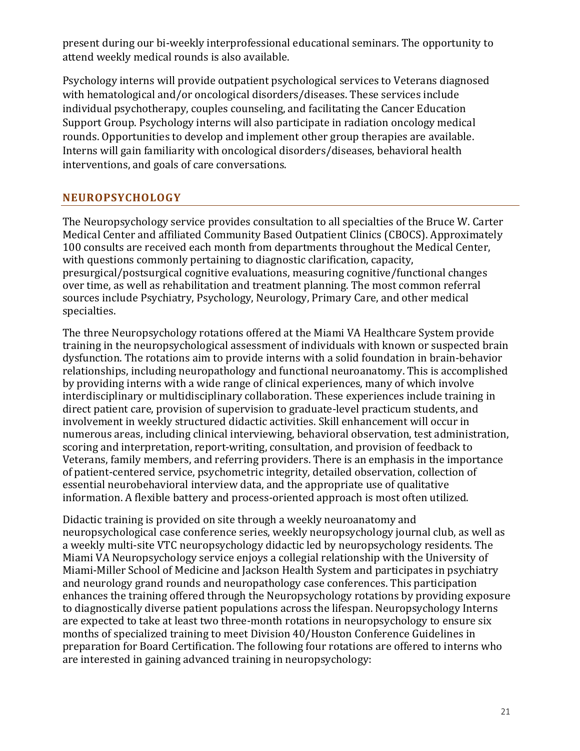present during our bi-weekly interprofessional educational seminars. The opportunity to attend weekly medical rounds is also available.

Psychology interns will provide outpatient psychological services to Veterans diagnosed with hematological and/or oncological disorders/diseases. These services include individual psychotherapy, couples counseling, and facilitating the Cancer Education Support Group. Psychology interns will also participate in radiation oncology medical rounds. Opportunities to develop and implement other group therapies are available. Interns will gain familiarity with oncological disorders/diseases, behavioral health interventions, and goals of care conversations.

## NEUROPSYCHOLOGY

The Neuropsychology service provides consultation to all specialties of the Bruce W. Carter Medical Center and affiliated Community Based Outpatient Clinics (CBOCS). Approximately 100 consults are received each month from departments throughout the Medical Center, with questions commonly pertaining to diagnostic clarification, capacity, presurgical/postsurgical cognitive evaluations, measuring cognitive/functional changes over time, as well as rehabilitation and treatment planning. The most common referral sources include Psychiatry, Psychology, Neurology, Primary Care, and other medical specialties.

The three Neuropsychology rotations offered at the Miami VA Healthcare System provide training in the neuropsychological assessment of individuals with known or suspected brain dysfunction. The rotations aim to provide interns with a solid foundation in brain-behavior relationships, including neuropathology and functional neuroanatomy. This is accomplished by providing interns with a wide range of clinical experiences, many of which involve interdisciplinary or multidisciplinary collaboration. These experiences include training in direct patient care, provision of supervision to graduate-level practicum students, and involvement in weekly structured didactic activities. Skill enhancement will occur in numerous areas, including clinical interviewing, behavioral observation, test administration, scoring and interpretation, report-writing, consultation, and provision of feedback to Veterans, family members, and referring providers. There is an emphasis in the importance of patient-centered service, psychometric integrity, detailed observation, collection of essential neurobehavioral interview data, and the appropriate use of qualitative information. A flexible battery and process-oriented approach is most often utilized.

Didactic training is provided on site through a weekly neuroanatomy and neuropsychological case conference series, weekly neuropsychology journal club, as well as a weekly multi-site VTC neuropsychology didactic led by neuropsychology residents. The Miami VA Neuropsychology service enjoys a collegial relationship with the University of Miami-Miller School of Medicine and Jackson Health System and participates in psychiatry and neurology grand rounds and neuropathology case conferences. This participation enhances the training offered through the Neuropsychology rotations by providing exposure to diagnostically diverse patient populations across the lifespan. Neuropsychology Interns are expected to take at least two three-month rotations in neuropsychology to ensure six months of specialized training to meet Division 40/Houston Conference Guidelines in preparation for Board Certification. The following four rotations are offered to interns who are interested in gaining advanced training in neuropsychology: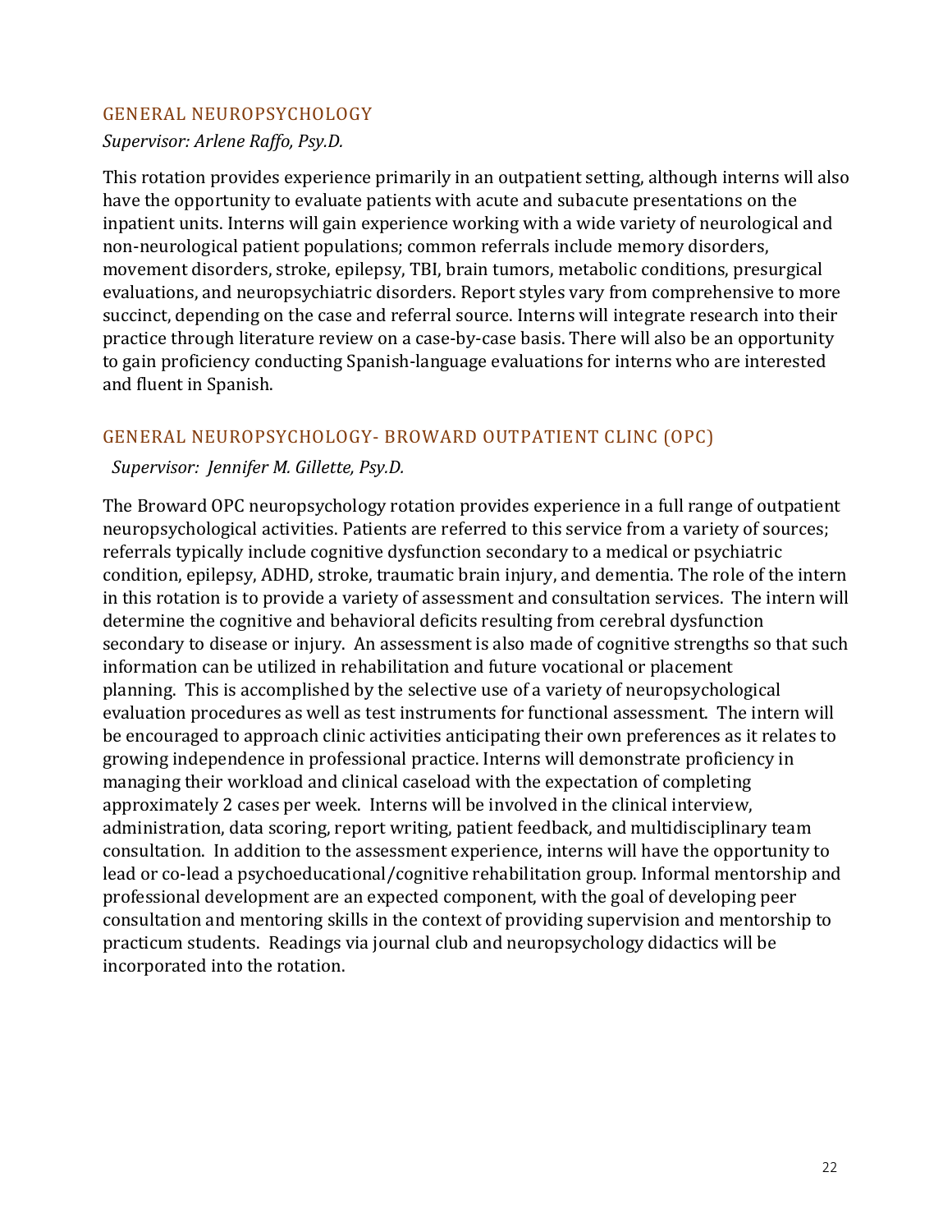## GENERAL NEUROPSYCHOLOGY

*Supervisor: Arlene Raffo, Psy.D.*

This rotation provides experience primarily in an outpatient setting, although interns will also have the opportunity to evaluate patients with acute and subacute presentations on the inpatient units. Interns will gain experience working with a wide variety of neurological and non-neurological patient populations; common referrals include memory disorders, movement disorders, stroke, epilepsy, TBI, brain tumors, metabolic conditions, presurgical evaluations, and neuropsychiatric disorders. Report styles vary from comprehensive to more succinct, depending on the case and referral source. Interns will integrate research into their practice through literature review on a case-by-case basis. There will also be an opportunity to gain proficiency conducting Spanish-language evaluations for interns who are interested and fluent in Spanish.

## GENERAL NEUROPSYCHOLOGY- BROWARD OUTPATIENT CLINC (OPC)

*Supervisor: Jennifer M. Gillette, Psy.D.*

The Broward OPC neuropsychology rotation provides experience in a full range of outpatient neuropsychological activities. Patients are referred to this service from a variety of sources; referrals typically include cognitive dysfunction secondary to a medical or psychiatric condition, epilepsy, ADHD, stroke, traumatic brain injury, and dementia. The role of the intern in this rotation is to provide a variety of assessment and consultation services. The intern will determine the cognitive and behavioral deficits resulting from cerebral dysfunction secondary to disease or injury. An assessment is also made of cognitive strengths so that such information can be utilized in rehabilitation and future vocational or placement planning. This is accomplished by the selective use of a variety of neuropsychological evaluation procedures as well as test instruments for functional assessment. The intern will be encouraged to approach clinic activities anticipating their own preferences as it relates to growing independence in professional practice. Interns will demonstrate proficiency in managing their workload and clinical caseload with the expectation of completing approximately 2 cases per week. Interns will be involved in the clinical interview, administration, data scoring, report writing, patient feedback, and multidisciplinary team consultation. In addition to the assessment experience, interns will have the opportunity to lead or co-lead a psychoeducational/cognitive rehabilitation group. Informal mentorship and professional development are an expected component, with the goal of developing peer consultation and mentoring skills in the context of providing supervision and mentorship to practicum students. Readings via journal club and neuropsychology didactics will be incorporated into the rotation.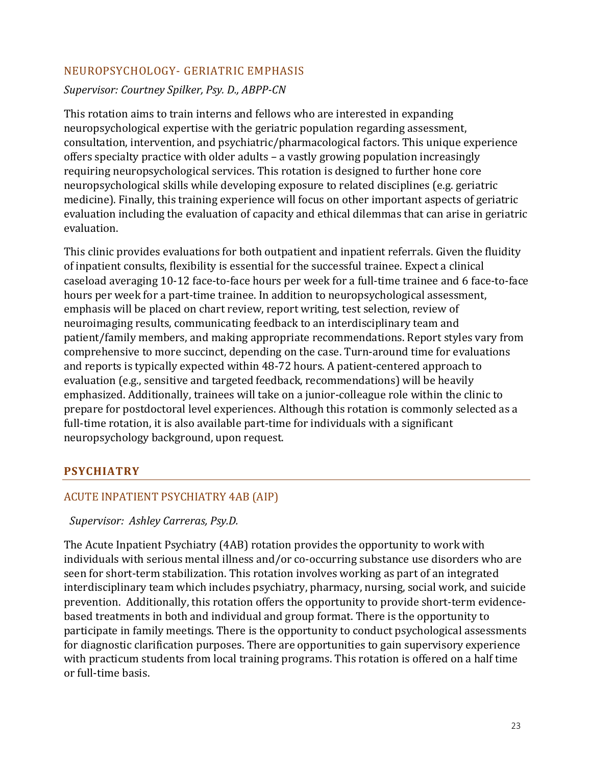### NEUROPSYCHOLOGY- GERIATRIC EMPHASIS

*Supervisor: Courtney Spilker, Psy. D., ABPP-CN*

This rotation aims to train interns and fellows who are interested in expanding neuropsychological expertise with the geriatric population regarding assessment, consultation, intervention, and psychiatric/pharmacological factors. This unique experience offers specialty practice with older adults – a vastly growing population increasingly requiring neuropsychological services. This rotation is designed to further hone core neuropsychological skills while developing exposure to related disciplines (e.g. geriatric medicine). Finally, this training experience will focus on other important aspects of geriatric evaluation including the evaluation of capacity and ethical dilemmas that can arise in geriatric evaluation.

This clinic provides evaluations for both outpatient and inpatient referrals. Given the fluidity of inpatient consults, flexibility is essential for the successful trainee. Expect a clinical caseload averaging 10-12 face-to-face hours per week for a full-time trainee and 6 face-to-face hours per week for a part-time trainee. In addition to neuropsychological assessment, emphasis will be placed on chart review, report writing, test selection, review of neuroimaging results, communicating feedback to an interdisciplinary team and patient/family members, and making appropriate recommendations. Report styles vary from comprehensive to more succinct, depending on the case. Turn-around time for evaluations and reports is typically expected within 48-72 hours. A patient-centered approach to evaluation (e.g., sensitive and targeted feedback, recommendations) will be heavily emphasized. Additionally, trainees will take on a junior-colleague role within the clinic to prepare for postdoctoral level experiences. Although this rotation is commonly selected as a full-time rotation, it is also available part-time for individuals with a significant neuropsychology background, upon request.

## PSYCHIATRY

### ACUTE INPATIENT PSYCHIATRY 4AB (AIP)

*Supervisor: Ashley Carreras, Psy.D.*

The Acute Inpatient Psychiatry (4AB) rotation provides the opportunity to work with individuals with serious mental illness and/or co-occurring substance use disorders who are seen for short-term stabilization. This rotation involves working as part of an integrated interdisciplinary team which includes psychiatry, pharmacy, nursing, social work, and suicide prevention. Additionally, this rotation offers the opportunity to provide short-term evidence-based treatments in both and individual and group format. There is the opportunity to participate in family meetings. There is the opportunity to conduct psychological assessments for diagnostic clarification purposes. There are opportunities to gain supervisory experience with practicum students from local training programs. This rotation is offered on a half time or full-time basis.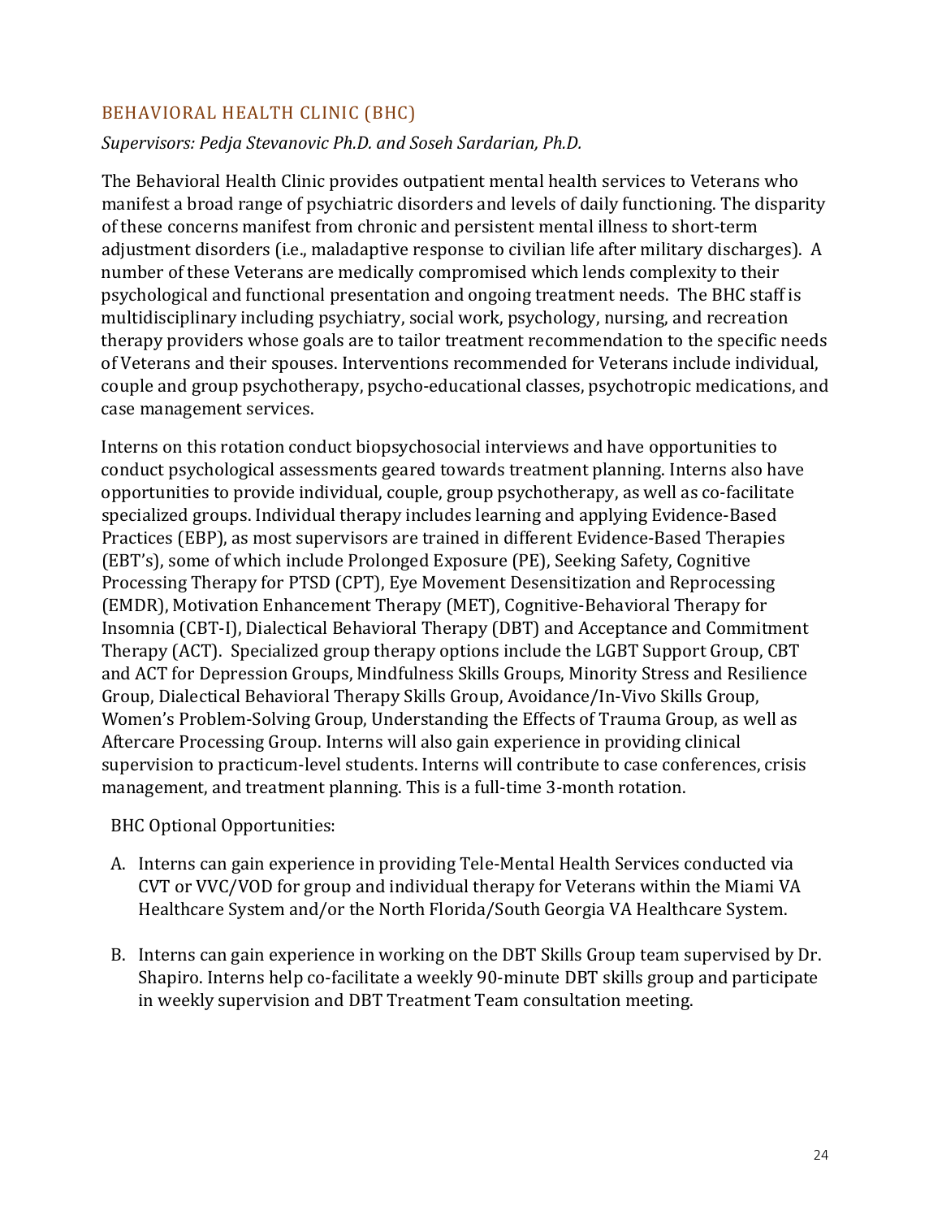## BEHAVIORAL HEALTH CLINIC (BHC)

*Supervisors: Pedja Stevanovic Ph.D. and Soseh Sardarian, Ph.D.*

The Behavioral Health Clinic provides outpatient mental health services to Veterans who manifest a broad range of psychiatric disorders and levels of daily functioning. The disparity of these concerns manifest from chronic and persistent mental illness to short-term adjustment disorders (i.e., maladaptive response to civilian life after military discharges). A number of these Veterans are medically compromised which lends complexity to their psychological and functional presentation and ongoing treatment needs. The BHC staff is multidisciplinary including psychiatry, social work, psychology, nursing, and recreation therapy providers whose goals are to tailor treatment recommendation to the specific needs of Veterans and their spouses. Interventions recommended for Veterans include individual, couple and group psychotherapy, psycho-educational classes, psychotropic medications, and case management services.

Interns on this rotation conduct biopsychosocial interviews and have opportunities to conduct psychological assessments geared towards treatment planning. Interns also have opportunities to provide individual, couple, group psychotherapy, as well as co-facilitate specialized groups. Individual therapy includes learning and applying Evidence-Based Practices (EBP), as most supervisors are trained in different Evidence-Based Therapies (EBT's), some of which include Prolonged Exposure (PE), Seeking Safety, Cognitive Processing Therapy for PTSD (CPT), Eye Movement Desensitization and Reprocessing (EMDR), Motivation Enhancement Therapy (MET), Cognitive-Behavioral Therapy for Insomnia (CBT-I), Dialectical Behavioral Therapy (DBT) and Acceptance and Commitment Therapy (ACT). Specialized group therapy options include the LGBT Support Group, CBT and ACT for Depression Groups, Mindfulness Skills Groups, Minority Stress and Resilience Group, Dialectical Behavioral Therapy Skills Group, Avoidance/In-Vivo Skills Group, Women's Problem-Solving Group, Understanding the Effects of Trauma Group, as well as Aftercare Processing Group. Interns will also gain experience in providing clinical supervision to practicum-level students. Interns will contribute to case conferences, crisis management, and treatment planning. This is a full-time 3-month rotation.

BHC Optional Opportunities:

A. Interns can gain experience in providing Tele-Mental Health Services conducted via CVT or VVC/VOD for group and individual therapy for Veterans within the Miami VA Healthcare System and/or the North Florida/South Georgia VA Healthcare System.

B. Interns can gain experience in working on the DBT Skills Group team supervised by Dr. Shapiro. Interns help co-facilitate a weekly 90-minute DBT skills group and participate in weekly supervision and DBT Treatment Team consultation meeting.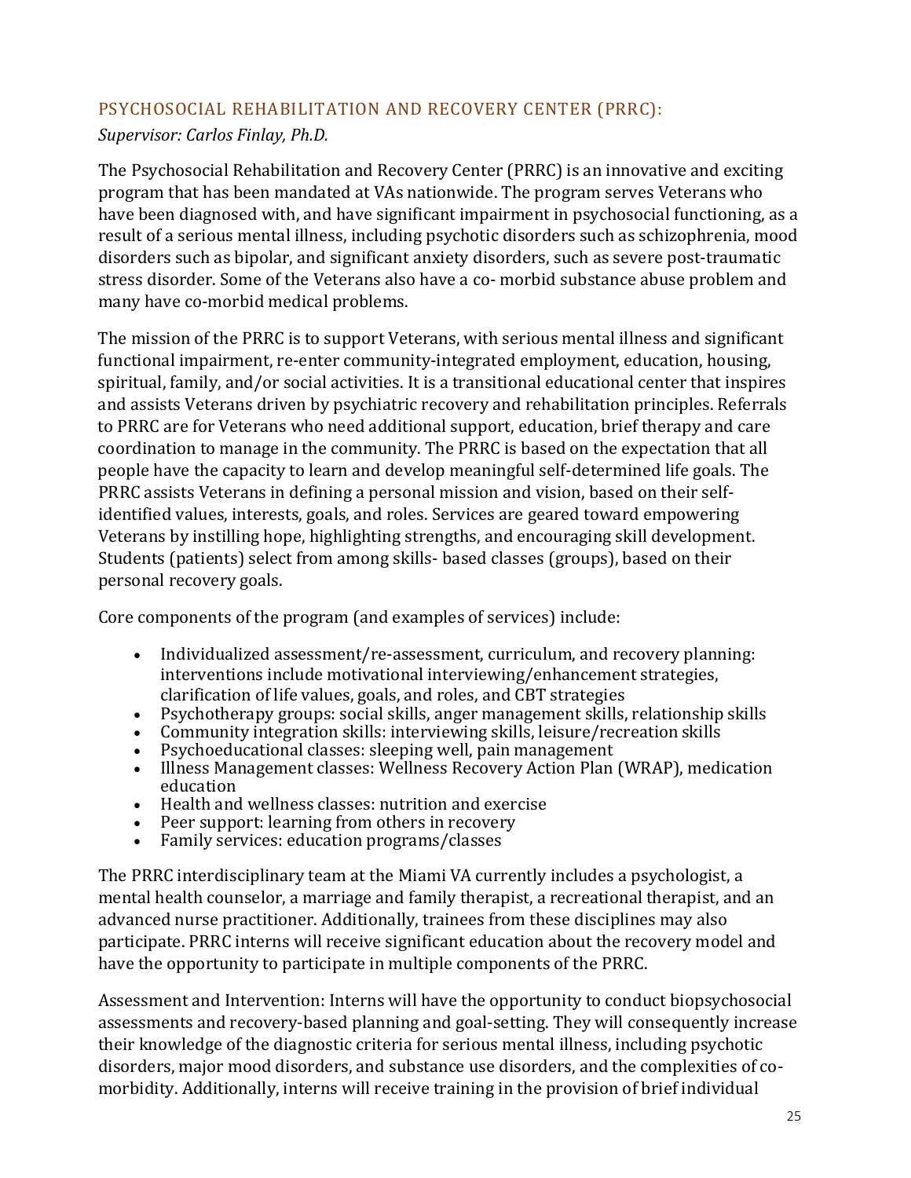## PSYCHOSOCIAL REHABILITATION AND RECOVERY CENTER (PRRC):

*Supervisor: Carlos Finlay, Ph.D.*

The Psychosocial Rehabilitation and Recovery Center (PRRC) is an innovative and exciting program that has been mandated at VAs nationwide. The program serves Veterans who have been diagnosed with, and have significant impairment in psychosocial functioning, as a result of a serious mental illness, including psychotic disorders such as schizophrenia, mood disorders such as bipolar, and significant anxiety disorders, such as severe post-traumatic stress disorder. Some of the Veterans also have a co- morbid substance abuse problem and many have co-morbid medical problems.

The mission of the PRRC is to support Veterans, with serious mental illness and significant functional impairment, re-enter community-integrated employment, education, housing, spiritual, family, and/or social activities. It is a transitional educational center that inspires and assists Veterans driven by psychiatric recovery and rehabilitation principles. Referrals to PRRC are for Veterans who need additional support, education, brief therapy and care coordination to manage in the community. The PRRC is based on the expectation that all people have the capacity to learn and develop meaningful self-determined life goals. The PRRC assists Veterans in defining a personal mission and vision, based on their self-identified values, interests, goals, and roles. Services are geared toward empowering Veterans by instilling hope, highlighting strengths, and encouraging skill development. Students (patients) select from among skills- based classes (groups), based on their personal recovery goals.

Core components of the program (and examples of services) include:

- Individualized assessment/re-assessment, curriculum, and recovery planning: interventions include motivational interviewing/enhancement strategies, clarification of life values, goals, and roles, and CBT strategies
- Psychotherapy groups: social skills, anger management skills, relationship skills
- Community integration skills: interviewing skills, leisure/recreation skills
- Psychoeducational classes: sleeping well, pain management
- Illness Management classes: Wellness Recovery Action Plan (WRAP), medication education
- Health and wellness classes: nutrition and exercise
- Peer support: learning from others in recovery
- Family services: education programs/classes

The PRRC interdisciplinary team at the Miami VA currently includes a psychologist, a mental health counselor, a marriage and family therapist, a recreational therapist, and an advanced nurse practitioner. Additionally, trainees from these disciplines may also participate. PRRC interns will receive significant education about the recovery model and have the opportunity to participate in multiple components of the PRRC.

Assessment and Intervention: Interns will have the opportunity to conduct biopsychosocial assessments and recovery-based planning and goal-setting. They will consequently increase their knowledge of the diagnostic criteria for serious mental illness, including psychotic disorders, major mood disorders, and substance use disorders, and the complexities of co-morbidity. Additionally, interns will receive training in the provision of brief individual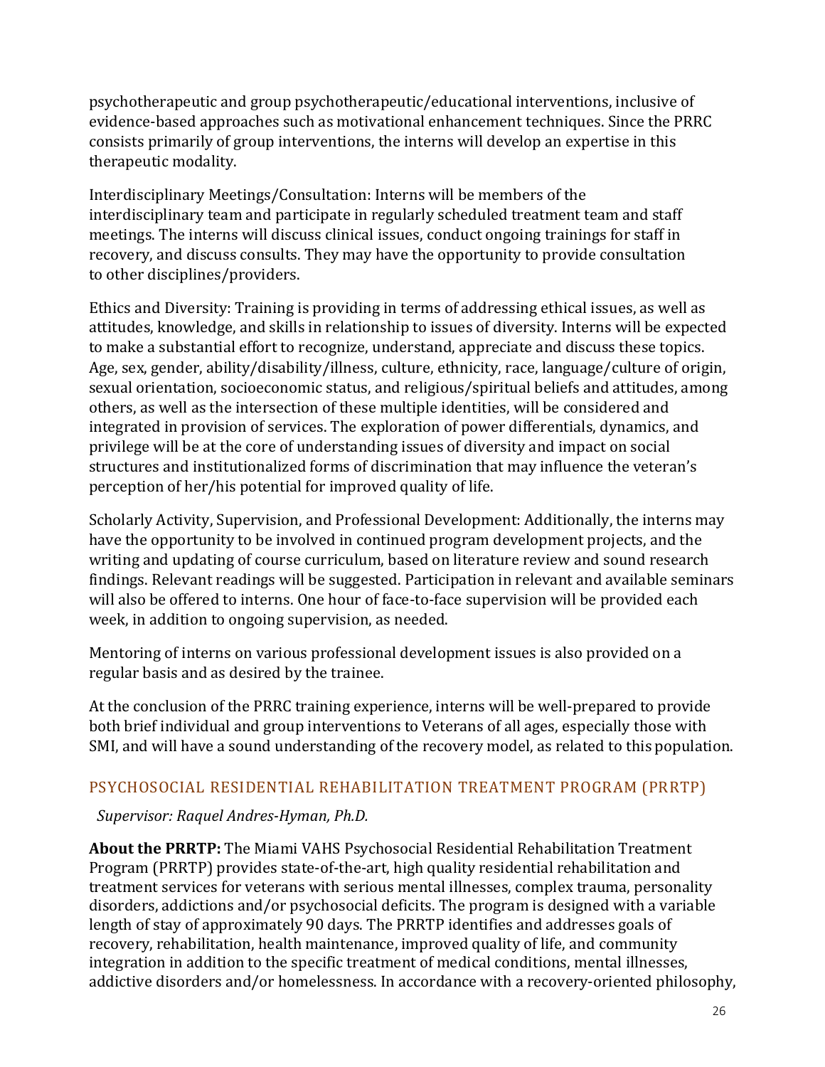psychotherapeutic and group psychotherapeutic/educational interventions, inclusive of evidence-based approaches such as motivational enhancement techniques. Since the PRRC consists primarily of group interventions, the interns will develop an expertise in this therapeutic modality.

Interdisciplinary Meetings/Consultation: Interns will be members of the interdisciplinary team and participate in regularly scheduled treatment team and staff meetings. The interns will discuss clinical issues, conduct ongoing trainings for staff in recovery, and discuss consults. They may have the opportunity to provide consultation to other disciplines/providers.

Ethics and Diversity: Training is providing in terms of addressing ethical issues, as well as attitudes, knowledge, and skills in relationship to issues of diversity. Interns will be expected to make a substantial effort to recognize, understand, appreciate and discuss these topics. Age, sex, gender, ability/disability/illness, culture, ethnicity, race, language/culture of origin, sexual orientation, socioeconomic status, and religious/spiritual beliefs and attitudes, among others, as well as the intersection of these multiple identities, will be considered and integrated in provision of services. The exploration of power differentials, dynamics, and privilege will be at the core of understanding issues of diversity and impact on social structures and institutionalized forms of discrimination that may influence the veteran's perception of her/his potential for improved quality of life.

Scholarly Activity, Supervision, and Professional Development: Additionally, the interns may have the opportunity to be involved in continued program development projects, and the writing and updating of course curriculum, based on literature review and sound research findings. Relevant readings will be suggested. Participation in relevant and available seminars will also be offered to interns. One hour of face-to-face supervision will be provided each week, in addition to ongoing supervision, as needed.

Mentoring of interns on various professional development issues is also provided on a regular basis and as desired by the trainee.

At the conclusion of the PRRC training experience, interns will be well-prepared to provide both brief individual and group interventions to Veterans of all ages, especially those with SMI, and will have a sound understanding of the recovery model, as related to this population.

## PSYCHOSOCIAL RESIDENTIAL REHABILITATION TREATMENT PROGRAM (PRRTP)

*Supervisor: Raquel Andres-Hyman, Ph.D.*

**About the PRRTP:** The Miami VAHS Psychosocial Residential Rehabilitation Treatment Program (PRRTP) provides state-of-the-art, high quality residential rehabilitation and treatment services for veterans with serious mental illnesses, complex trauma, personality disorders, addictions and/or psychosocial deficits. The program is designed with a variable length of stay of approximately 90 days. The PRRTP identifies and addresses goals of recovery, rehabilitation, health maintenance, improved quality of life, and community integration in addition to the specific treatment of medical conditions, mental illnesses, addictive disorders and/or homelessness. In accordance with a recovery-oriented philosophy,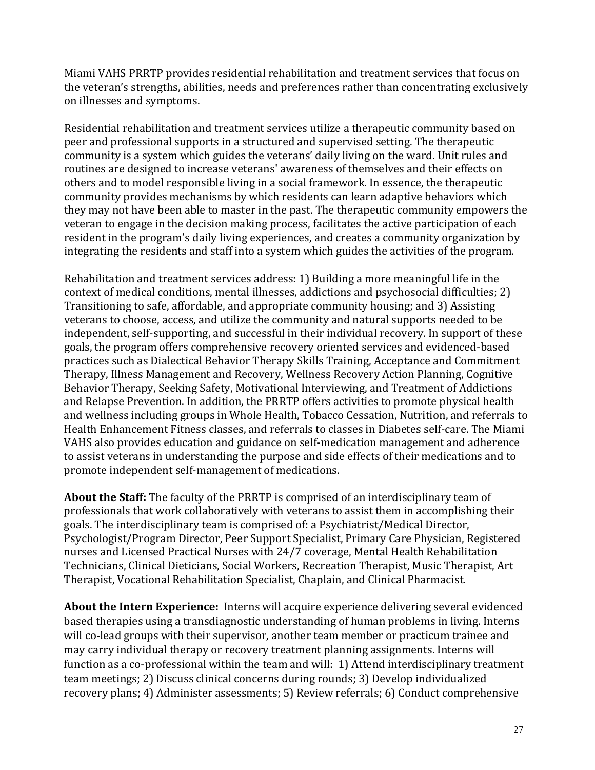Miami VAHS PRRTP provides residential rehabilitation and treatment services that focus on the veteran's strengths, abilities, needs and preferences rather than concentrating exclusively on illnesses and symptoms.

Residential rehabilitation and treatment services utilize a therapeutic community based on peer and professional supports in a structured and supervised setting. The therapeutic community is a system which guides the veterans' daily living on the ward. Unit rules and routines are designed to increase veterans' awareness of themselves and their effects on others and to model responsible living in a social framework. In essence, the therapeutic community provides mechanisms by which residents can learn adaptive behaviors which they may not have been able to master in the past. The therapeutic community empowers the veteran to engage in the decision making process, facilitates the active participation of each resident in the program's daily living experiences, and creates a community organization by integrating the residents and staff into a system which guides the activities of the program.

Rehabilitation and treatment services address: 1) Building a more meaningful life in the context of medical conditions, mental illnesses, addictions and psychosocial difficulties; 2) Transitioning to safe, affordable, and appropriate community housing; and 3) Assisting veterans to choose, access, and utilize the community and natural supports needed to be independent, self-supporting, and successful in their individual recovery. In support of these goals, the program offers comprehensive recovery oriented services and evidenced-based practices such as Dialectical Behavior Therapy Skills Training, Acceptance and Commitment Therapy, Illness Management and Recovery, Wellness Recovery Action Planning, Cognitive Behavior Therapy, Seeking Safety, Motivational Interviewing, and Treatment of Addictions and Relapse Prevention. In addition, the PRRTP offers activities to promote physical health and wellness including groups in Whole Health, Tobacco Cessation, Nutrition, and referrals to Health Enhancement Fitness classes, and referrals to classes in Diabetes self-care. The Miami VAHS also provides education and guidance on self-medication management and adherence to assist veterans in understanding the purpose and side effects of their medications and to promote independent self-management of medications.

**About the Staff:** The faculty of the PRRTP is comprised of an interdisciplinary team of professionals that work collaboratively with veterans to assist them in accomplishing their goals. The interdisciplinary team is comprised of: a Psychiatrist/Medical Director, Psychologist/Program Director, Peer Support Specialist, Primary Care Physician, Registered nurses and Licensed Practical Nurses with 24/7 coverage, Mental Health Rehabilitation Technicians, Clinical Dieticians, Social Workers, Recreation Therapist, Music Therapist, Art Therapist, Vocational Rehabilitation Specialist, Chaplain, and Clinical Pharmacist.

**About the Intern Experience:** Interns will acquire experience delivering several evidenced based therapies using a transdiagnostic understanding of human problems in living. Interns will co-lead groups with their supervisor, another team member or practicum trainee and may carry individual therapy or recovery treatment planning assignments. Interns will function as a co-professional within the team and will: 1) Attend interdisciplinary treatment team meetings; 2) Discuss clinical concerns during rounds; 3) Develop individualized recovery plans; 4) Administer assessments; 5) Review referrals; 6) Conduct comprehensive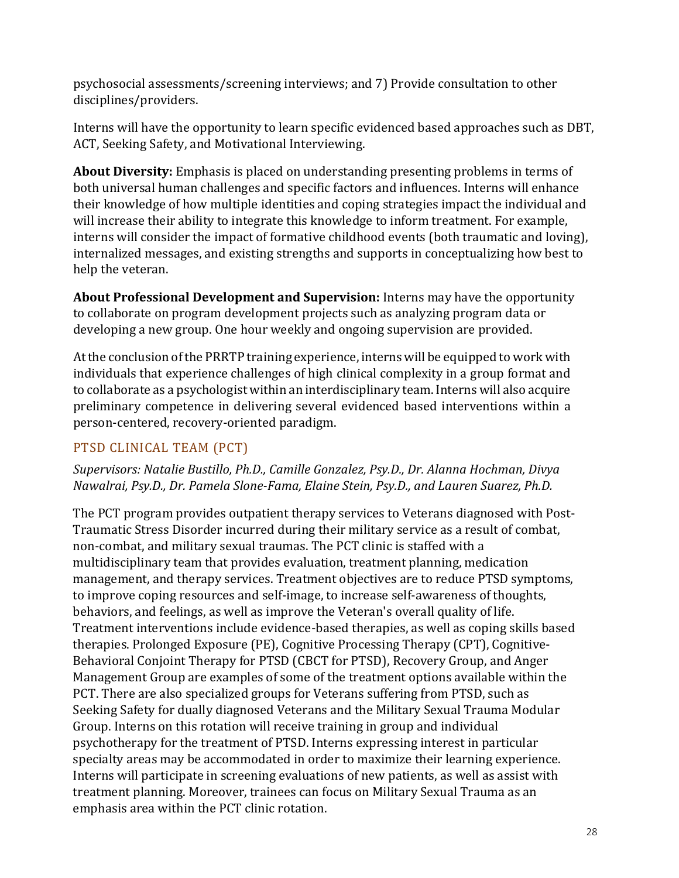psychosocial assessments/screening interviews; and 7) Provide consultation to other disciplines/providers.

Interns will have the opportunity to learn specific evidenced based approaches such as DBT, ACT, Seeking Safety, and Motivational Interviewing.

**About Diversity:** Emphasis is placed on understanding presenting problems in terms of both universal human challenges and specific factors and influences. Interns will enhance their knowledge of how multiple identities and coping strategies impact the individual and will increase their ability to integrate this knowledge to inform treatment. For example, interns will consider the impact of formative childhood events (both traumatic and loving), internalized messages, and existing strengths and supports in conceptualizing how best to help the veteran.

**About Professional Development and Supervision:** Interns may have the opportunity to collaborate on program development projects such as analyzing program data or developing a new group. One hour weekly and ongoing supervision are provided.

At the conclusion of the PRRTP training experience, interns will be equipped to work with individuals that experience challenges of high clinical complexity in a group format and to collaborate as a psychologist within an interdisciplinary team. Interns will also acquire preliminary competence in delivering several evidenced based interventions within a person-centered, recovery-oriented paradigm.

## PTSD CLINICAL TEAM (PCT)

*Supervisors: Natalie Bustillo, Ph.D., Camille Gonzalez, Psy.D., Dr. Alanna Hochman, Divya Nawalrai, Psy.D., Dr. Pamela Slone-Fama, Elaine Stein, Psy.D., and Lauren Suarez, Ph.D.*

The PCT program provides outpatient therapy services to Veterans diagnosed with Post-Traumatic Stress Disorder incurred during their military service as a result of combat, non-combat, and military sexual traumas. The PCT clinic is staffed with a multidisciplinary team that provides evaluation, treatment planning, medication management, and therapy services. Treatment objectives are to reduce PTSD symptoms, to improve coping resources and self-image, to increase self-awareness of thoughts, behaviors, and feelings, as well as improve the Veteran's overall quality of life. Treatment interventions include evidence-based therapies, as well as coping skills based therapies. Prolonged Exposure (PE), Cognitive Processing Therapy (CPT), Cognitive-Behavioral Conjoint Therapy for PTSD (CBCT for PTSD), Recovery Group, and Anger Management Group are examples of some of the treatment options available within the PCT. There are also specialized groups for Veterans suffering from PTSD, such as Seeking Safety for dually diagnosed Veterans and the Military Sexual Trauma Modular Group. Interns on this rotation will receive training in group and individual psychotherapy for the treatment of PTSD. Interns expressing interest in particular specialty areas may be accommodated in order to maximize their learning experience. Interns will participate in screening evaluations of new patients, as well as assist with treatment planning. Moreover, trainees can focus on Military Sexual Trauma as an emphasis area within the PCT clinic rotation.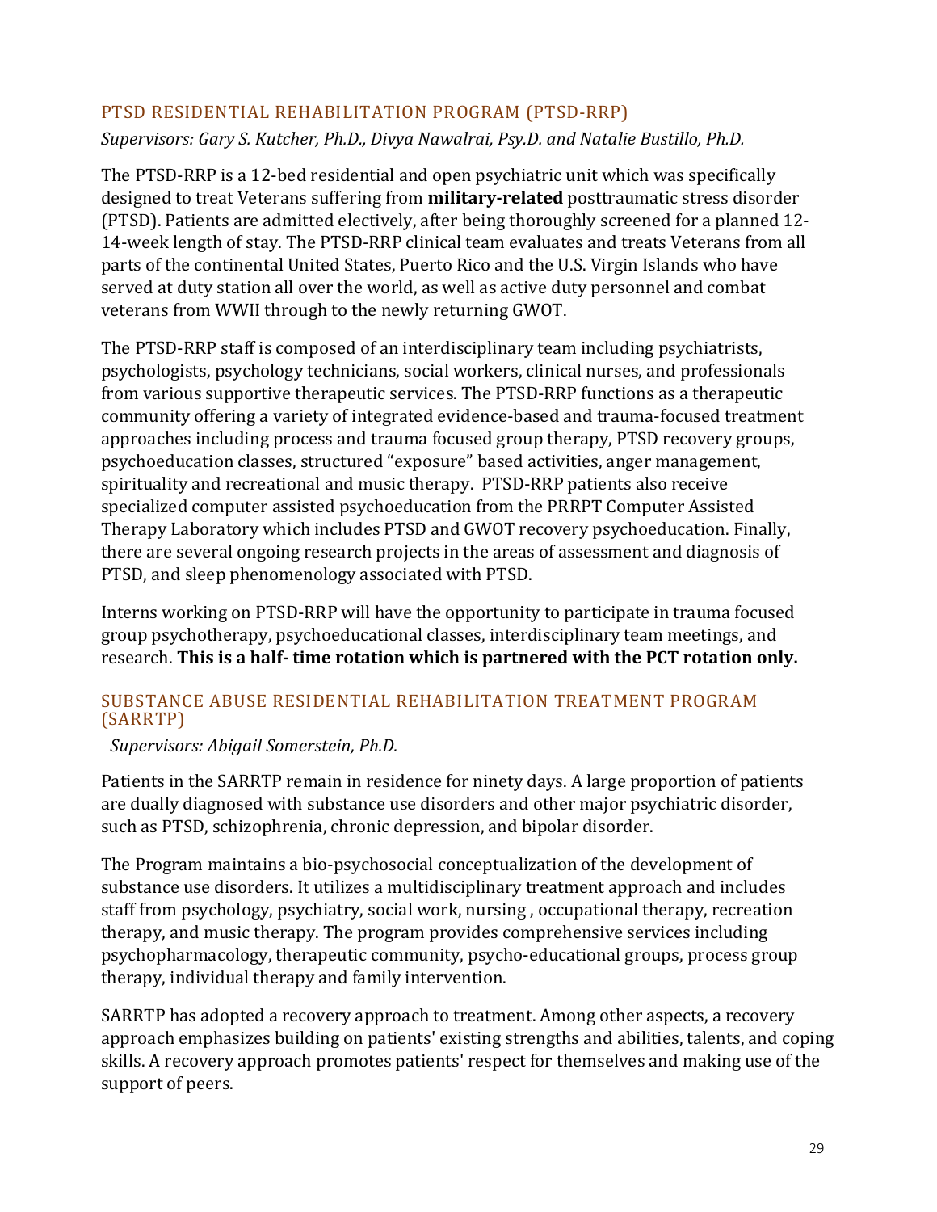## PTSD RESIDENTIAL REHABILITATION PROGRAM (PTSD-RRP)

*Supervisors: Gary S. Kutcher, Ph.D., Divya Nawalrai, Psy.D. and Natalie Bustillo, Ph.D.*

The PTSD-RRP is a 12-bed residential and open psychiatric unit which was specifically designed to treat Veterans suffering from **military-related** posttraumatic stress disorder (PTSD). Patients are admitted electively, after being thoroughly screened for a planned 12-14-week length of stay. The PTSD-RRP clinical team evaluates and treats Veterans from all parts of the continental United States, Puerto Rico and the U.S. Virgin Islands who have served at duty station all over the world, as well as active duty personnel and combat veterans from WWII through to the newly returning GWOT.

The PTSD-RRP staff is composed of an interdisciplinary team including psychiatrists, psychologists, psychology technicians, social workers, clinical nurses, and professionals from various supportive therapeutic services. The PTSD-RRP functions as a therapeutic community offering a variety of integrated evidence-based and trauma-focused treatment approaches including process and trauma focused group therapy, PTSD recovery groups, psychoeducation classes, structured "exposure" based activities, anger management, spirituality and recreational and music therapy. PTSD-RRP patients also receive specialized computer assisted psychoeducation from the PRRPT Computer Assisted Therapy Laboratory which includes PTSD and GWOT recovery psychoeducation. Finally, there are several ongoing research projects in the areas of assessment and diagnosis of PTSD, and sleep phenomenology associated with PTSD.

Interns working on PTSD-RRP will have the opportunity to participate in trauma focused group psychotherapy, psychoeducational classes, interdisciplinary team meetings, and research. **This is a half- time rotation which is partnered with the PCT rotation only.**

## SUBSTANCE ABUSE RESIDENTIAL REHABILITATION TREATMENT PROGRAM (SARRTP)

*Supervisors: Abigail Somerstein, Ph.D.*

Patients in the SARRTP remain in residence for ninety days. A large proportion of patients are dually diagnosed with substance use disorders and other major psychiatric disorder, such as PTSD, schizophrenia, chronic depression, and bipolar disorder.

The Program maintains a bio-psychosocial conceptualization of the development of substance use disorders. It utilizes a multidisciplinary treatment approach and includes staff from psychology, psychiatry, social work, nursing , occupational therapy, recreation therapy, and music therapy. The program provides comprehensive services including psychopharmacology, therapeutic community, psycho-educational groups, process group therapy, individual therapy and family intervention.

SARRTP has adopted a recovery approach to treatment. Among other aspects, a recovery approach emphasizes building on patients' existing strengths and abilities, talents, and coping skills. A recovery approach promotes patients' respect for themselves and making use of the support of peers.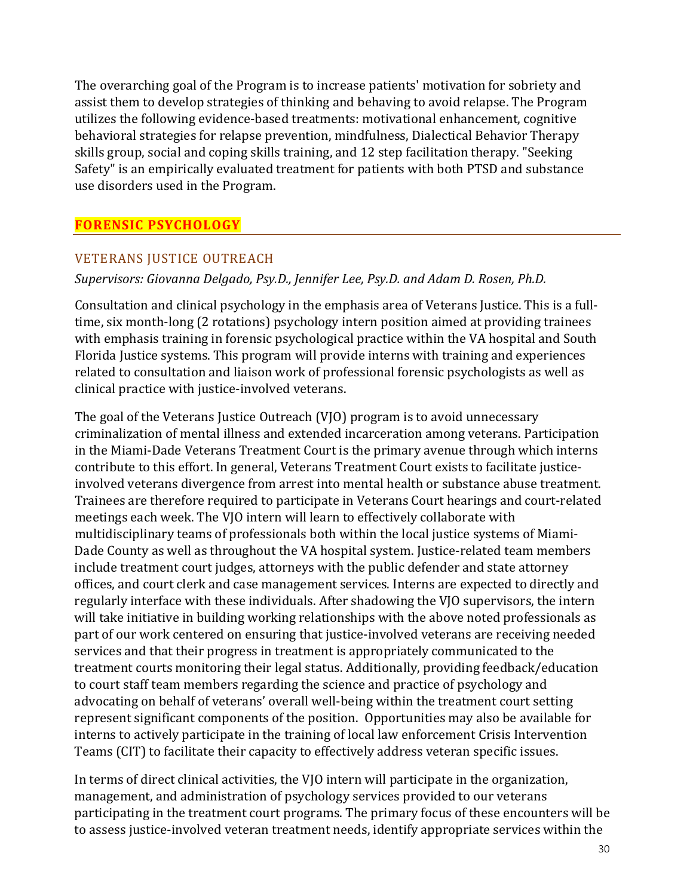The overarching goal of the Program is to increase patients' motivation for sobriety and assist them to develop strategies of thinking and behaving to avoid relapse. The Program utilizes the following evidence-based treatments: motivational enhancement, cognitive behavioral strategies for relapse prevention, mindfulness, Dialectical Behavior Therapy skills group, social and coping skills training, and 12 step facilitation therapy. "Seeking Safety" is an empirically evaluated treatment for patients with both PTSD and substance use disorders used in the Program.

## FORENSIC PSYCHOLOGY

### VETERANS JUSTICE OUTREACH

*Supervisors: Giovanna Delgado, Psy.D., Jennifer Lee, Psy.D. and Adam D. Rosen, Ph.D.*

Consultation and clinical psychology in the emphasis area of Veterans Justice. This is a full-time, six month-long (2 rotations) psychology intern position aimed at providing trainees with emphasis training in forensic psychological practice within the VA hospital and South Florida Justice systems. This program will provide interns with training and experiences related to consultation and liaison work of professional forensic psychologists as well as clinical practice with justice-involved veterans.

The goal of the Veterans Justice Outreach (VJO) program is to avoid unnecessary criminalization of mental illness and extended incarceration among veterans. Participation in the Miami-Dade Veterans Treatment Court is the primary avenue through which interns contribute to this effort. In general, Veterans Treatment Court exists to facilitate justice-involved veterans divergence from arrest into mental health or substance abuse treatment. Trainees are therefore required to participate in Veterans Court hearings and court-related meetings each week. The VJO intern will learn to effectively collaborate with multidisciplinary teams of professionals both within the local justice systems of Miami-Dade County as well as throughout the VA hospital system. Justice-related team members include treatment court judges, attorneys with the public defender and state attorney offices, and court clerk and case management services. Interns are expected to directly and regularly interface with these individuals. After shadowing the VJO supervisors, the intern will take initiative in building working relationships with the above noted professionals as part of our work centered on ensuring that justice-involved veterans are receiving needed services and that their progress in treatment is appropriately communicated to the treatment courts monitoring their legal status. Additionally, providing feedback/education to court staff team members regarding the science and practice of psychology and advocating on behalf of veterans' overall well-being within the treatment court setting represent significant components of the position. Opportunities may also be available for interns to actively participate in the training of local law enforcement Crisis Intervention Teams (CIT) to facilitate their capacity to effectively address veteran specific issues.

In terms of direct clinical activities, the VJO intern will participate in the organization, management, and administration of psychology services provided to our veterans participating in the treatment court programs. The primary focus of these encounters will be to assess justice-involved veteran treatment needs, identify appropriate services within the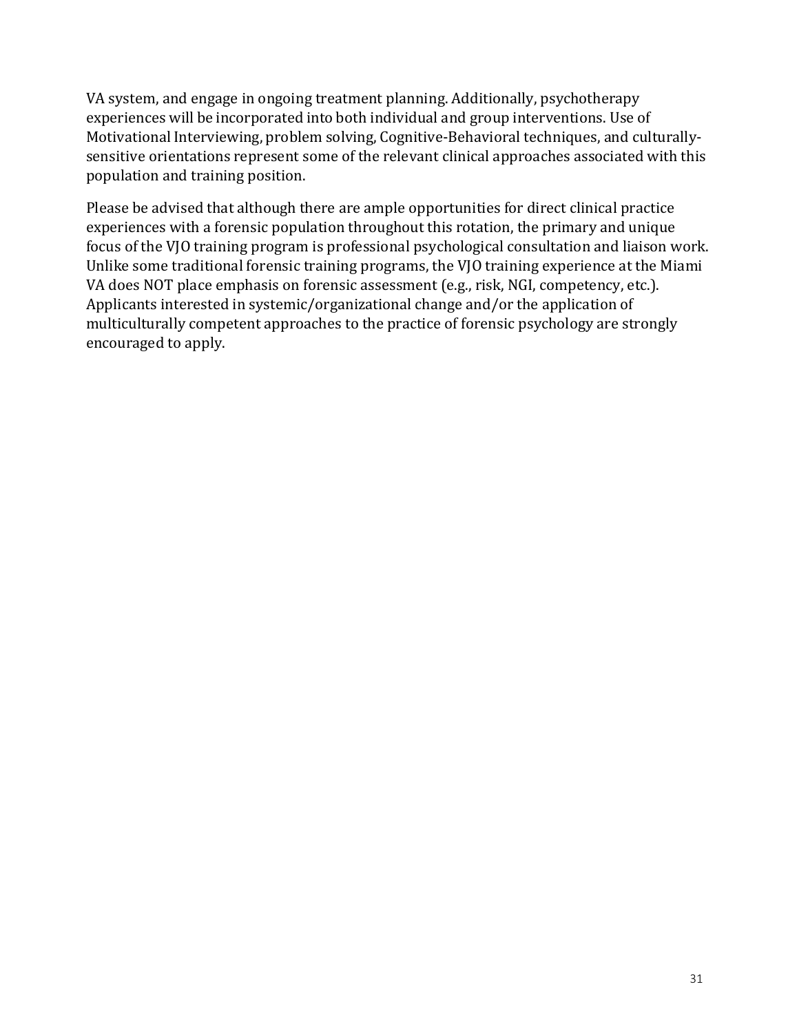VA system, and engage in ongoing treatment planning. Additionally, psychotherapy experiences will be incorporated into both individual and group interventions. Use of Motivational Interviewing, problem solving, Cognitive-Behavioral techniques, and culturally-sensitive orientations represent some of the relevant clinical approaches associated with this population and training position.

Please be advised that although there are ample opportunities for direct clinical practice experiences with a forensic population throughout this rotation, the primary and unique focus of the VJO training program is professional psychological consultation and liaison work. Unlike some traditional forensic training programs, the VJO training experience at the Miami VA does NOT place emphasis on forensic assessment (e.g., risk, NGI, competency, etc.). Applicants interested in systemic/organizational change and/or the application of multiculturally competent approaches to the practice of forensic psychology are strongly encouraged to apply.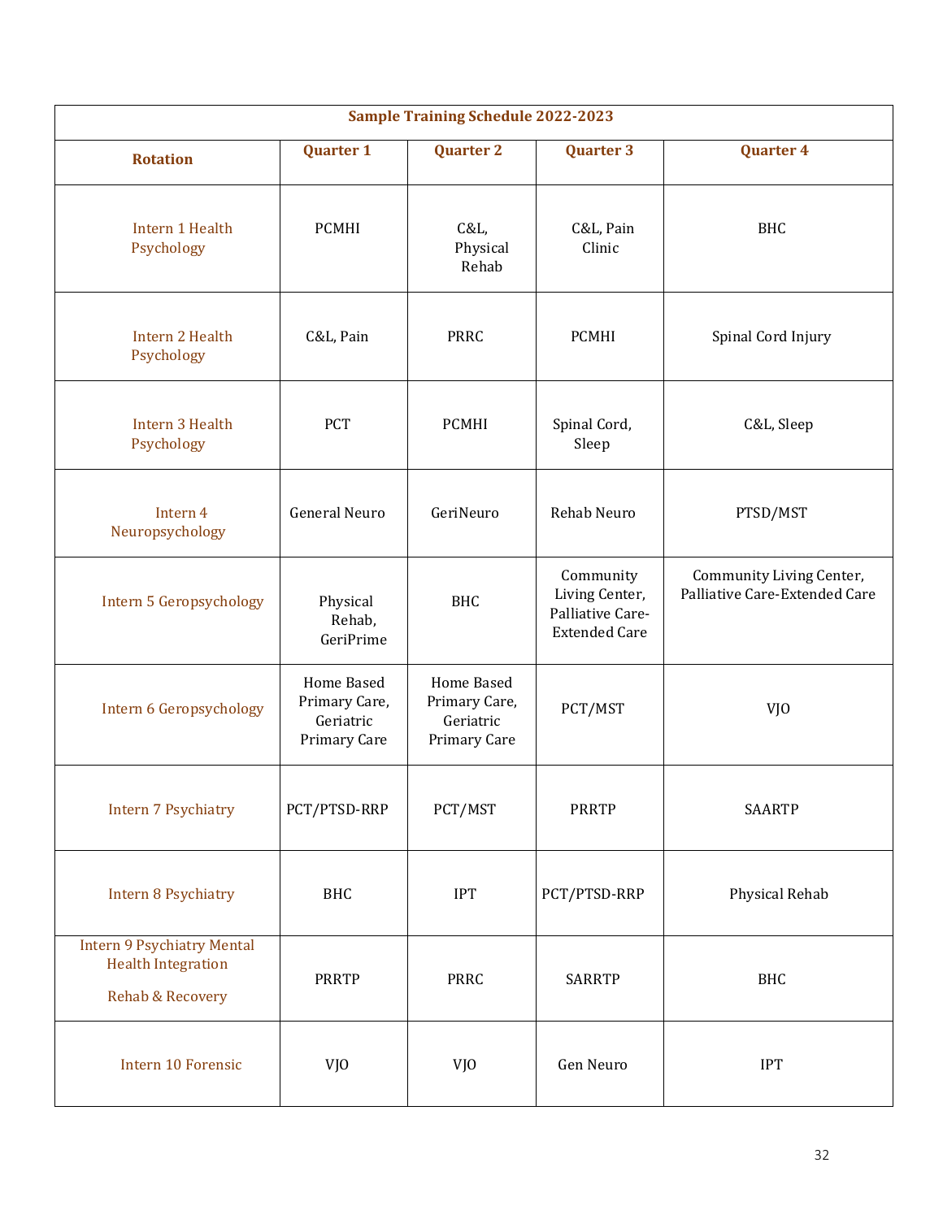| Sample Training Schedule 2022-2023 | | | | |
|---|---|---|---|---|
| **Rotation** | **Quarter 1** | **Quarter 2** | **Quarter 3** | **Quarter 4** |
| Intern 1 Health Psychology | PCMHI | C&L, Physical Rehab | C&L, Pain Clinic | BHC |
| Intern 2 Health Psychology | C&L, Pain | PRRC | PCMHI | Spinal Cord Injury |
| Intern 3 Health Psychology | PCT | PCMHI | Spinal Cord, Sleep | C&L, Sleep |
| Intern 4 Neuropsychology | General Neuro | GeriNeuro | Rehab Neuro | PTSD/MST |
| Intern 5 Geropsychology | Physical Rehab, GeriPrime | BHC | Community Living Center, Palliative Care-Extended Care | Community Living Center, Palliative Care-Extended Care |
| Intern 6 Geropsychology | Home Based Primary Care, Geriatric Primary Care | Home Based Primary Care, Geriatric Primary Care | PCT/MST | VJO |
| Intern 7 Psychiatry | PCT/PTSD-RRP | PCT/MST | PRRTP | SAARTP |
| Intern 8 Psychiatry | BHC | IPT | PCT/PTSD-RRP | Physical Rehab |
| Intern 9 Psychiatry Mental Health Integration Rehab & Recovery | PRRTP | PRRC | SARRTP | BHC |
| Intern 10 Forensic | VJO | VJO | Gen Neuro | IPT |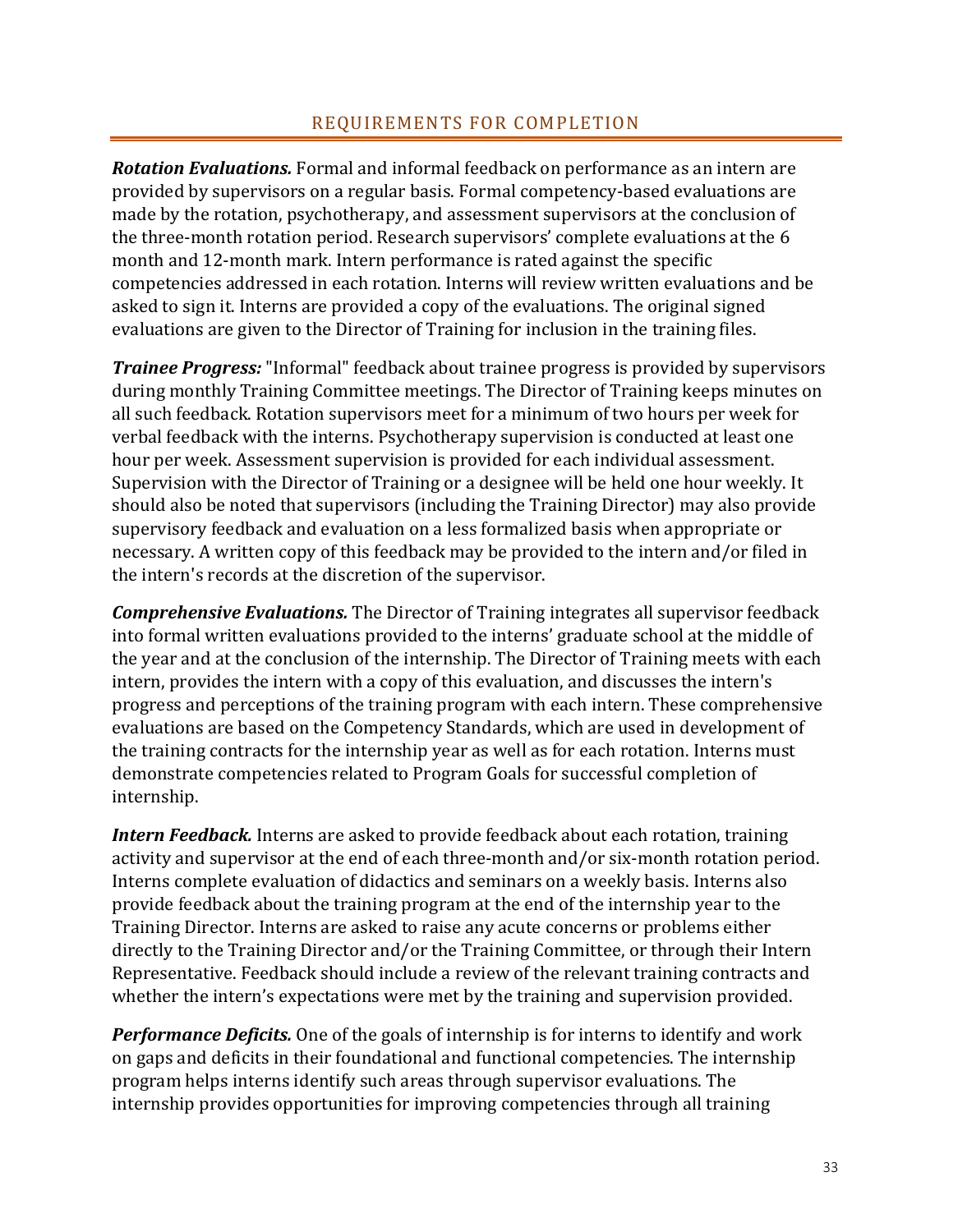## REQUIREMENTS FOR COMPLETION

***Rotation Evaluations.*** Formal and informal feedback on performance as an intern are provided by supervisors on a regular basis. Formal competency-based evaluations are made by the rotation, psychotherapy, and assessment supervisors at the conclusion of the three-month rotation period. Research supervisors' complete evaluations at the 6 month and 12-month mark. Intern performance is rated against the specific competencies addressed in each rotation. Interns will review written evaluations and be asked to sign it. Interns are provided a copy of the evaluations. The original signed evaluations are given to the Director of Training for inclusion in the training files.

***Trainee Progress:*** "Informal" feedback about trainee progress is provided by supervisors during monthly Training Committee meetings. The Director of Training keeps minutes on all such feedback. Rotation supervisors meet for a minimum of two hours per week for verbal feedback with the interns. Psychotherapy supervision is conducted at least one hour per week. Assessment supervision is provided for each individual assessment. Supervision with the Director of Training or a designee will be held one hour weekly. It should also be noted that supervisors (including the Training Director) may also provide supervisory feedback and evaluation on a less formalized basis when appropriate or necessary. A written copy of this feedback may be provided to the intern and/or filed in the intern's records at the discretion of the supervisor.

***Comprehensive Evaluations.*** The Director of Training integrates all supervisor feedback into formal written evaluations provided to the interns' graduate school at the middle of the year and at the conclusion of the internship. The Director of Training meets with each intern, provides the intern with a copy of this evaluation, and discusses the intern's progress and perceptions of the training program with each intern. These comprehensive evaluations are based on the Competency Standards, which are used in development of the training contracts for the internship year as well as for each rotation. Interns must demonstrate competencies related to Program Goals for successful completion of internship.

***Intern Feedback.*** Interns are asked to provide feedback about each rotation, training activity and supervisor at the end of each three-month and/or six-month rotation period. Interns complete evaluation of didactics and seminars on a weekly basis. Interns also provide feedback about the training program at the end of the internship year to the Training Director. Interns are asked to raise any acute concerns or problems either directly to the Training Director and/or the Training Committee, or through their Intern Representative. Feedback should include a review of the relevant training contracts and whether the intern's expectations were met by the training and supervision provided.

***Performance Deficits.*** One of the goals of internship is for interns to identify and work on gaps and deficits in their foundational and functional competencies. The internship program helps interns identify such areas through supervisor evaluations. The internship provides opportunities for improving competencies through all training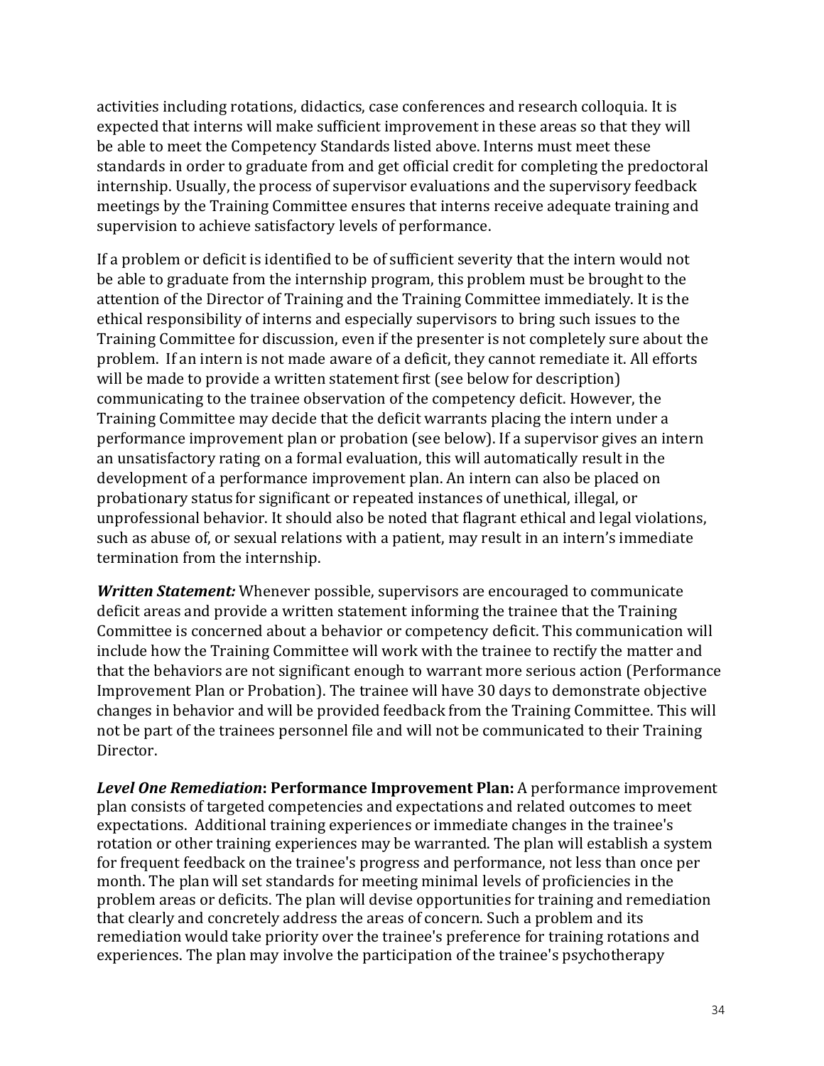activities including rotations, didactics, case conferences and research colloquia. It is expected that interns will make sufficient improvement in these areas so that they will be able to meet the Competency Standards listed above. Interns must meet these standards in order to graduate from and get official credit for completing the predoctoral internship. Usually, the process of supervisor evaluations and the supervisory feedback meetings by the Training Committee ensures that interns receive adequate training and supervision to achieve satisfactory levels of performance.

If a problem or deficit is identified to be of sufficient severity that the intern would not be able to graduate from the internship program, this problem must be brought to the attention of the Director of Training and the Training Committee immediately. It is the ethical responsibility of interns and especially supervisors to bring such issues to the Training Committee for discussion, even if the presenter is not completely sure about the problem. If an intern is not made aware of a deficit, they cannot remediate it. All efforts will be made to provide a written statement first (see below for description) communicating to the trainee observation of the competency deficit. However, the Training Committee may decide that the deficit warrants placing the intern under a performance improvement plan or probation (see below). If a supervisor gives an intern an unsatisfactory rating on a formal evaluation, this will automatically result in the development of a performance improvement plan. An intern can also be placed on probationary status for significant or repeated instances of unethical, illegal, or unprofessional behavior. It should also be noted that flagrant ethical and legal violations, such as abuse of, or sexual relations with a patient, may result in an intern's immediate termination from the internship.

***Written Statement:*** Whenever possible, supervisors are encouraged to communicate deficit areas and provide a written statement informing the trainee that the Training Committee is concerned about a behavior or competency deficit. This communication will include how the Training Committee will work with the trainee to rectify the matter and that the behaviors are not significant enough to warrant more serious action (Performance Improvement Plan or Probation). The trainee will have 30 days to demonstrate objective changes in behavior and will be provided feedback from the Training Committee. This will not be part of the trainees personnel file and will not be communicated to their Training Director.

***Level One Remediation*: Performance Improvement Plan:** A performance improvement plan consists of targeted competencies and expectations and related outcomes to meet expectations. Additional training experiences or immediate changes in the trainee's rotation or other training experiences may be warranted. The plan will establish a system for frequent feedback on the trainee's progress and performance, not less than once per month. The plan will set standards for meeting minimal levels of proficiencies in the problem areas or deficits. The plan will devise opportunities for training and remediation that clearly and concretely address the areas of concern. Such a problem and its remediation would take priority over the trainee's preference for training rotations and experiences. The plan may involve the participation of the trainee's psychotherapy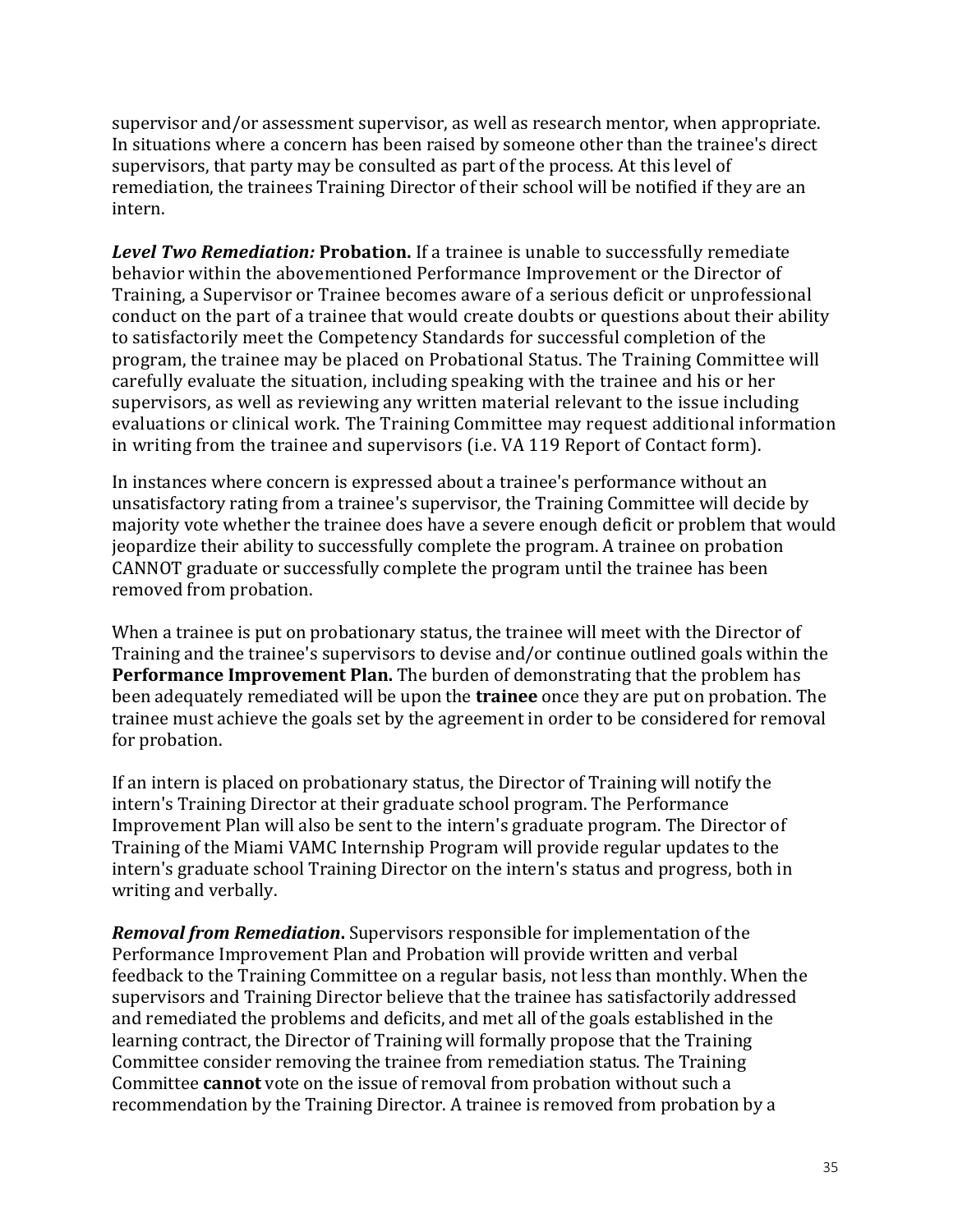supervisor and/or assessment supervisor, as well as research mentor, when appropriate. In situations where a concern has been raised by someone other than the trainee's direct supervisors, that party may be consulted as part of the process. At this level of remediation, the trainees Training Director of their school will be notified if they are an intern.

***Level Two Remediation:*** **Probation.** If a trainee is unable to successfully remediate behavior within the abovementioned Performance Improvement or the Director of Training, a Supervisor or Trainee becomes aware of a serious deficit or unprofessional conduct on the part of a trainee that would create doubts or questions about their ability to satisfactorily meet the Competency Standards for successful completion of the program, the trainee may be placed on Probational Status. The Training Committee will carefully evaluate the situation, including speaking with the trainee and his or her supervisors, as well as reviewing any written material relevant to the issue including evaluations or clinical work. The Training Committee may request additional information in writing from the trainee and supervisors (i.e. VA 119 Report of Contact form).

In instances where concern is expressed about a trainee's performance without an unsatisfactory rating from a trainee's supervisor, the Training Committee will decide by majority vote whether the trainee does have a severe enough deficit or problem that would jeopardize their ability to successfully complete the program. A trainee on probation CANNOT graduate or successfully complete the program until the trainee has been removed from probation.

When a trainee is put on probationary status, the trainee will meet with the Director of Training and the trainee's supervisors to devise and/or continue outlined goals within the **Performance Improvement Plan.** The burden of demonstrating that the problem has been adequately remediated will be upon the **trainee** once they are put on probation. The trainee must achieve the goals set by the agreement in order to be considered for removal for probation.

If an intern is placed on probationary status, the Director of Training will notify the intern's Training Director at their graduate school program. The Performance Improvement Plan will also be sent to the intern's graduate program. The Director of Training of the Miami VAMC Internship Program will provide regular updates to the intern's graduate school Training Director on the intern's status and progress, both in writing and verbally.

***Removal from Remediation*.** Supervisors responsible for implementation of the Performance Improvement Plan and Probation will provide written and verbal feedback to the Training Committee on a regular basis, not less than monthly. When the supervisors and Training Director believe that the trainee has satisfactorily addressed and remediated the problems and deficits, and met all of the goals established in the learning contract, the Director of Training will formally propose that the Training Committee consider removing the trainee from remediation status. The Training Committee **cannot** vote on the issue of removal from probation without such a recommendation by the Training Director. A trainee is removed from probation by a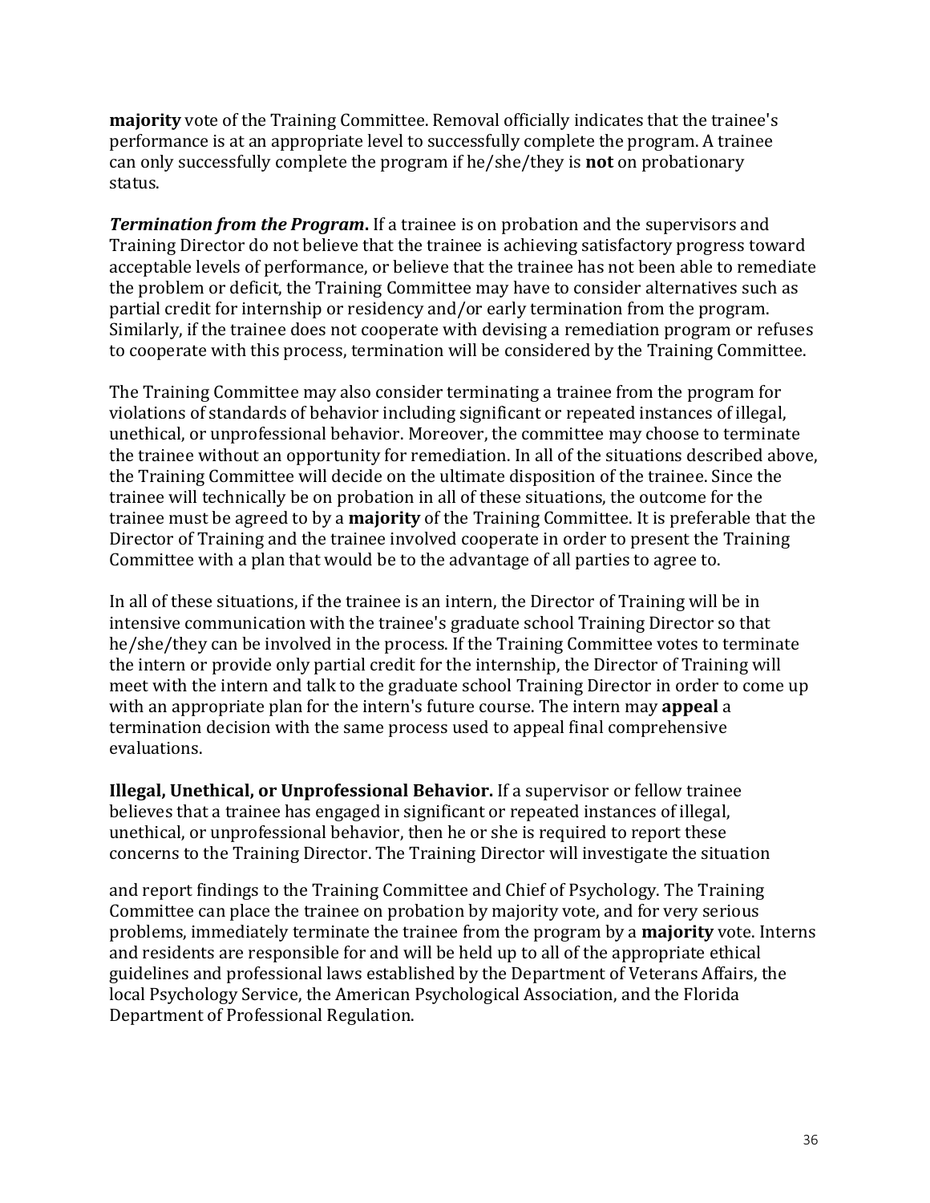**majority** vote of the Training Committee. Removal officially indicates that the trainee's performance is at an appropriate level to successfully complete the program. A trainee can only successfully complete the program if he/she/they is **not** on probationary status.

***Termination from the Program*.** If a trainee is on probation and the supervisors and Training Director do not believe that the trainee is achieving satisfactory progress toward acceptable levels of performance, or believe that the trainee has not been able to remediate the problem or deficit, the Training Committee may have to consider alternatives such as partial credit for internship or residency and/or early termination from the program. Similarly, if the trainee does not cooperate with devising a remediation program or refuses to cooperate with this process, termination will be considered by the Training Committee.

The Training Committee may also consider terminating a trainee from the program for violations of standards of behavior including significant or repeated instances of illegal, unethical, or unprofessional behavior. Moreover, the committee may choose to terminate the trainee without an opportunity for remediation. In all of the situations described above, the Training Committee will decide on the ultimate disposition of the trainee. Since the trainee will technically be on probation in all of these situations, the outcome for the trainee must be agreed to by a **majority** of the Training Committee. It is preferable that the Director of Training and the trainee involved cooperate in order to present the Training Committee with a plan that would be to the advantage of all parties to agree to.

In all of these situations, if the trainee is an intern, the Director of Training will be in intensive communication with the trainee's graduate school Training Director so that he/she/they can be involved in the process. If the Training Committee votes to terminate the intern or provide only partial credit for the internship, the Director of Training will meet with the intern and talk to the graduate school Training Director in order to come up with an appropriate plan for the intern's future course. The intern may **appeal** a termination decision with the same process used to appeal final comprehensive evaluations.

**Illegal, Unethical, or Unprofessional Behavior.** If a supervisor or fellow trainee believes that a trainee has engaged in significant or repeated instances of illegal, unethical, or unprofessional behavior, then he or she is required to report these concerns to the Training Director. The Training Director will investigate the situation and report findings to the Training Committee and Chief of Psychology. The Training Committee can place the trainee on probation by majority vote, and for very serious problems, immediately terminate the trainee from the program by a **majority** vote. Interns and residents are responsible for and will be held up to all of the appropriate ethical guidelines and professional laws established by the Department of Veterans Affairs, the local Psychology Service, the American Psychological Association, and the Florida Department of Professional Regulation.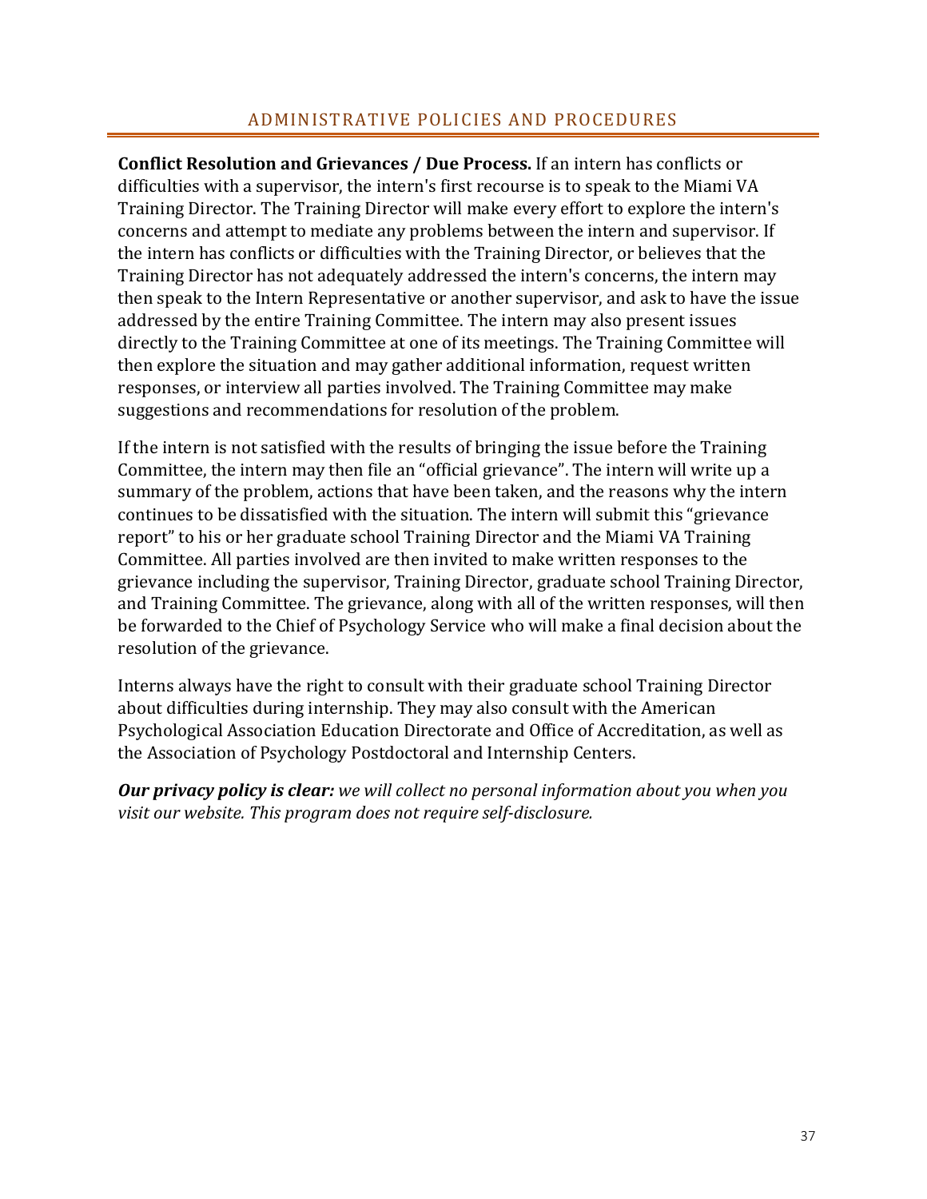## ADMINISTRATIVE POLICIES AND PROCEDURES

**Conflict Resolution and Grievances / Due Process.** If an intern has conflicts or difficulties with a supervisor, the intern's first recourse is to speak to the Miami VA Training Director. The Training Director will make every effort to explore the intern's concerns and attempt to mediate any problems between the intern and supervisor. If the intern has conflicts or difficulties with the Training Director, or believes that the Training Director has not adequately addressed the intern's concerns, the intern may then speak to the Intern Representative or another supervisor, and ask to have the issue addressed by the entire Training Committee. The intern may also present issues directly to the Training Committee at one of its meetings. The Training Committee will then explore the situation and may gather additional information, request written responses, or interview all parties involved. The Training Committee may make suggestions and recommendations for resolution of the problem.

If the intern is not satisfied with the results of bringing the issue before the Training Committee, the intern may then file an "official grievance". The intern will write up a summary of the problem, actions that have been taken, and the reasons why the intern continues to be dissatisfied with the situation. The intern will submit this "grievance report" to his or her graduate school Training Director and the Miami VA Training Committee. All parties involved are then invited to make written responses to the grievance including the supervisor, Training Director, graduate school Training Director, and Training Committee. The grievance, along with all of the written responses, will then be forwarded to the Chief of Psychology Service who will make a final decision about the resolution of the grievance.

Interns always have the right to consult with their graduate school Training Director about difficulties during internship. They may also consult with the American Psychological Association Education Directorate and Office of Accreditation, as well as the Association of Psychology Postdoctoral and Internship Centers.

***Our privacy policy is clear:*** *we will collect no personal information about you when you visit our website. This program does not require self-disclosure.*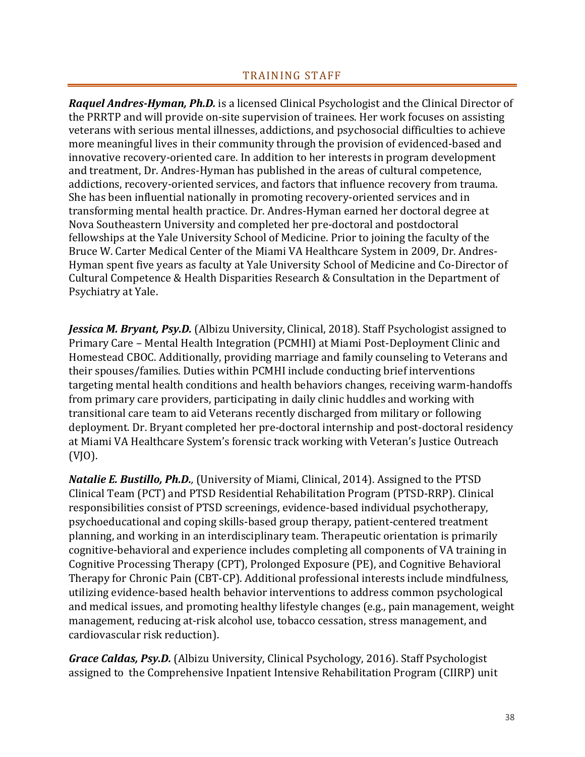## TRAINING STAFF

***Raquel Andres-Hyman, Ph.D.*** is a licensed Clinical Psychologist and the Clinical Director of the PRRTP and will provide on-site supervision of trainees. Her work focuses on assisting veterans with serious mental illnesses, addictions, and psychosocial difficulties to achieve more meaningful lives in their community through the provision of evidenced-based and innovative recovery-oriented care. In addition to her interests in program development and treatment, Dr. Andres-Hyman has published in the areas of cultural competence, addictions, recovery-oriented services, and factors that influence recovery from trauma. She has been influential nationally in promoting recovery-oriented services and in transforming mental health practice. Dr. Andres-Hyman earned her doctoral degree at Nova Southeastern University and completed her pre-doctoral and postdoctoral fellowships at the Yale University School of Medicine. Prior to joining the faculty of the Bruce W. Carter Medical Center of the Miami VA Healthcare System in 2009, Dr. Andres-Hyman spent five years as faculty at Yale University School of Medicine and Co-Director of Cultural Competence & Health Disparities Research & Consultation in the Department of Psychiatry at Yale.

***Jessica M. Bryant, Psy.D.*** (Albizu University, Clinical, 2018). Staff Psychologist assigned to Primary Care – Mental Health Integration (PCMHI) at Miami Post-Deployment Clinic and Homestead CBOC. Additionally, providing marriage and family counseling to Veterans and their spouses/families. Duties within PCMHI include conducting brief interventions targeting mental health conditions and health behaviors changes, receiving warm-handoffs from primary care providers, participating in daily clinic huddles and working with transitional care team to aid Veterans recently discharged from military or following deployment. Dr. Bryant completed her pre-doctoral internship and post-doctoral residency at Miami VA Healthcare System's forensic track working with Veteran's Justice Outreach (VJO).

***Natalie E. Bustillo, Ph.D.,*** (University of Miami, Clinical, 2014). Assigned to the PTSD Clinical Team (PCT) and PTSD Residential Rehabilitation Program (PTSD-RRP). Clinical responsibilities consist of PTSD screenings, evidence-based individual psychotherapy, psychoeducational and coping skills-based group therapy, patient-centered treatment planning, and working in an interdisciplinary team. Therapeutic orientation is primarily cognitive-behavioral and experience includes completing all components of VA training in Cognitive Processing Therapy (CPT), Prolonged Exposure (PE), and Cognitive Behavioral Therapy for Chronic Pain (CBT-CP). Additional professional interests include mindfulness, utilizing evidence-based health behavior interventions to address common psychological and medical issues, and promoting healthy lifestyle changes (e.g., pain management, weight management, reducing at-risk alcohol use, tobacco cessation, stress management, and cardiovascular risk reduction).

***Grace Caldas, Psy.D.*** (Albizu University, Clinical Psychology, 2016). Staff Psychologist assigned to the Comprehensive Inpatient Intensive Rehabilitation Program (CIIRP) unit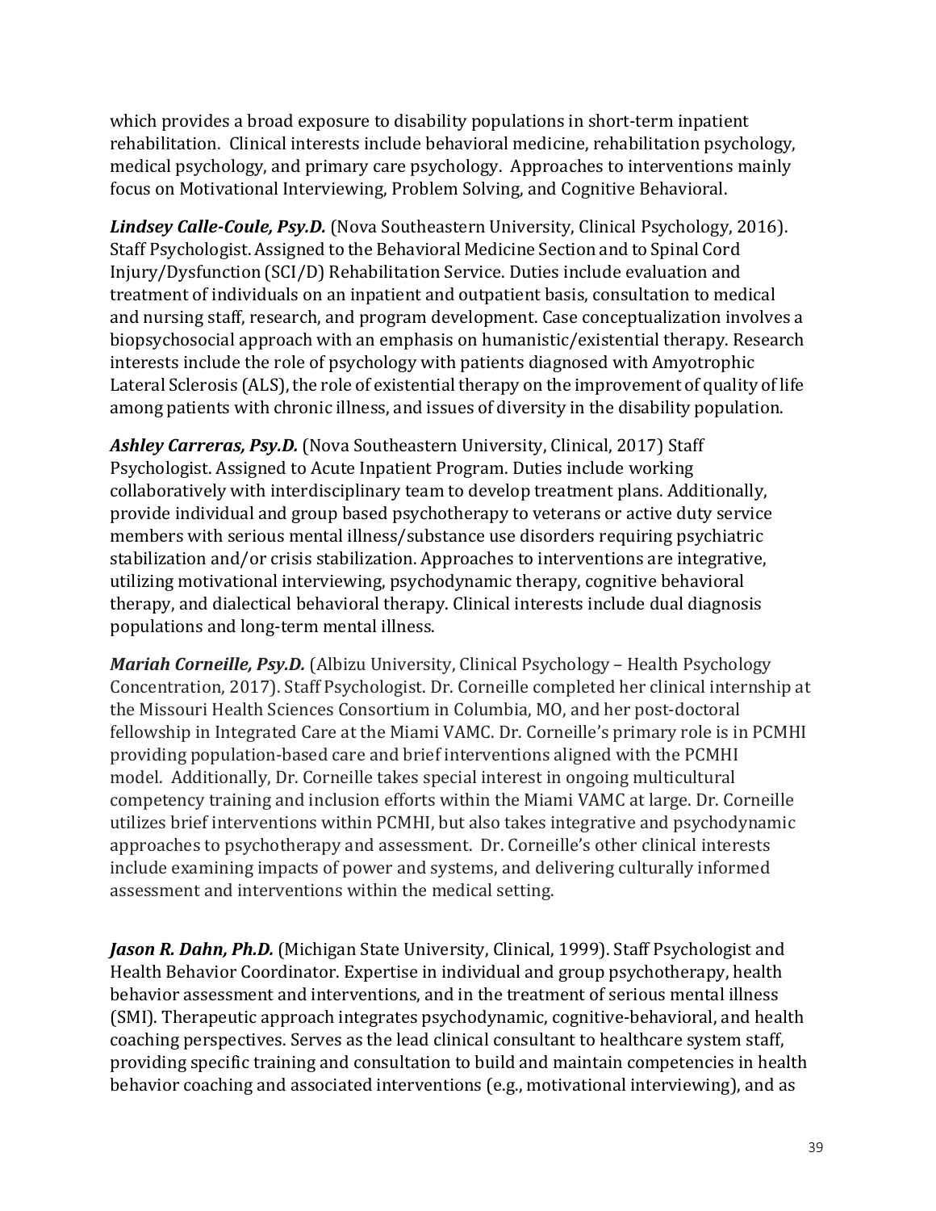which provides a broad exposure to disability populations in short-term inpatient rehabilitation. Clinical interests include behavioral medicine, rehabilitation psychology, medical psychology, and primary care psychology. Approaches to interventions mainly focus on Motivational Interviewing, Problem Solving, and Cognitive Behavioral.

***Lindsey Calle-Coule, Psy.D.*** (Nova Southeastern University, Clinical Psychology, 2016). Staff Psychologist. Assigned to the Behavioral Medicine Section and to Spinal Cord Injury/Dysfunction (SCI/D) Rehabilitation Service. Duties include evaluation and treatment of individuals on an inpatient and outpatient basis, consultation to medical and nursing staff, research, and program development. Case conceptualization involves a biopsychosocial approach with an emphasis on humanistic/existential therapy. Research interests include the role of psychology with patients diagnosed with Amyotrophic Lateral Sclerosis (ALS), the role of existential therapy on the improvement of quality of life among patients with chronic illness, and issues of diversity in the disability population.

***Ashley Carreras, Psy.D.*** (Nova Southeastern University, Clinical, 2017) Staff Psychologist. Assigned to Acute Inpatient Program. Duties include working collaboratively with interdisciplinary team to develop treatment plans. Additionally, provide individual and group based psychotherapy to veterans or active duty service members with serious mental illness/substance use disorders requiring psychiatric stabilization and/or crisis stabilization. Approaches to interventions are integrative, utilizing motivational interviewing, psychodynamic therapy, cognitive behavioral therapy, and dialectical behavioral therapy. Clinical interests include dual diagnosis populations and long-term mental illness.

***Mariah Corneille, Psy.D.*** (Albizu University, Clinical Psychology – Health Psychology Concentration, 2017). Staff Psychologist. Dr. Corneille completed her clinical internship at the Missouri Health Sciences Consortium in Columbia, MO, and her post-doctoral fellowship in Integrated Care at the Miami VAMC. Dr. Corneille's primary role is in PCMHI providing population-based care and brief interventions aligned with the PCMHI model. Additionally, Dr. Corneille takes special interest in ongoing multicultural competency training and inclusion efforts within the Miami VAMC at large. Dr. Corneille utilizes brief interventions within PCMHI, but also takes integrative and psychodynamic approaches to psychotherapy and assessment. Dr. Corneille's other clinical interests include examining impacts of power and systems, and delivering culturally informed assessment and interventions within the medical setting.

***Jason R. Dahn, Ph.D.*** (Michigan State University, Clinical, 1999). Staff Psychologist and Health Behavior Coordinator. Expertise in individual and group psychotherapy, health behavior assessment and interventions, and in the treatment of serious mental illness (SMI). Therapeutic approach integrates psychodynamic, cognitive-behavioral, and health coaching perspectives. Serves as the lead clinical consultant to healthcare system staff, providing specific training and consultation to build and maintain competencies in health behavior coaching and associated interventions (e.g., motivational interviewing), and as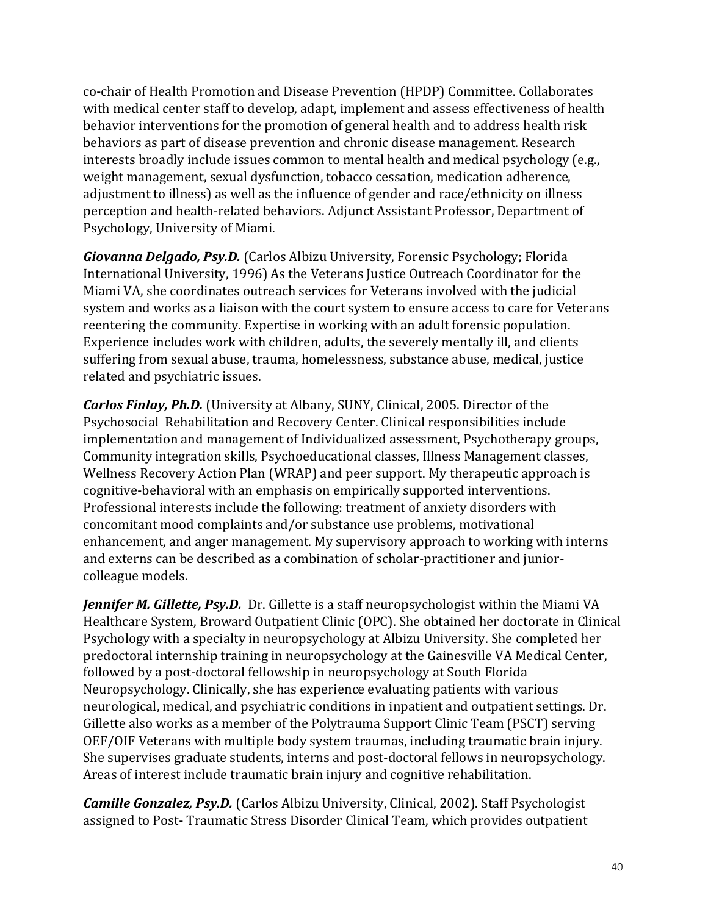co-chair of Health Promotion and Disease Prevention (HPDP) Committee. Collaborates with medical center staff to develop, adapt, implement and assess effectiveness of health behavior interventions for the promotion of general health and to address health risk behaviors as part of disease prevention and chronic disease management. Research interests broadly include issues common to mental health and medical psychology (e.g., weight management, sexual dysfunction, tobacco cessation, medication adherence, adjustment to illness) as well as the influence of gender and race/ethnicity on illness perception and health-related behaviors. Adjunct Assistant Professor, Department of Psychology, University of Miami.

***Giovanna Delgado, Psy.D.*** (Carlos Albizu University, Forensic Psychology; Florida International University, 1996) As the Veterans Justice Outreach Coordinator for the Miami VA, she coordinates outreach services for Veterans involved with the judicial system and works as a liaison with the court system to ensure access to care for Veterans reentering the community. Expertise in working with an adult forensic population. Experience includes work with children, adults, the severely mentally ill, and clients suffering from sexual abuse, trauma, homelessness, substance abuse, medical, justice related and psychiatric issues.

***Carlos Finlay, Ph.D.*** (University at Albany, SUNY, Clinical, 2005. Director of the Psychosocial Rehabilitation and Recovery Center. Clinical responsibilities include implementation and management of Individualized assessment, Psychotherapy groups, Community integration skills, Psychoeducational classes, Illness Management classes, Wellness Recovery Action Plan (WRAP) and peer support. My therapeutic approach is cognitive-behavioral with an emphasis on empirically supported interventions. Professional interests include the following: treatment of anxiety disorders with concomitant mood complaints and/or substance use problems, motivational enhancement, and anger management. My supervisory approach to working with interns and externs can be described as a combination of scholar-practitioner and junior-colleague models.

***Jennifer M. Gillette, Psy.D.*** Dr. Gillette is a staff neuropsychologist within the Miami VA Healthcare System, Broward Outpatient Clinic (OPC). She obtained her doctorate in Clinical Psychology with a specialty in neuropsychology at Albizu University. She completed her predoctoral internship training in neuropsychology at the Gainesville VA Medical Center, followed by a post-doctoral fellowship in neuropsychology at South Florida Neuropsychology. Clinically, she has experience evaluating patients with various neurological, medical, and psychiatric conditions in inpatient and outpatient settings. Dr. Gillette also works as a member of the Polytrauma Support Clinic Team (PSCT) serving OEF/OIF Veterans with multiple body system traumas, including traumatic brain injury. She supervises graduate students, interns and post-doctoral fellows in neuropsychology. Areas of interest include traumatic brain injury and cognitive rehabilitation.

***Camille Gonzalez, Psy.D.*** (Carlos Albizu University, Clinical, 2002). Staff Psychologist assigned to Post- Traumatic Stress Disorder Clinical Team, which provides outpatient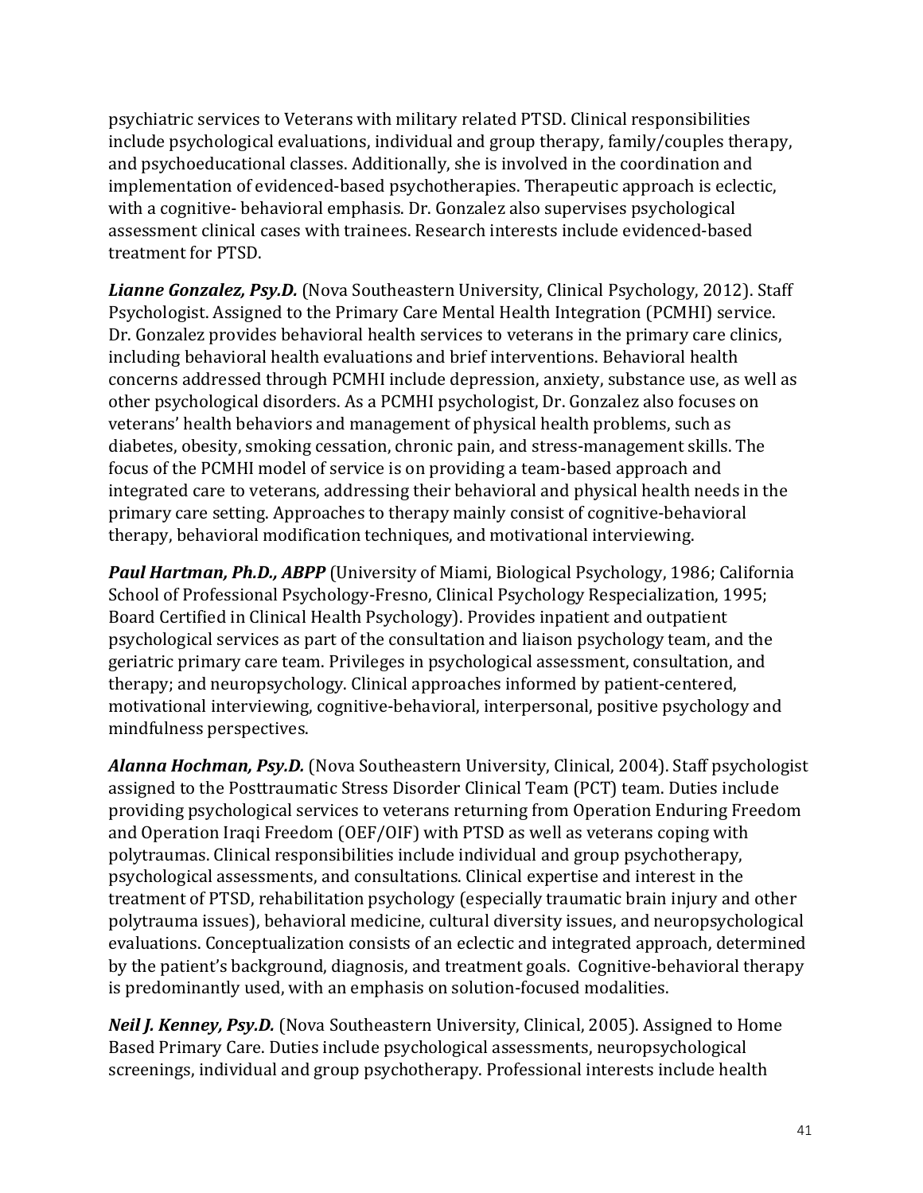psychiatric services to Veterans with military related PTSD. Clinical responsibilities include psychological evaluations, individual and group therapy, family/couples therapy, and psychoeducational classes. Additionally, she is involved in the coordination and implementation of evidenced-based psychotherapies. Therapeutic approach is eclectic, with a cognitive- behavioral emphasis. Dr. Gonzalez also supervises psychological assessment clinical cases with trainees. Research interests include evidenced-based treatment for PTSD.

***Lianne Gonzalez, Psy.D.*** (Nova Southeastern University, Clinical Psychology, 2012). Staff Psychologist. Assigned to the Primary Care Mental Health Integration (PCMHI) service. Dr. Gonzalez provides behavioral health services to veterans in the primary care clinics, including behavioral health evaluations and brief interventions. Behavioral health concerns addressed through PCMHI include depression, anxiety, substance use, as well as other psychological disorders. As a PCMHI psychologist, Dr. Gonzalez also focuses on veterans' health behaviors and management of physical health problems, such as diabetes, obesity, smoking cessation, chronic pain, and stress-management skills. The focus of the PCMHI model of service is on providing a team-based approach and integrated care to veterans, addressing their behavioral and physical health needs in the primary care setting. Approaches to therapy mainly consist of cognitive-behavioral therapy, behavioral modification techniques, and motivational interviewing.

***Paul Hartman, Ph.D., ABPP*** (University of Miami, Biological Psychology, 1986; California School of Professional Psychology-Fresno, Clinical Psychology Respecialization, 1995; Board Certified in Clinical Health Psychology). Provides inpatient and outpatient psychological services as part of the consultation and liaison psychology team, and the geriatric primary care team. Privileges in psychological assessment, consultation, and therapy; and neuropsychology. Clinical approaches informed by patient-centered, motivational interviewing, cognitive-behavioral, interpersonal, positive psychology and mindfulness perspectives.

***Alanna Hochman, Psy.D.*** (Nova Southeastern University, Clinical, 2004). Staff psychologist assigned to the Posttraumatic Stress Disorder Clinical Team (PCT) team. Duties include providing psychological services to veterans returning from Operation Enduring Freedom and Operation Iraqi Freedom (OEF/OIF) with PTSD as well as veterans coping with polytraumas. Clinical responsibilities include individual and group psychotherapy, psychological assessments, and consultations. Clinical expertise and interest in the treatment of PTSD, rehabilitation psychology (especially traumatic brain injury and other polytrauma issues), behavioral medicine, cultural diversity issues, and neuropsychological evaluations. Conceptualization consists of an eclectic and integrated approach, determined by the patient's background, diagnosis, and treatment goals. Cognitive-behavioral therapy is predominantly used, with an emphasis on solution-focused modalities.

***Neil J. Kenney, Psy.D.*** (Nova Southeastern University, Clinical, 2005). Assigned to Home Based Primary Care. Duties include psychological assessments, neuropsychological screenings, individual and group psychotherapy. Professional interests include health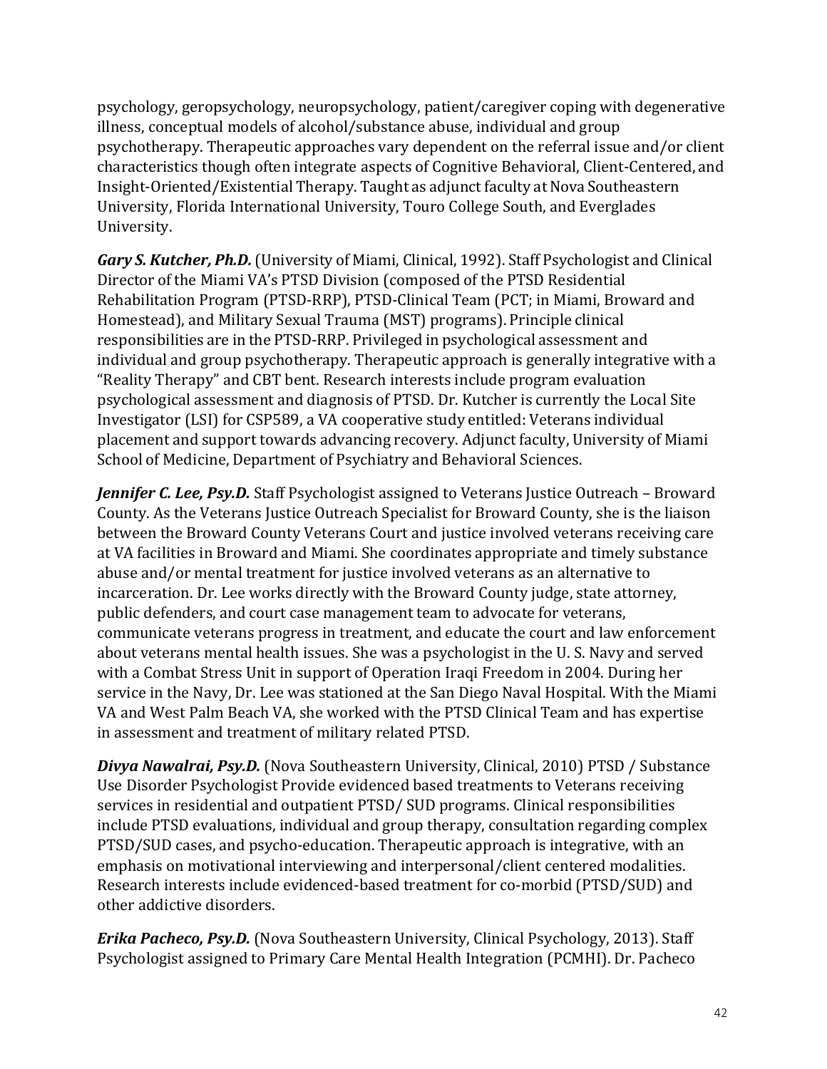psychology, geropsychology, neuropsychology, patient/caregiver coping with degenerative illness, conceptual models of alcohol/substance abuse, individual and group psychotherapy. Therapeutic approaches vary dependent on the referral issue and/or client characteristics though often integrate aspects of Cognitive Behavioral, Client-Centered, and Insight-Oriented/Existential Therapy. Taught as adjunct faculty at Nova Southeastern University, Florida International University, Touro College South, and Everglades University.

***Gary S. Kutcher, Ph.D.*** (University of Miami, Clinical, 1992). Staff Psychologist and Clinical Director of the Miami VA's PTSD Division (composed of the PTSD Residential Rehabilitation Program (PTSD-RRP), PTSD-Clinical Team (PCT; in Miami, Broward and Homestead), and Military Sexual Trauma (MST) programs). Principle clinical responsibilities are in the PTSD-RRP. Privileged in psychological assessment and individual and group psychotherapy. Therapeutic approach is generally integrative with a "Reality Therapy" and CBT bent. Research interests include program evaluation psychological assessment and diagnosis of PTSD. Dr. Kutcher is currently the Local Site Investigator (LSI) for CSP589, a VA cooperative study entitled: Veterans individual placement and support towards advancing recovery. Adjunct faculty, University of Miami School of Medicine, Department of Psychiatry and Behavioral Sciences.

***Jennifer C. Lee, Psy.D.*** Staff Psychologist assigned to Veterans Justice Outreach – Broward County. As the Veterans Justice Outreach Specialist for Broward County, she is the liaison between the Broward County Veterans Court and justice involved veterans receiving care at VA facilities in Broward and Miami. She coordinates appropriate and timely substance abuse and/or mental treatment for justice involved veterans as an alternative to incarceration. Dr. Lee works directly with the Broward County judge, state attorney, public defenders, and court case management team to advocate for veterans, communicate veterans progress in treatment, and educate the court and law enforcement about veterans mental health issues. She was a psychologist in the U. S. Navy and served with a Combat Stress Unit in support of Operation Iraqi Freedom in 2004. During her service in the Navy, Dr. Lee was stationed at the San Diego Naval Hospital. With the Miami VA and West Palm Beach VA, she worked with the PTSD Clinical Team and has expertise in assessment and treatment of military related PTSD.

***Divya Nawalrai, Psy.D.*** (Nova Southeastern University, Clinical, 2010) PTSD / Substance Use Disorder Psychologist Provide evidenced based treatments to Veterans receiving services in residential and outpatient PTSD/ SUD programs. Clinical responsibilities include PTSD evaluations, individual and group therapy, consultation regarding complex PTSD/SUD cases, and psycho-education. Therapeutic approach is integrative, with an emphasis on motivational interviewing and interpersonal/client centered modalities. Research interests include evidenced-based treatment for co-morbid (PTSD/SUD) and other addictive disorders.

***Erika Pacheco, Psy.D.*** (Nova Southeastern University, Clinical Psychology, 2013). Staff Psychologist assigned to Primary Care Mental Health Integration (PCMHI). Dr. Pacheco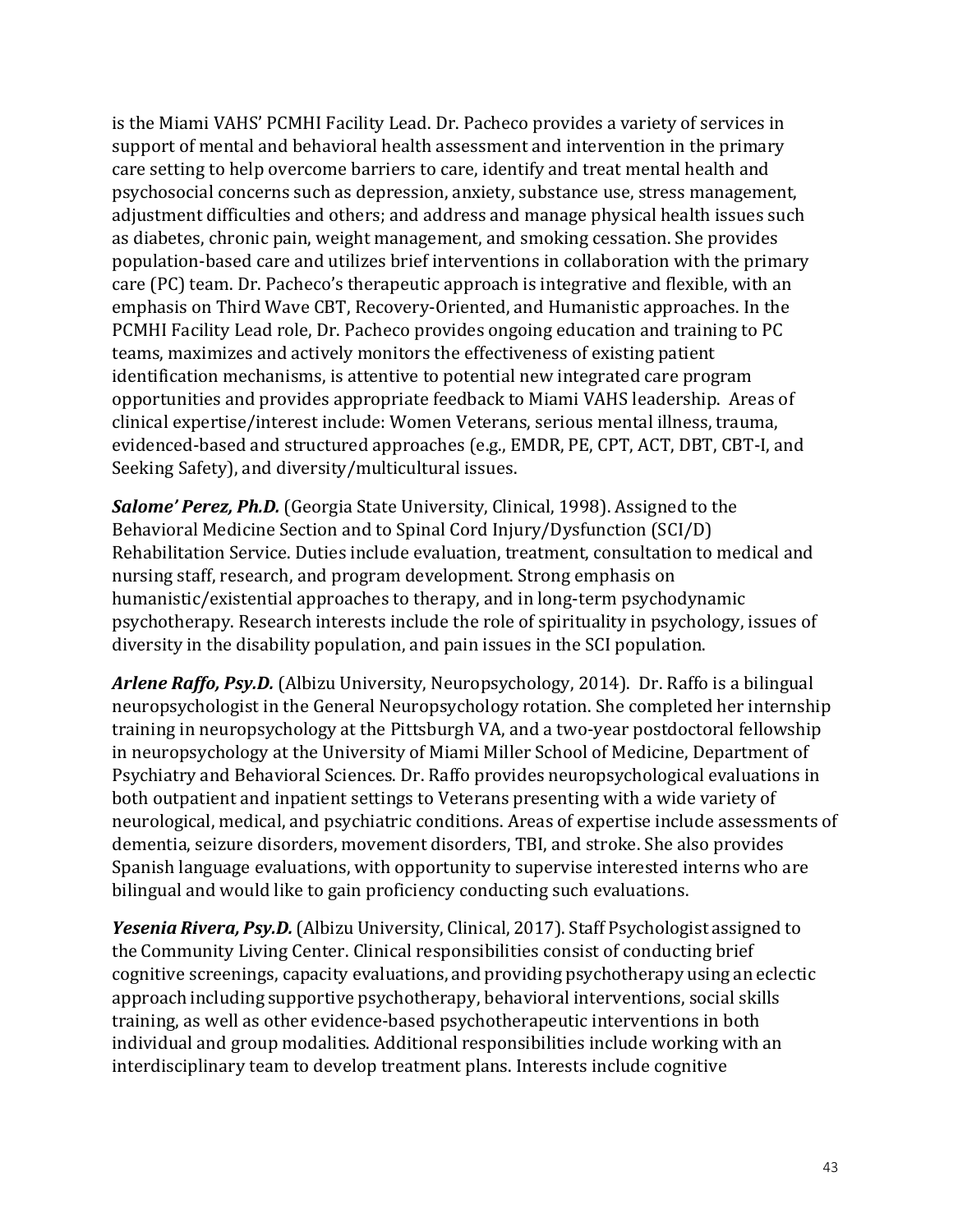is the Miami VAHS' PCMHI Facility Lead. Dr. Pacheco provides a variety of services in support of mental and behavioral health assessment and intervention in the primary care setting to help overcome barriers to care, identify and treat mental health and psychosocial concerns such as depression, anxiety, substance use, stress management, adjustment difficulties and others; and address and manage physical health issues such as diabetes, chronic pain, weight management, and smoking cessation. She provides population-based care and utilizes brief interventions in collaboration with the primary care (PC) team. Dr. Pacheco's therapeutic approach is integrative and flexible, with an emphasis on Third Wave CBT, Recovery-Oriented, and Humanistic approaches. In the PCMHI Facility Lead role, Dr. Pacheco provides ongoing education and training to PC teams, maximizes and actively monitors the effectiveness of existing patient identification mechanisms, is attentive to potential new integrated care program opportunities and provides appropriate feedback to Miami VAHS leadership. Areas of clinical expertise/interest include: Women Veterans, serious mental illness, trauma, evidenced-based and structured approaches (e.g., EMDR, PE, CPT, ACT, DBT, CBT-I, and Seeking Safety), and diversity/multicultural issues.

***Salome' Perez, Ph.D.*** (Georgia State University, Clinical, 1998). Assigned to the Behavioral Medicine Section and to Spinal Cord Injury/Dysfunction (SCI/D) Rehabilitation Service. Duties include evaluation, treatment, consultation to medical and nursing staff, research, and program development. Strong emphasis on humanistic/existential approaches to therapy, and in long-term psychodynamic psychotherapy. Research interests include the role of spirituality in psychology, issues of diversity in the disability population, and pain issues in the SCI population.

***Arlene Raffo, Psy.D.*** (Albizu University, Neuropsychology, 2014). Dr. Raffo is a bilingual neuropsychologist in the General Neuropsychology rotation. She completed her internship training in neuropsychology at the Pittsburgh VA, and a two-year postdoctoral fellowship in neuropsychology at the University of Miami Miller School of Medicine, Department of Psychiatry and Behavioral Sciences. Dr. Raffo provides neuropsychological evaluations in both outpatient and inpatient settings to Veterans presenting with a wide variety of neurological, medical, and psychiatric conditions. Areas of expertise include assessments of dementia, seizure disorders, movement disorders, TBI, and stroke. She also provides Spanish language evaluations, with opportunity to supervise interested interns who are bilingual and would like to gain proficiency conducting such evaluations.

***Yesenia Rivera, Psy.D.*** (Albizu University, Clinical, 2017). Staff Psychologist assigned to the Community Living Center. Clinical responsibilities consist of conducting brief cognitive screenings, capacity evaluations, and providing psychotherapy using an eclectic approach including supportive psychotherapy, behavioral interventions, social skills training, as well as other evidence-based psychotherapeutic interventions in both individual and group modalities. Additional responsibilities include working with an interdisciplinary team to develop treatment plans. Interests include cognitive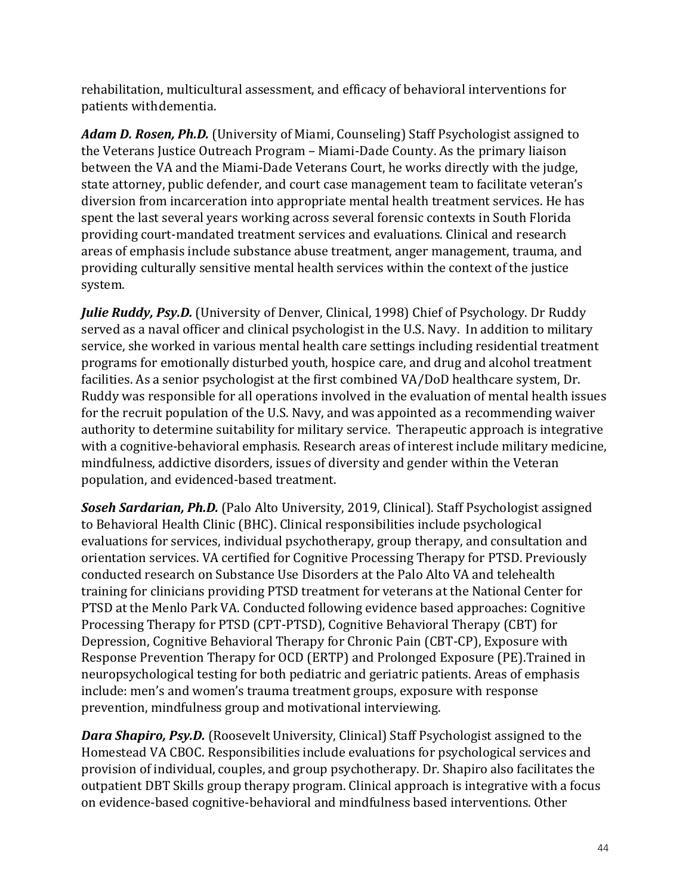rehabilitation, multicultural assessment, and efficacy of behavioral interventions for patients withdementia.

***Adam D. Rosen, Ph.D.*** (University of Miami, Counseling) Staff Psychologist assigned to the Veterans Justice Outreach Program – Miami-Dade County. As the primary liaison between the VA and the Miami-Dade Veterans Court, he works directly with the judge, state attorney, public defender, and court case management team to facilitate veteran's diversion from incarceration into appropriate mental health treatment services. He has spent the last several years working across several forensic contexts in South Florida providing court-mandated treatment services and evaluations. Clinical and research areas of emphasis include substance abuse treatment, anger management, trauma, and providing culturally sensitive mental health services within the context of the justice system.

***Julie Ruddy, Psy.D.*** (University of Denver, Clinical, 1998) Chief of Psychology. Dr Ruddy served as a naval officer and clinical psychologist in the U.S. Navy. In addition to military service, she worked in various mental health care settings including residential treatment programs for emotionally disturbed youth, hospice care, and drug and alcohol treatment facilities. As a senior psychologist at the first combined VA/DoD healthcare system, Dr. Ruddy was responsible for all operations involved in the evaluation of mental health issues for the recruit population of the U.S. Navy, and was appointed as a recommending waiver authority to determine suitability for military service. Therapeutic approach is integrative with a cognitive-behavioral emphasis. Research areas of interest include military medicine, mindfulness, addictive disorders, issues of diversity and gender within the Veteran population, and evidenced-based treatment.

***Soseh Sardarian, Ph.D.*** (Palo Alto University, 2019, Clinical). Staff Psychologist assigned to Behavioral Health Clinic (BHC). Clinical responsibilities include psychological evaluations for services, individual psychotherapy, group therapy, and consultation and orientation services. VA certified for Cognitive Processing Therapy for PTSD. Previously conducted research on Substance Use Disorders at the Palo Alto VA and telehealth training for clinicians providing PTSD treatment for veterans at the National Center for PTSD at the Menlo Park VA. Conducted following evidence based approaches: Cognitive Processing Therapy for PTSD (CPT-PTSD), Cognitive Behavioral Therapy (CBT) for Depression, Cognitive Behavioral Therapy for Chronic Pain (CBT-CP), Exposure with Response Prevention Therapy for OCD (ERTP) and Prolonged Exposure (PE).Trained in neuropsychological testing for both pediatric and geriatric patients. Areas of emphasis include: men's and women's trauma treatment groups, exposure with response prevention, mindfulness group and motivational interviewing.

***Dara Shapiro, Psy.D.*** (Roosevelt University, Clinical) Staff Psychologist assigned to the Homestead VA CBOC. Responsibilities include evaluations for psychological services and provision of individual, couples, and group psychotherapy. Dr. Shapiro also facilitates the outpatient DBT Skills group therapy program. Clinical approach is integrative with a focus on evidence-based cognitive-behavioral and mindfulness based interventions. Other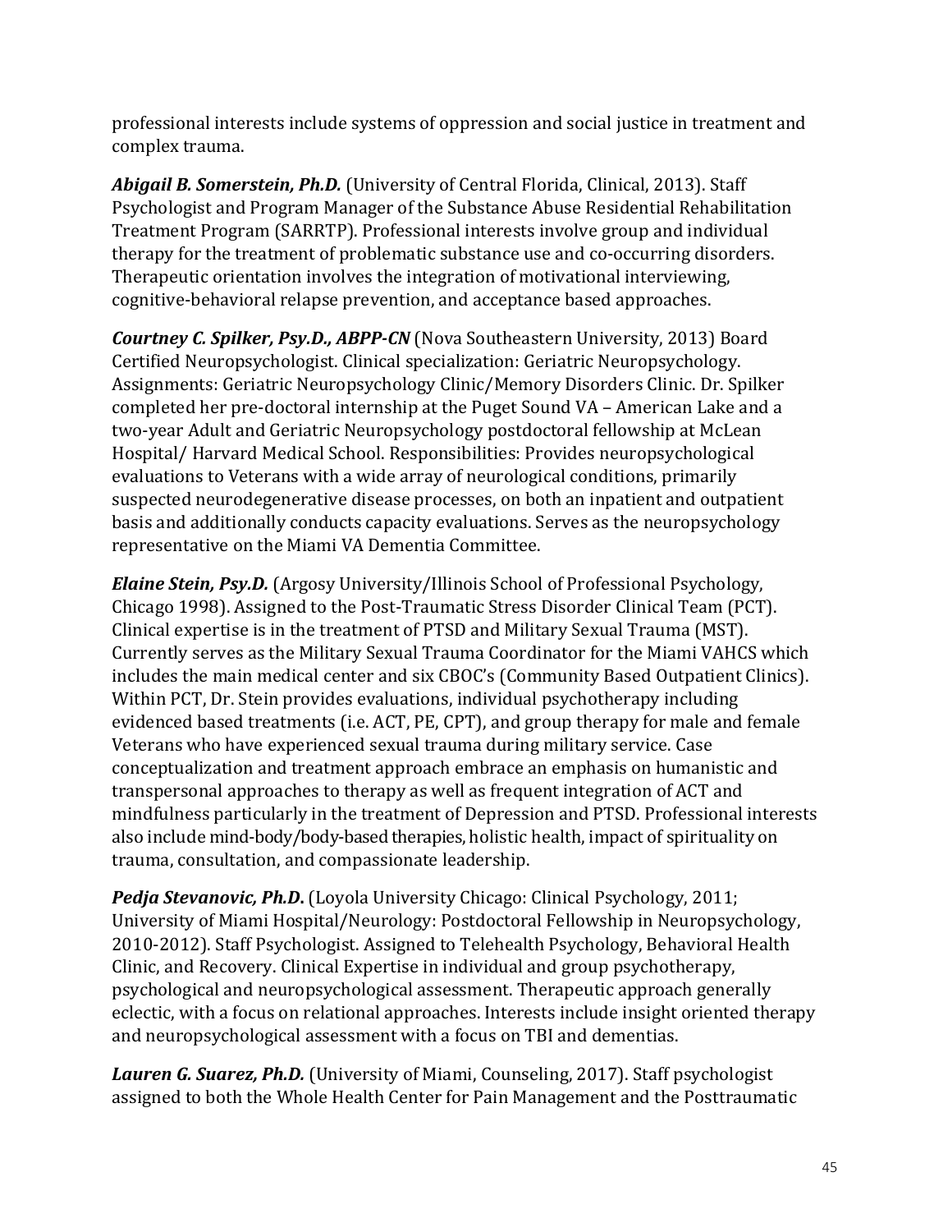professional interests include systems of oppression and social justice in treatment and complex trauma.

***Abigail B. Somerstein, Ph.D.*** (University of Central Florida, Clinical, 2013). Staff Psychologist and Program Manager of the Substance Abuse Residential Rehabilitation Treatment Program (SARRTP). Professional interests involve group and individual therapy for the treatment of problematic substance use and co-occurring disorders. Therapeutic orientation involves the integration of motivational interviewing, cognitive-behavioral relapse prevention, and acceptance based approaches.

***Courtney C. Spilker, Psy.D., ABPP-CN*** (Nova Southeastern University, 2013) Board Certified Neuropsychologist. Clinical specialization: Geriatric Neuropsychology. Assignments: Geriatric Neuropsychology Clinic/Memory Disorders Clinic. Dr. Spilker completed her pre-doctoral internship at the Puget Sound VA – American Lake and a two-year Adult and Geriatric Neuropsychology postdoctoral fellowship at McLean Hospital/ Harvard Medical School. Responsibilities: Provides neuropsychological evaluations to Veterans with a wide array of neurological conditions, primarily suspected neurodegenerative disease processes, on both an inpatient and outpatient basis and additionally conducts capacity evaluations. Serves as the neuropsychology representative on the Miami VA Dementia Committee.

***Elaine Stein, Psy.D.*** (Argosy University/Illinois School of Professional Psychology, Chicago 1998). Assigned to the Post-Traumatic Stress Disorder Clinical Team (PCT). Clinical expertise is in the treatment of PTSD and Military Sexual Trauma (MST). Currently serves as the Military Sexual Trauma Coordinator for the Miami VAHCS which includes the main medical center and six CBOC's (Community Based Outpatient Clinics). Within PCT, Dr. Stein provides evaluations, individual psychotherapy including evidenced based treatments (i.e. ACT, PE, CPT), and group therapy for male and female Veterans who have experienced sexual trauma during military service. Case conceptualization and treatment approach embrace an emphasis on humanistic and transpersonal approaches to therapy as well as frequent integration of ACT and mindfulness particularly in the treatment of Depression and PTSD. Professional interests also include mind-body/body-based therapies, holistic health, impact of spirituality on trauma, consultation, and compassionate leadership.

***Pedja Stevanovic, Ph.D.*** (Loyola University Chicago: Clinical Psychology, 2011; University of Miami Hospital/Neurology: Postdoctoral Fellowship in Neuropsychology, 2010-2012). Staff Psychologist. Assigned to Telehealth Psychology, Behavioral Health Clinic, and Recovery. Clinical Expertise in individual and group psychotherapy, psychological and neuropsychological assessment. Therapeutic approach generally eclectic, with a focus on relational approaches. Interests include insight oriented therapy and neuropsychological assessment with a focus on TBI and dementias.

***Lauren G. Suarez, Ph.D.*** (University of Miami, Counseling, 2017). Staff psychologist assigned to both the Whole Health Center for Pain Management and the Posttraumatic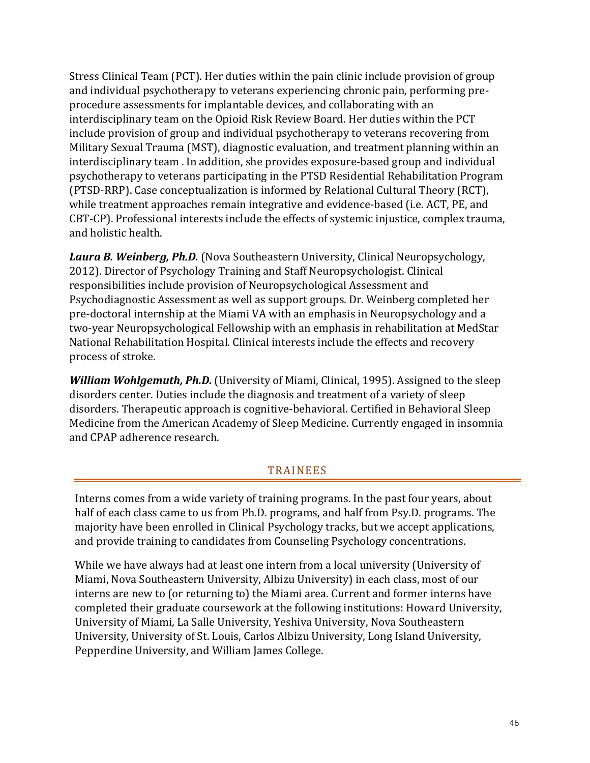Stress Clinical Team (PCT). Her duties within the pain clinic include provision of group and individual psychotherapy to veterans experiencing chronic pain, performing pre-procedure assessments for implantable devices, and collaborating with an interdisciplinary team on the Opioid Risk Review Board. Her duties within the PCT include provision of group and individual psychotherapy to veterans recovering from Military Sexual Trauma (MST), diagnostic evaluation, and treatment planning within an interdisciplinary team . In addition, she provides exposure-based group and individual psychotherapy to veterans participating in the PTSD Residential Rehabilitation Program (PTSD-RRP). Case conceptualization is informed by Relational Cultural Theory (RCT), while treatment approaches remain integrative and evidence-based (i.e. ACT, PE, and CBT-CP). Professional interests include the effects of systemic injustice, complex trauma, and holistic health.

***Laura B. Weinberg, Ph.D.*** (Nova Southeastern University, Clinical Neuropsychology, 2012). Director of Psychology Training and Staff Neuropsychologist. Clinical responsibilities include provision of Neuropsychological Assessment and Psychodiagnostic Assessment as well as support groups. Dr. Weinberg completed her pre-doctoral internship at the Miami VA with an emphasis in Neuropsychology and a two-year Neuropsychological Fellowship with an emphasis in rehabilitation at MedStar National Rehabilitation Hospital. Clinical interests include the effects and recovery process of stroke.

***William Wohlgemuth, Ph.D.*** (University of Miami, Clinical, 1995). Assigned to the sleep disorders center. Duties include the diagnosis and treatment of a variety of sleep disorders. Therapeutic approach is cognitive-behavioral. Certified in Behavioral Sleep Medicine from the American Academy of Sleep Medicine. Currently engaged in insomnia and CPAP adherence research.

## TRAINEES

Interns comes from a wide variety of training programs. In the past four years, about half of each class came to us from Ph.D. programs, and half from Psy.D. programs. The majority have been enrolled in Clinical Psychology tracks, but we accept applications, and provide training to candidates from Counseling Psychology concentrations.

While we have always had at least one intern from a local university (University of Miami, Nova Southeastern University, Albizu University) in each class, most of our interns are new to (or returning to) the Miami area. Current and former interns have completed their graduate coursework at the following institutions: Howard University, University of Miami, La Salle University, Yeshiva University, Nova Southeastern University, University of St. Louis, Carlos Albizu University, Long Island University, Pepperdine University, and William James College.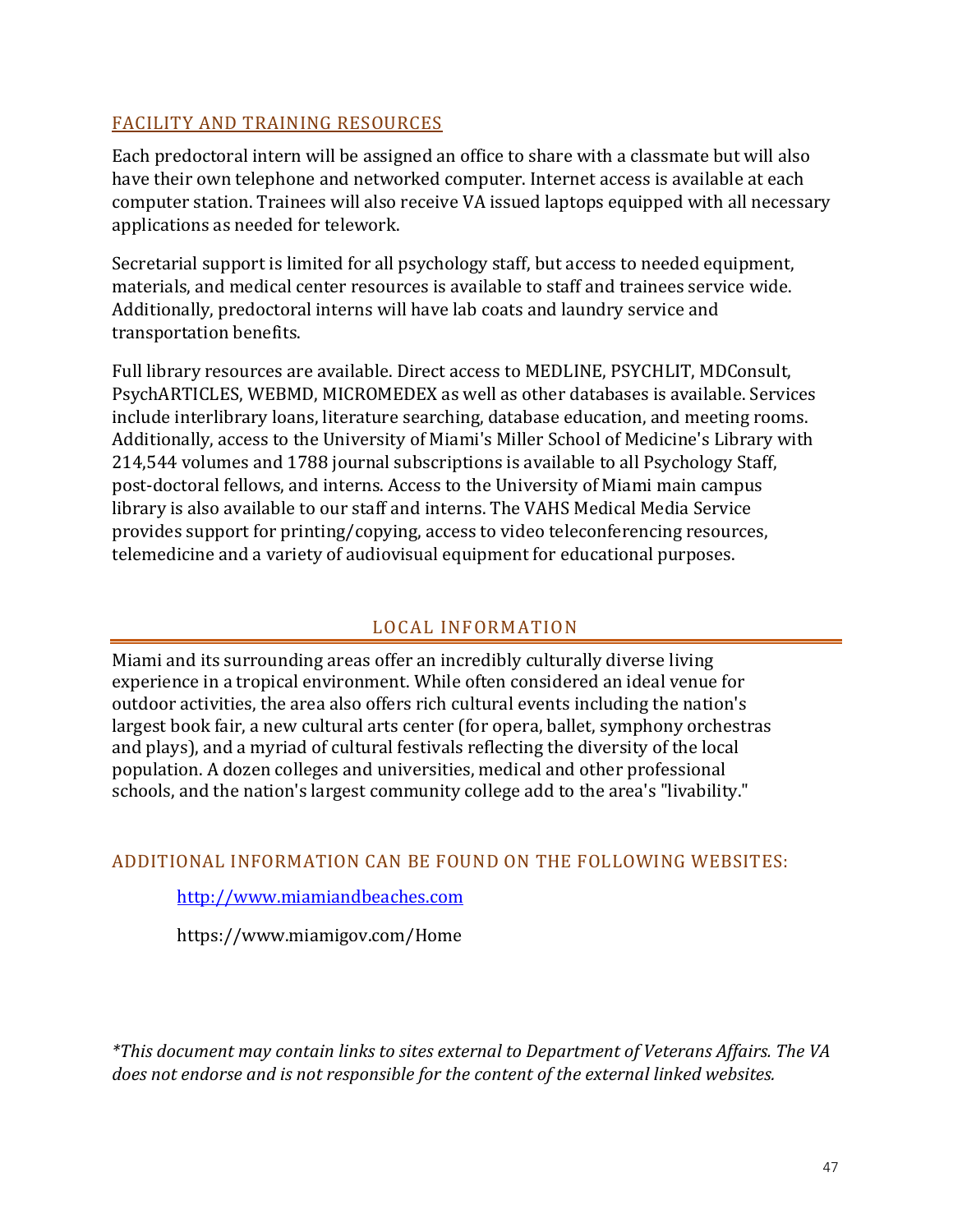## FACILITY AND TRAINING RESOURCES

Each predoctoral intern will be assigned an office to share with a classmate but will also have their own telephone and networked computer. Internet access is available at each computer station. Trainees will also receive VA issued laptops equipped with all necessary applications as needed for telework.

Secretarial support is limited for all psychology staff, but access to needed equipment, materials, and medical center resources is available to staff and trainees service wide. Additionally, predoctoral interns will have lab coats and laundry service and transportation benefits.

Full library resources are available. Direct access to MEDLINE, PSYCHLIT, MDConsult, PsychARTICLES, WEBMD, MICROMEDEX as well as other databases is available. Services include interlibrary loans, literature searching, database education, and meeting rooms. Additionally, access to the University of Miami's Miller School of Medicine's Library with 214,544 volumes and 1788 journal subscriptions is available to all Psychology Staff, post-doctoral fellows, and interns. Access to the University of Miami main campus library is also available to our staff and interns. The VAHS Medical Media Service provides support for printing/copying, access to video teleconferencing resources, telemedicine and a variety of audiovisual equipment for educational purposes.

## LOCAL INFORMATION

Miami and its surrounding areas offer an incredibly culturally diverse living experience in a tropical environment. While often considered an ideal venue for outdoor activities, the area also offers rich cultural events including the nation's largest book fair, a new cultural arts center (for opera, ballet, symphony orchestras and plays), and a myriad of cultural festivals reflecting the diversity of the local population. A dozen colleges and universities, medical and other professional schools, and the nation's largest community college add to the area's "livability."

### ADDITIONAL INFORMATION CAN BE FOUND ON THE FOLLOWING WEBSITES:

[http://www.miamiandbeaches.com](http://www.miamiandbeaches.com)

https://www.miamigov.com/Home

*\*This document may contain links to sites external to Department of Veterans Affairs. The VA does not endorse and is not responsible for the content of the external linked websites.*